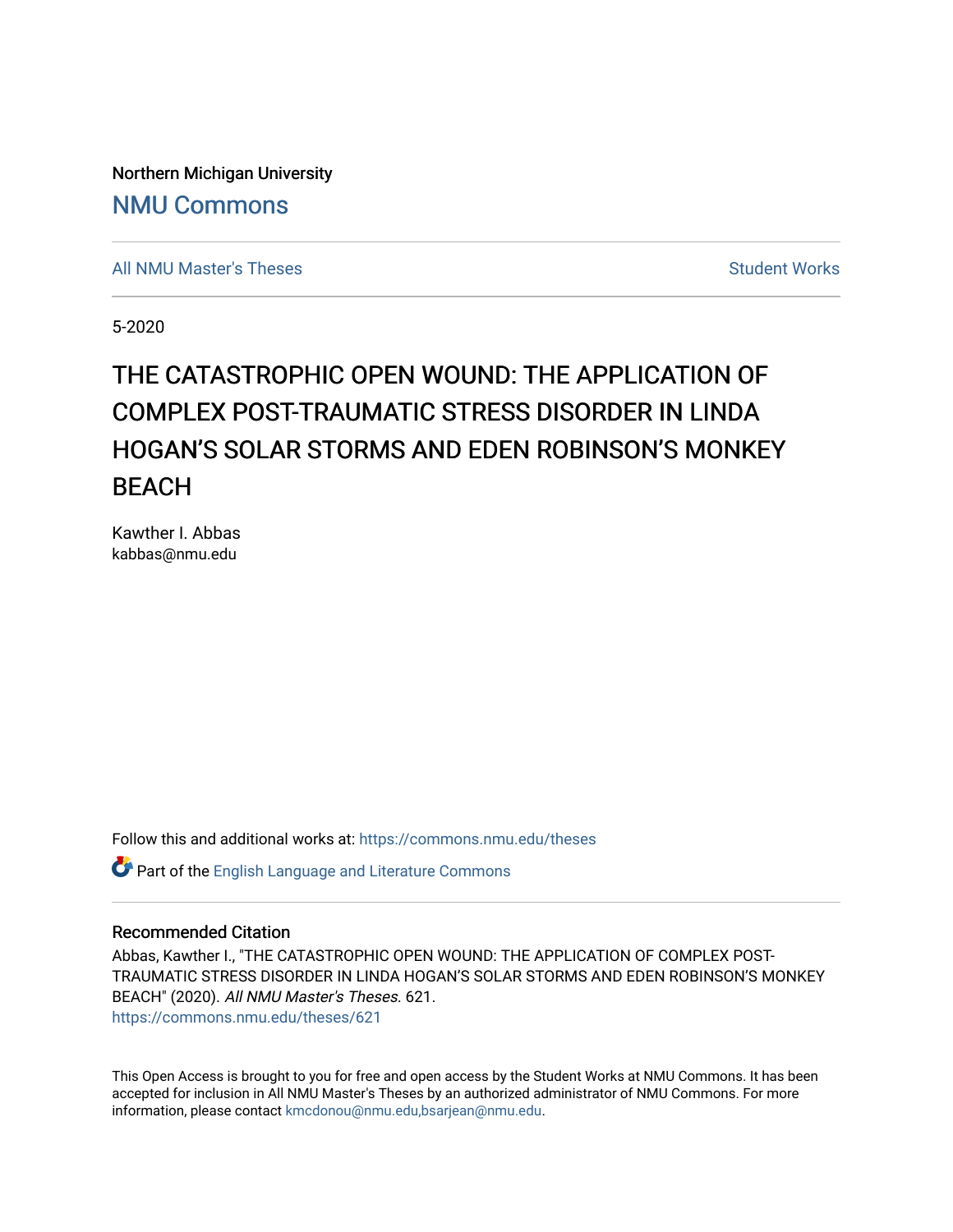Northern Michigan University

NMU Commons

All NMU Master's Theses

Student Works

5-2020

# THE CATASTROPHIC OPEN WOUND: THE APPLICATION OF COMPLEX POST-TRAUMATIC STRESS DISORDER IN LINDA HOGAN'S SOLAR STORMS AND EDEN ROBINSON'S MONKEY BEACH

Kawther I. Abbas
kabbas@nmu.edu

Follow this and additional works at: https://commons.nmu.edu/theses

Part of the English Language and Literature Commons

### Recommended Citation

Abbas, Kawther I., "THE CATASTROPHIC OPEN WOUND: THE APPLICATION OF COMPLEX POST-TRAUMATIC STRESS DISORDER IN LINDA HOGAN'S SOLAR STORMS AND EDEN ROBINSON'S MONKEY BEACH" (2020). *All NMU Master's Theses*. 621.
https://commons.nmu.edu/theses/621

This Open Access is brought to you for free and open access by the Student Works at NMU Commons. It has been accepted for inclusion in All NMU Master's Theses by an authorized administrator of NMU Commons. For more information, please contact kmcdonou@nmu.edu,bsarjean@nmu.edu.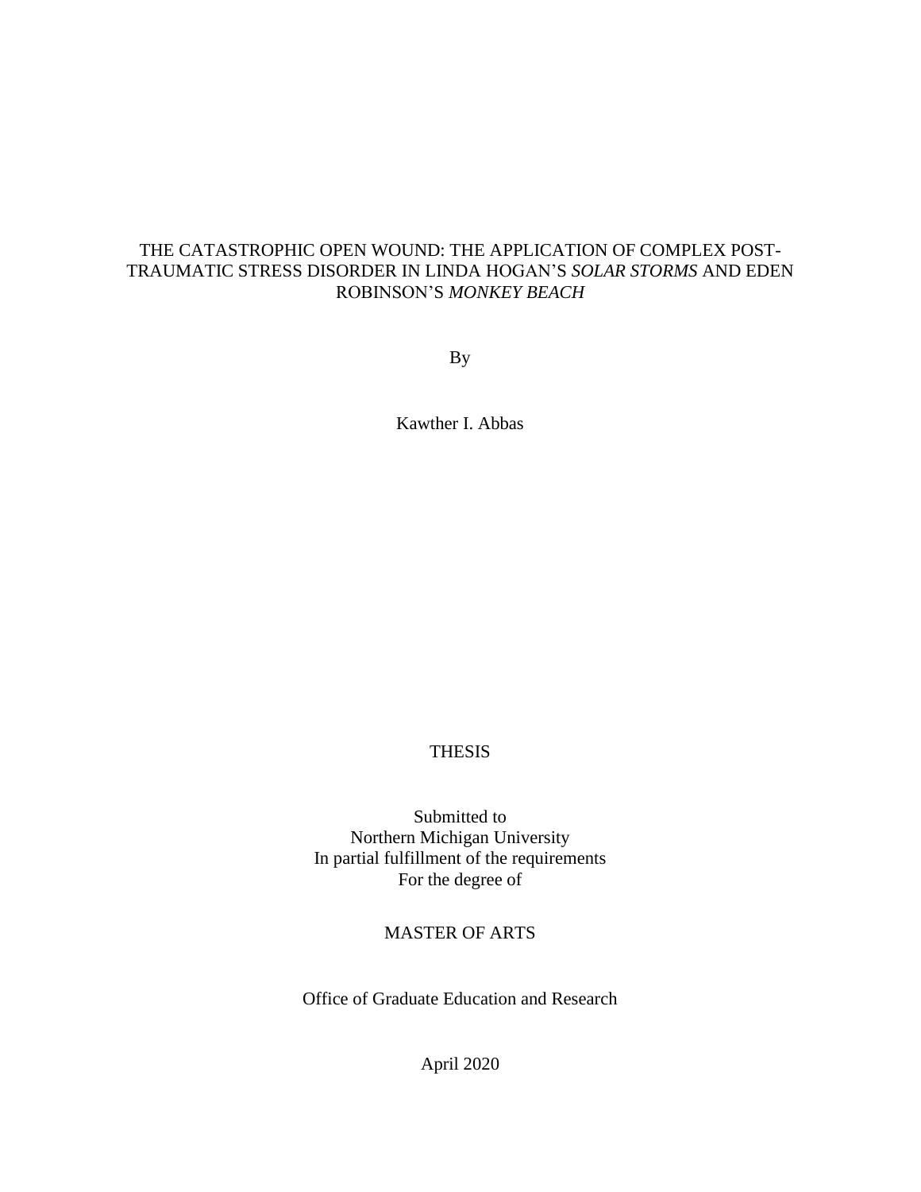# THE CATASTROPHIC OPEN WOUND: THE APPLICATION OF COMPLEX POST-TRAUMATIC STRESS DISORDER IN LINDA HOGAN'S *SOLAR STORMS* AND EDEN ROBINSON'S *MONKEY BEACH*

By

Kawther I. Abbas

THESIS

Submitted to
Northern Michigan University
In partial fulfillment of the requirements
For the degree of

MASTER OF ARTS

Office of Graduate Education and Research

April 2020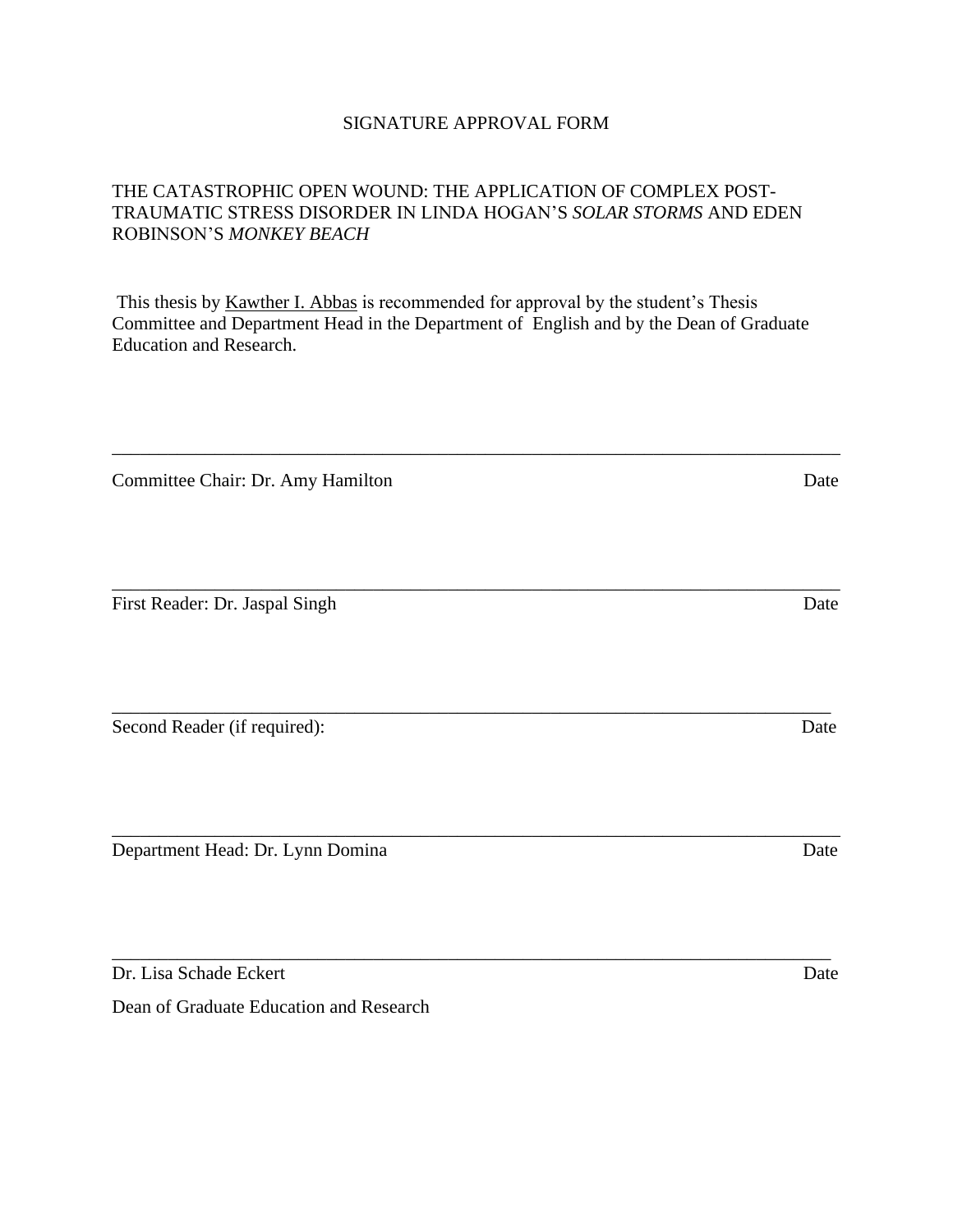SIGNATURE APPROVAL FORM

THE CATASTROPHIC OPEN WOUND: THE APPLICATION OF COMPLEX POST-TRAUMATIC STRESS DISORDER IN LINDA HOGAN'S *SOLAR STORMS* AND EDEN ROBINSON'S *MONKEY BEACH*

This thesis by Kawther I. Abbas is recommended for approval by the student's Thesis Committee and Department Head in the Department of English and by the Dean of Graduate Education and Research.

\_\_\_\_\_\_\_\_\_\_\_\_\_\_\_\_\_\_\_\_\_\_\_\_\_\_\_\_\_\_\_\_\_\_\_\_\_\_\_\_\_\_\_\_\_\_\_\_\_\_\_\_\_\_\_\_\_\_\_\_

Committee Chair: Dr. Amy Hamilton                                        Date

\_\_\_\_\_\_\_\_\_\_\_\_\_\_\_\_\_\_\_\_\_\_\_\_\_\_\_\_\_\_\_\_\_\_\_\_\_\_\_\_\_\_\_\_\_\_\_\_\_\_\_\_\_\_\_\_\_\_\_\_

First Reader: Dr. Jaspal Singh                                        Date

\_\_\_\_\_\_\_\_\_\_\_\_\_\_\_\_\_\_\_\_\_\_\_\_\_\_\_\_\_\_\_\_\_\_\_\_\_\_\_\_\_\_\_\_\_\_\_\_\_\_\_\_\_\_\_\_\_\_\_\_

Second Reader (if required):                                        Date

\_\_\_\_\_\_\_\_\_\_\_\_\_\_\_\_\_\_\_\_\_\_\_\_\_\_\_\_\_\_\_\_\_\_\_\_\_\_\_\_\_\_\_\_\_\_\_\_\_\_\_\_\_\_\_\_\_\_\_\_

Department Head: Dr. Lynn Domina                                        Date

\_\_\_\_\_\_\_\_\_\_\_\_\_\_\_\_\_\_\_\_\_\_\_\_\_\_\_\_\_\_\_\_\_\_\_\_\_\_\_\_\_\_\_\_\_\_\_\_\_\_\_\_\_\_\_\_\_\_\_\_

Dr. Lisa Schade Eckert                                        Date

Dean of Graduate Education and Research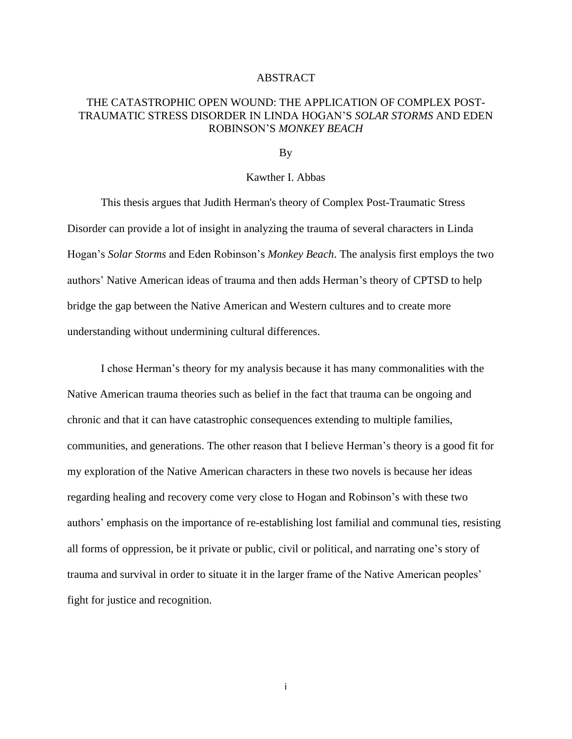# ABSTRACT

## THE CATASTROPHIC OPEN WOUND: THE APPLICATION OF COMPLEX POST-TRAUMATIC STRESS DISORDER IN LINDA HOGAN'S *SOLAR STORMS* AND EDEN ROBINSON'S *MONKEY BEACH*

By

Kawther I. Abbas

This thesis argues that Judith Herman's theory of Complex Post-Traumatic Stress Disorder can provide a lot of insight in analyzing the trauma of several characters in Linda Hogan's *Solar Storms* and Eden Robinson's *Monkey Beach*. The analysis first employs the two authors' Native American ideas of trauma and then adds Herman's theory of CPTSD to help bridge the gap between the Native American and Western cultures and to create more understanding without undermining cultural differences.

I chose Herman's theory for my analysis because it has many commonalities with the Native American trauma theories such as belief in the fact that trauma can be ongoing and chronic and that it can have catastrophic consequences extending to multiple families, communities, and generations. The other reason that I believe Herman's theory is a good fit for my exploration of the Native American characters in these two novels is because her ideas regarding healing and recovery come very close to Hogan and Robinson's with these two authors' emphasis on the importance of re-establishing lost familial and communal ties, resisting all forms of oppression, be it private or public, civil or political, and narrating one's story of trauma and survival in order to situate it in the larger frame of the Native American peoples' fight for justice and recognition.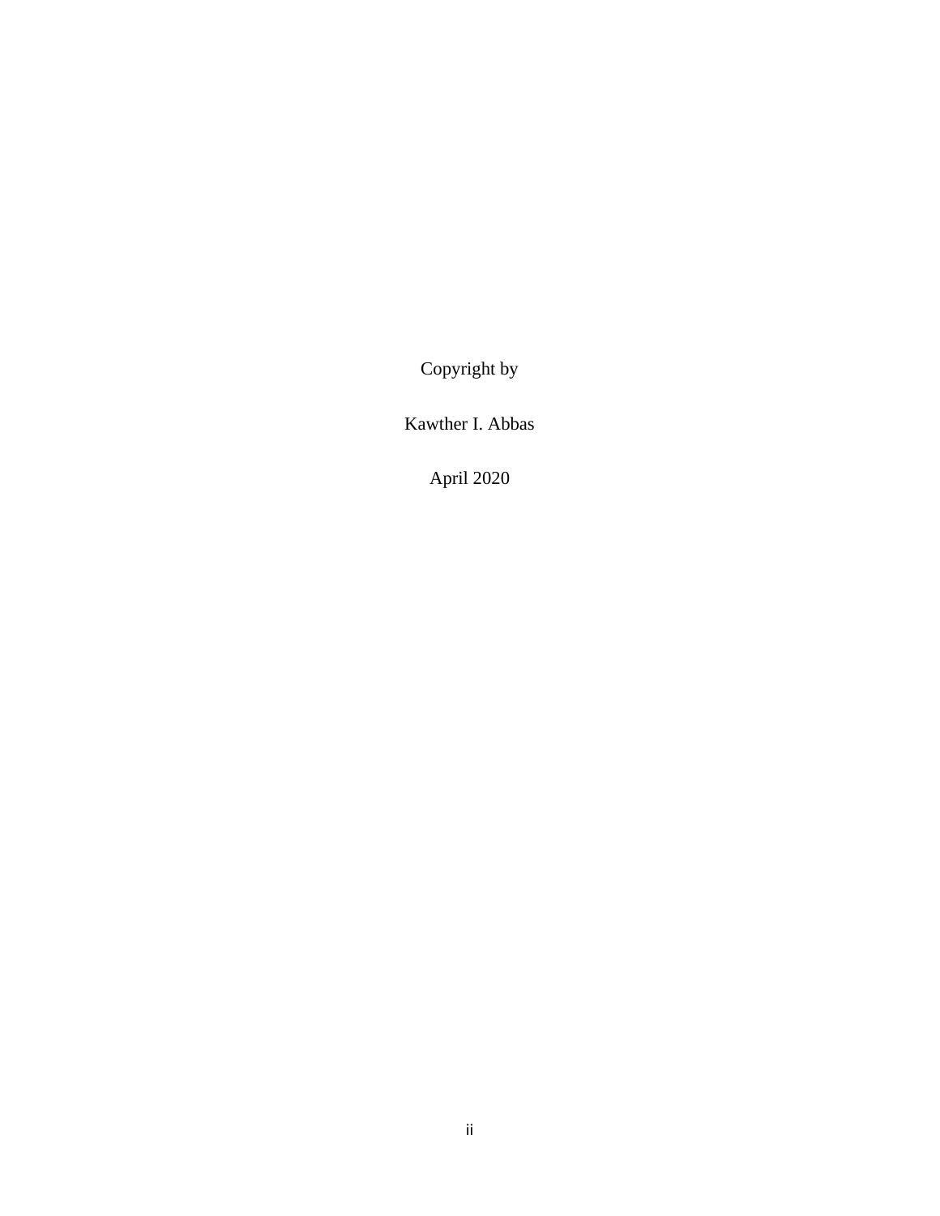Copyright by

Kawther I. Abbas

April 2020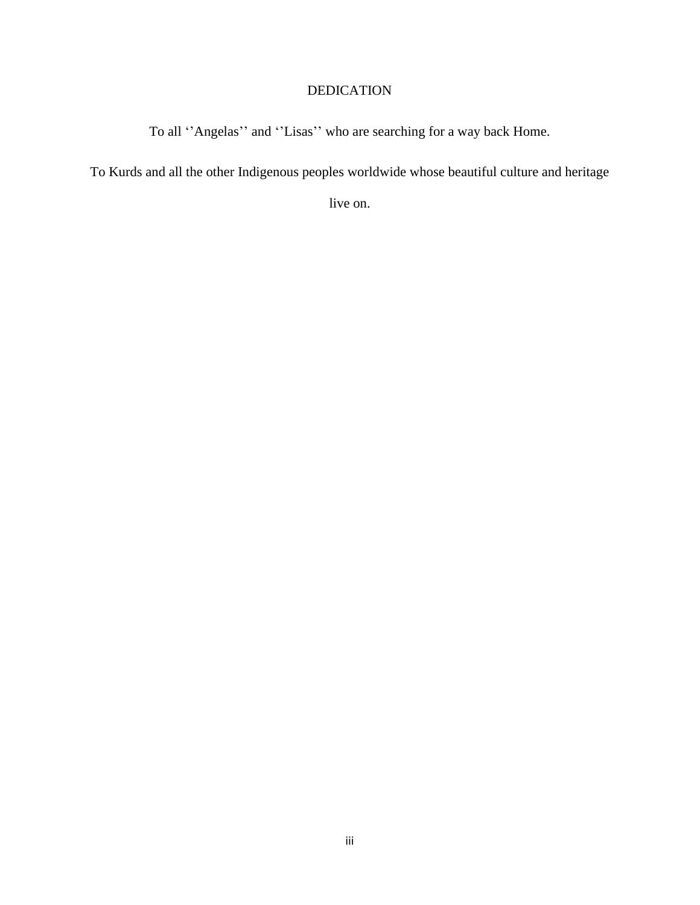# DEDICATION

To all ‘’Angelas’’ and ‘’Lisas’’ who are searching for a way back Home.

To Kurds and all the other Indigenous peoples worldwide whose beautiful culture and heritage live on.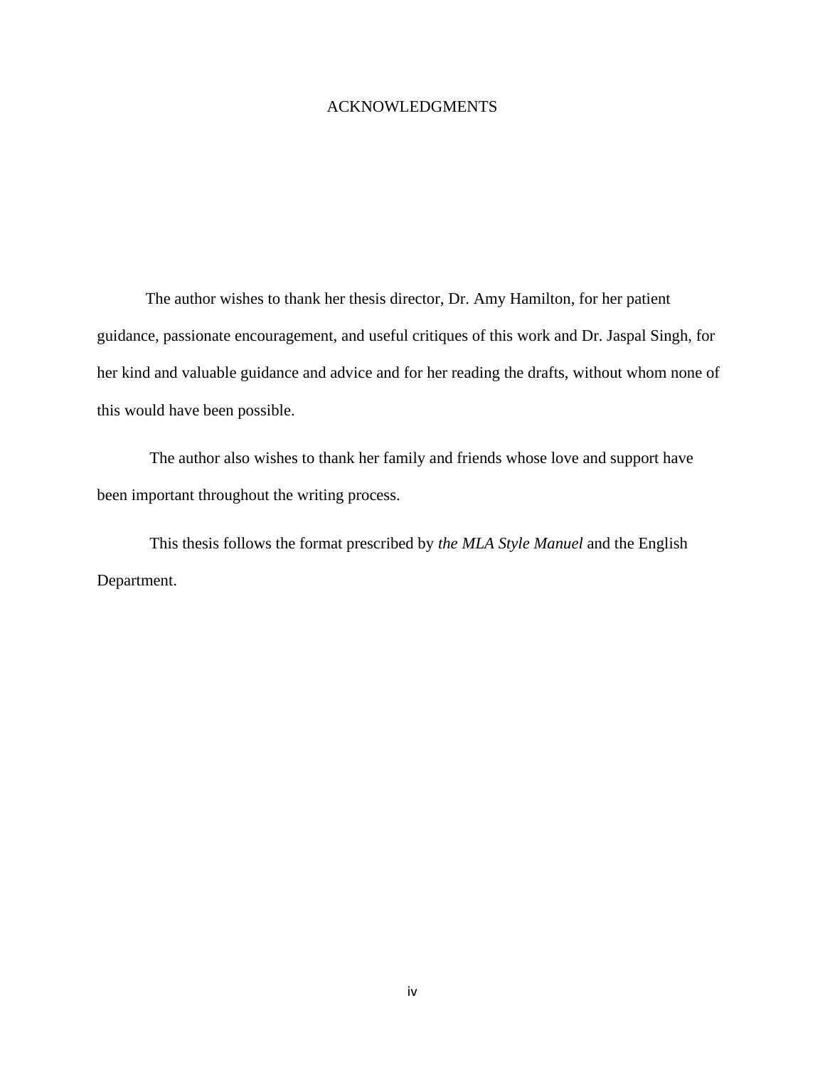# ACKNOWLEDGMENTS

The author wishes to thank her thesis director, Dr. Amy Hamilton, for her patient guidance, passionate encouragement, and useful critiques of this work and Dr. Jaspal Singh, for her kind and valuable guidance and advice and for her reading the drafts, without whom none of this would have been possible.

The author also wishes to thank her family and friends whose love and support have been important throughout the writing process.

This thesis follows the format prescribed by *the MLA Style Manuel* and the English Department.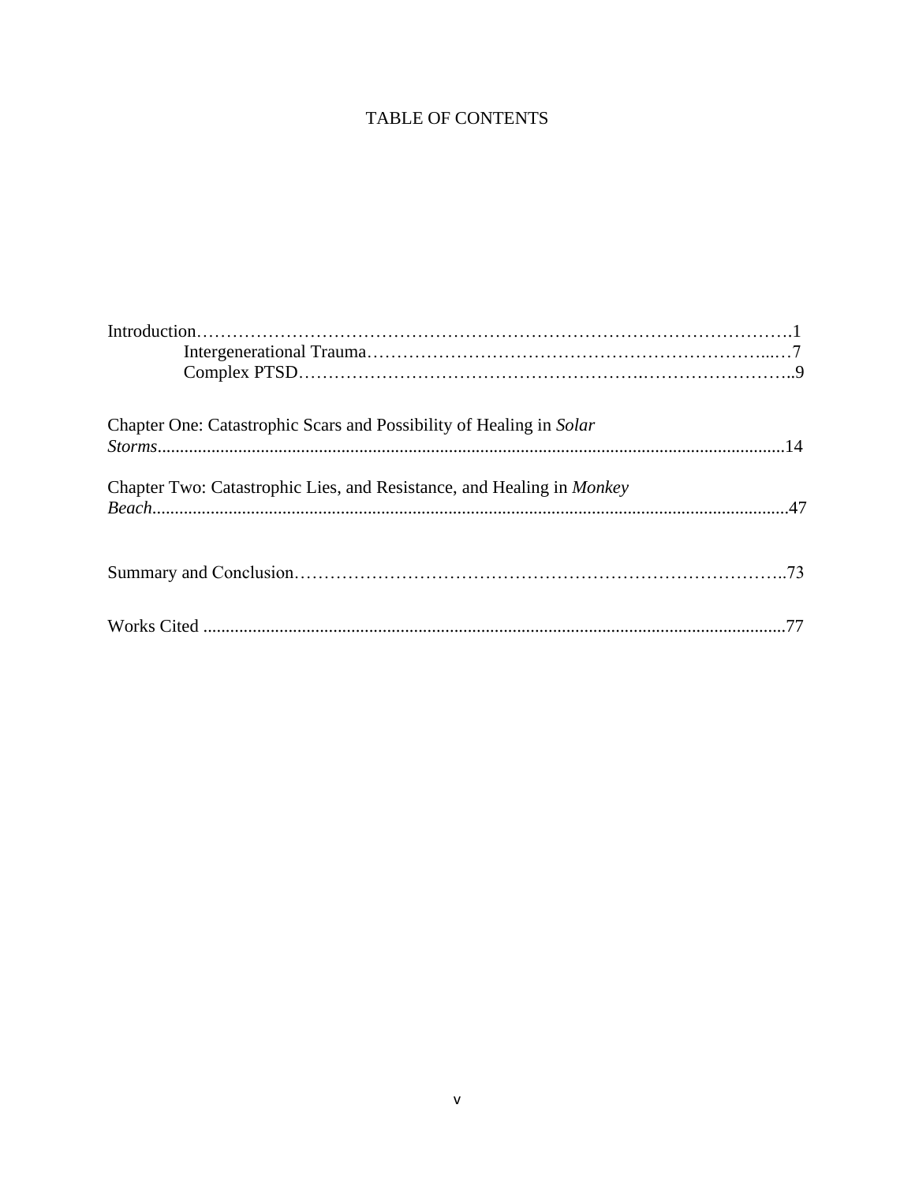# TABLE OF CONTENTS

Introduction……………………………………………………………………………………….1

  Intergenerational Trauma……………………………………………………………...…7

  Complex PTSD……………………………………………….……………………..9

Chapter One: Catastrophic Scars and Possibility of Healing in *Solar Storms*...........................................................................................................................................14

Chapter Two: Catastrophic Lies, and Resistance, and Healing in *Monkey Beach*.............................................................................................................................................47

Summary and Conclusion………………………………………………………………………..73

Works Cited ...............................................................................................................................77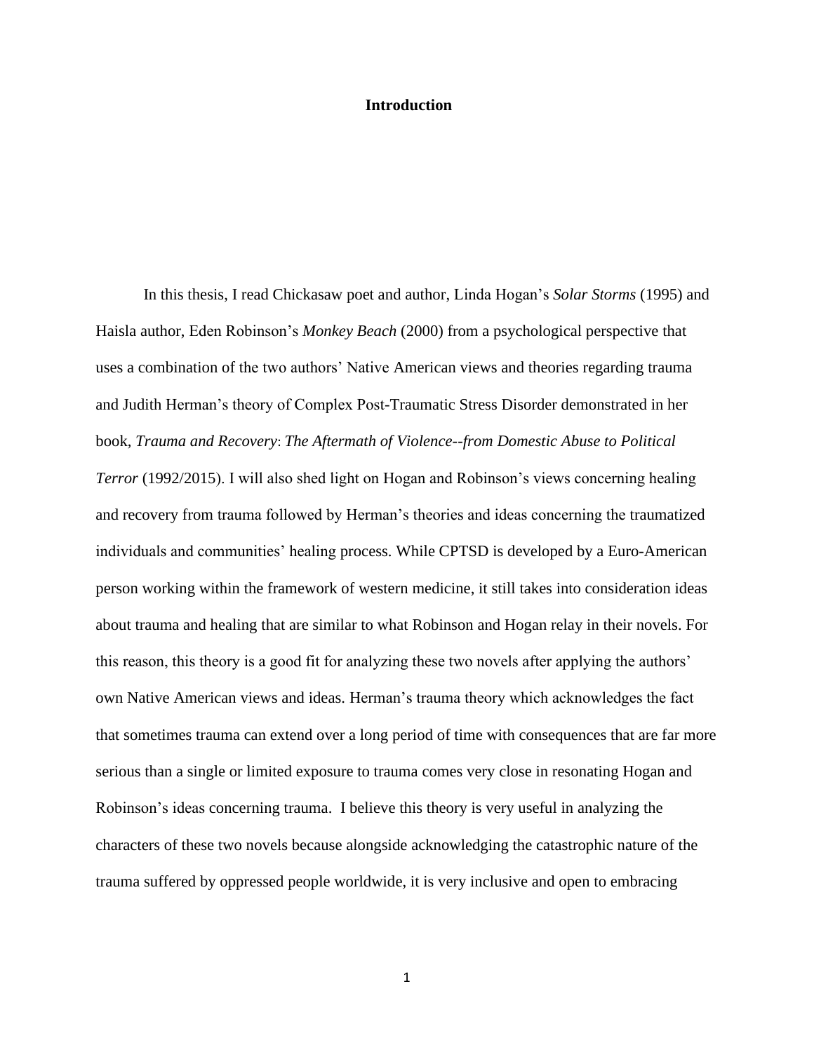# Introduction

In this thesis, I read Chickasaw poet and author, Linda Hogan's *Solar Storms* (1995) and Haisla author, Eden Robinson's *Monkey Beach* (2000) from a psychological perspective that uses a combination of the two authors' Native American views and theories regarding trauma and Judith Herman's theory of Complex Post-Traumatic Stress Disorder demonstrated in her book, *Trauma and Recovery*: *The Aftermath of Violence--from Domestic Abuse to Political Terror* (1992/2015). I will also shed light on Hogan and Robinson's views concerning healing and recovery from trauma followed by Herman's theories and ideas concerning the traumatized individuals and communities' healing process. While CPTSD is developed by a Euro-American person working within the framework of western medicine, it still takes into consideration ideas about trauma and healing that are similar to what Robinson and Hogan relay in their novels. For this reason, this theory is a good fit for analyzing these two novels after applying the authors' own Native American views and ideas. Herman's trauma theory which acknowledges the fact that sometimes trauma can extend over a long period of time with consequences that are far more serious than a single or limited exposure to trauma comes very close in resonating Hogan and Robinson's ideas concerning trauma. I believe this theory is very useful in analyzing the characters of these two novels because alongside acknowledging the catastrophic nature of the trauma suffered by oppressed people worldwide, it is very inclusive and open to embracing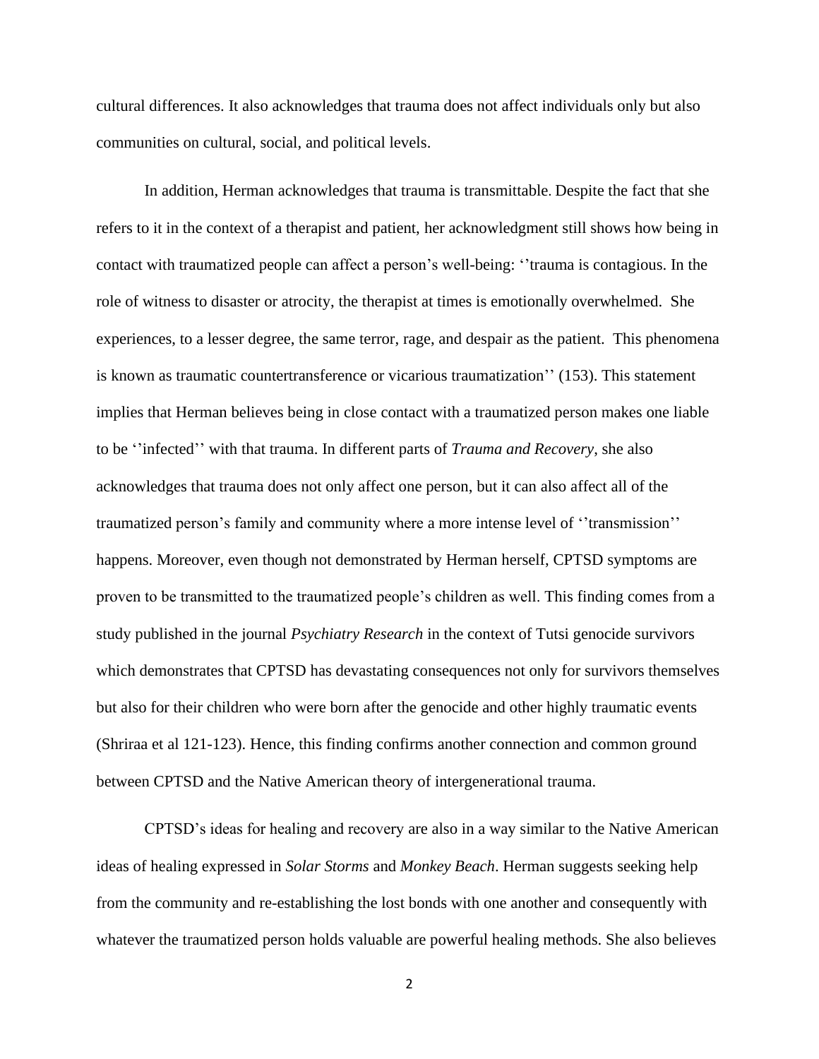cultural differences. It also acknowledges that trauma does not affect individuals only but also communities on cultural, social, and political levels.

In addition, Herman acknowledges that trauma is transmittable. Despite the fact that she refers to it in the context of a therapist and patient, her acknowledgment still shows how being in contact with traumatized people can affect a person's well-being: ''trauma is contagious. In the role of witness to disaster or atrocity, the therapist at times is emotionally overwhelmed. She experiences, to a lesser degree, the same terror, rage, and despair as the patient. This phenomena is known as traumatic countertransference or vicarious traumatization'' (153). This statement implies that Herman believes being in close contact with a traumatized person makes one liable to be ''infected'' with that trauma. In different parts of *Trauma and Recovery*, she also acknowledges that trauma does not only affect one person, but it can also affect all of the traumatized person's family and community where a more intense level of ''transmission'' happens. Moreover, even though not demonstrated by Herman herself, CPTSD symptoms are proven to be transmitted to the traumatized people's children as well. This finding comes from a study published in the journal *Psychiatry Research* in the context of Tutsi genocide survivors which demonstrates that CPTSD has devastating consequences not only for survivors themselves but also for their children who were born after the genocide and other highly traumatic events (Shriraa et al 121-123). Hence, this finding confirms another connection and common ground between CPTSD and the Native American theory of intergenerational trauma.

CPTSD's ideas for healing and recovery are also in a way similar to the Native American ideas of healing expressed in *Solar Storms* and *Monkey Beach*. Herman suggests seeking help from the community and re-establishing the lost bonds with one another and consequently with whatever the traumatized person holds valuable are powerful healing methods. She also believes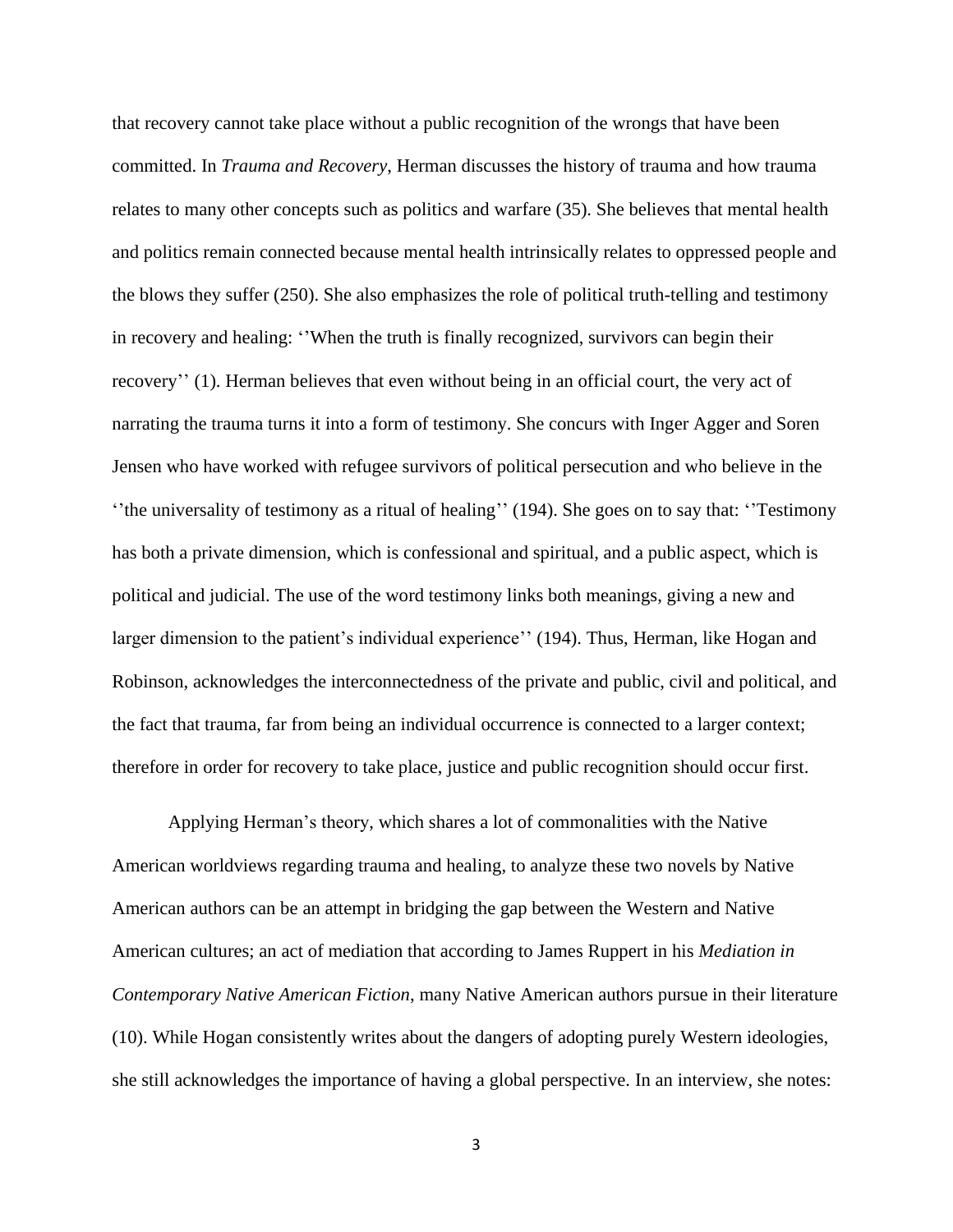that recovery cannot take place without a public recognition of the wrongs that have been committed. In *Trauma and Recovery*, Herman discusses the history of trauma and how trauma relates to many other concepts such as politics and warfare (35). She believes that mental health and politics remain connected because mental health intrinsically relates to oppressed people and the blows they suffer (250). She also emphasizes the role of political truth-telling and testimony in recovery and healing: ''When the truth is finally recognized, survivors can begin their recovery'' (1). Herman believes that even without being in an official court, the very act of narrating the trauma turns it into a form of testimony. She concurs with Inger Agger and Soren Jensen who have worked with refugee survivors of political persecution and who believe in the ''the universality of testimony as a ritual of healing'' (194). She goes on to say that: ''Testimony has both a private dimension, which is confessional and spiritual, and a public aspect, which is political and judicial. The use of the word testimony links both meanings, giving a new and larger dimension to the patient's individual experience'' (194). Thus, Herman, like Hogan and Robinson, acknowledges the interconnectedness of the private and public, civil and political, and the fact that trauma, far from being an individual occurrence is connected to a larger context; therefore in order for recovery to take place, justice and public recognition should occur first.

Applying Herman's theory, which shares a lot of commonalities with the Native American worldviews regarding trauma and healing, to analyze these two novels by Native American authors can be an attempt in bridging the gap between the Western and Native American cultures; an act of mediation that according to James Ruppert in his *Mediation in Contemporary Native American Fiction*, many Native American authors pursue in their literature (10). While Hogan consistently writes about the dangers of adopting purely Western ideologies, she still acknowledges the importance of having a global perspective. In an interview, she notes: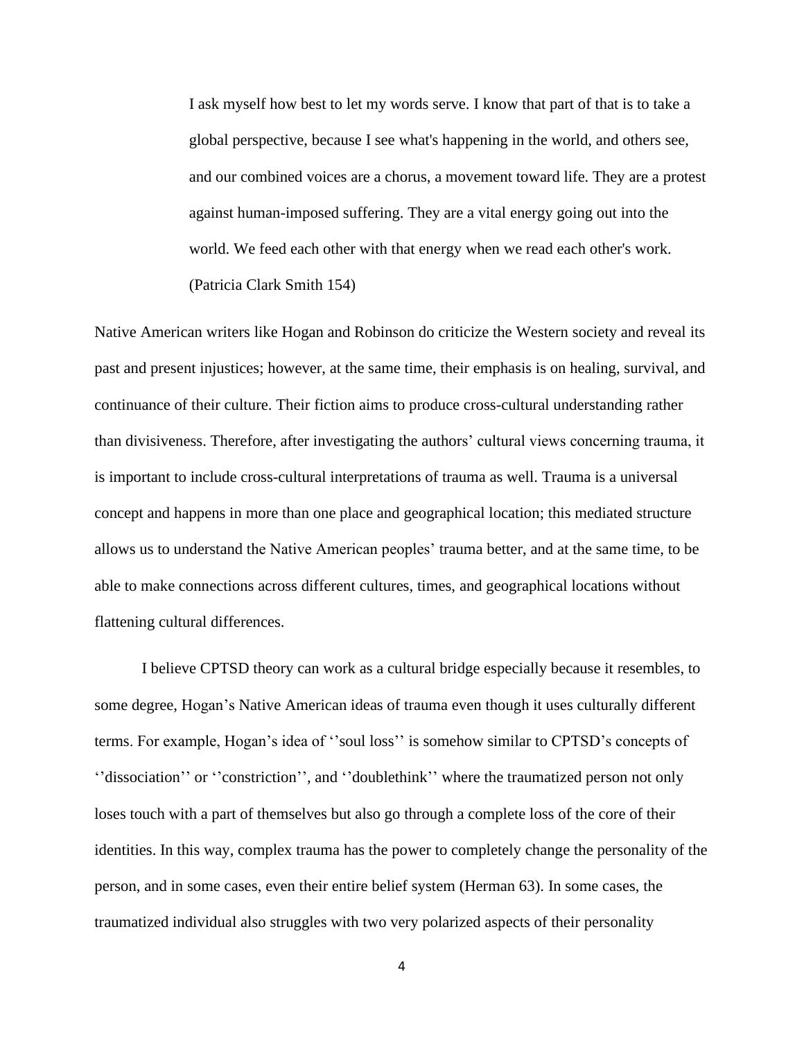> I ask myself how best to let my words serve. I know that part of that is to take a global perspective, because I see what's happening in the world, and others see, and our combined voices are a chorus, a movement toward life. They are a protest against human-imposed suffering. They are a vital energy going out into the world. We feed each other with that energy when we read each other's work. (Patricia Clark Smith 154)

Native American writers like Hogan and Robinson do criticize the Western society and reveal its past and present injustices; however, at the same time, their emphasis is on healing, survival, and continuance of their culture. Their fiction aims to produce cross-cultural understanding rather than divisiveness. Therefore, after investigating the authors' cultural views concerning trauma, it is important to include cross-cultural interpretations of trauma as well. Trauma is a universal concept and happens in more than one place and geographical location; this mediated structure allows us to understand the Native American peoples' trauma better, and at the same time, to be able to make connections across different cultures, times, and geographical locations without flattening cultural differences.

I believe CPTSD theory can work as a cultural bridge especially because it resembles, to some degree, Hogan's Native American ideas of trauma even though it uses culturally different terms. For example, Hogan's idea of ''soul loss'' is somehow similar to CPTSD's concepts of ''dissociation'' or ''constriction'', and ''doublethink'' where the traumatized person not only loses touch with a part of themselves but also go through a complete loss of the core of their identities. In this way, complex trauma has the power to completely change the personality of the person, and in some cases, even their entire belief system (Herman 63). In some cases, the traumatized individual also struggles with two very polarized aspects of their personality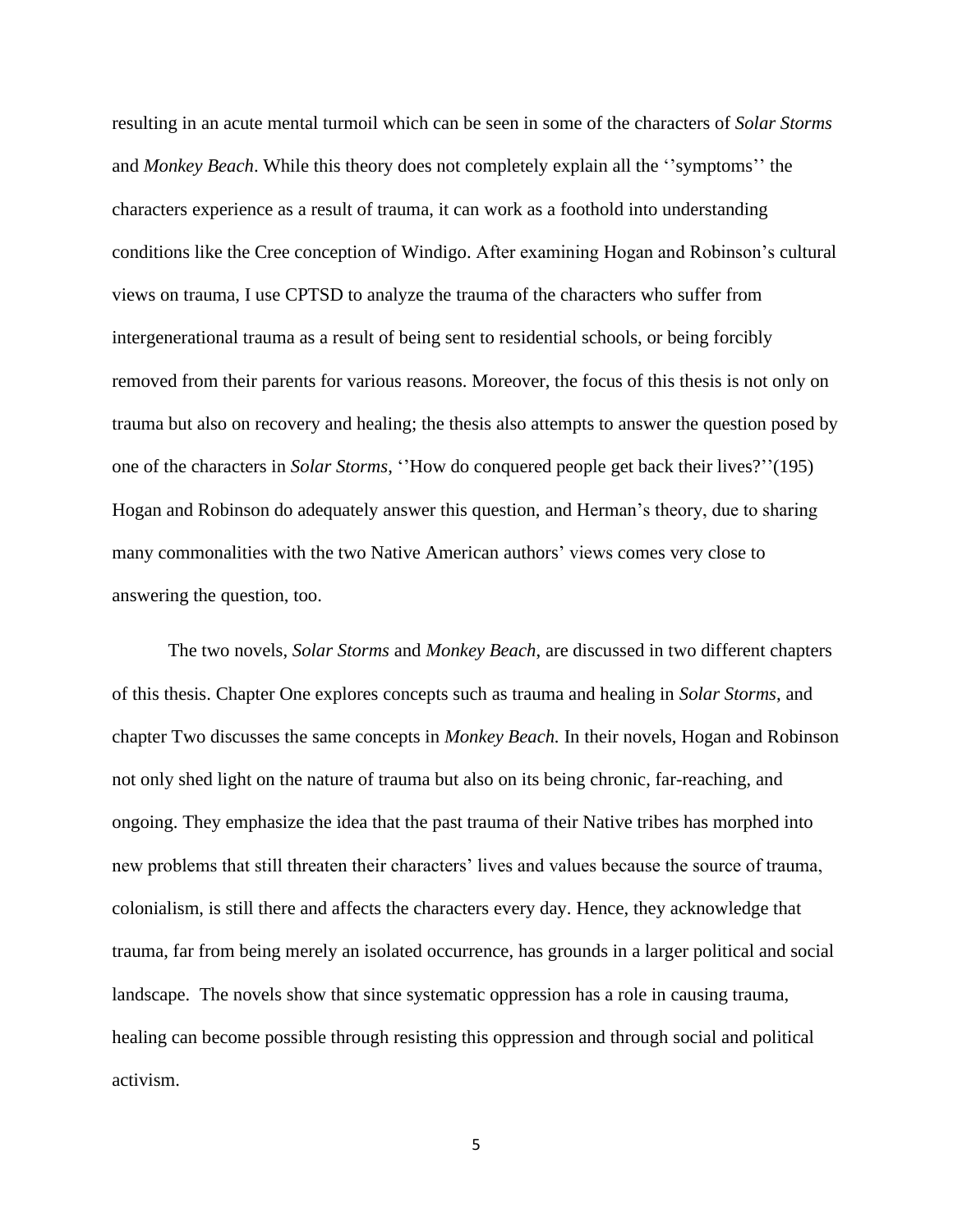resulting in an acute mental turmoil which can be seen in some of the characters of *Solar Storms* and *Monkey Beach*. While this theory does not completely explain all the ''symptoms'' the characters experience as a result of trauma, it can work as a foothold into understanding conditions like the Cree conception of Windigo. After examining Hogan and Robinson's cultural views on trauma, I use CPTSD to analyze the trauma of the characters who suffer from intergenerational trauma as a result of being sent to residential schools, or being forcibly removed from their parents for various reasons. Moreover, the focus of this thesis is not only on trauma but also on recovery and healing; the thesis also attempts to answer the question posed by one of the characters in *Solar Storms*, ''How do conquered people get back their lives?''(195) Hogan and Robinson do adequately answer this question, and Herman's theory, due to sharing many commonalities with the two Native American authors' views comes very close to answering the question, too.

The two novels, *Solar Storms* and *Monkey Beach*, are discussed in two different chapters of this thesis. Chapter One explores concepts such as trauma and healing in *Solar Storms*, and chapter Two discusses the same concepts in *Monkey Beach.* In their novels, Hogan and Robinson not only shed light on the nature of trauma but also on its being chronic, far-reaching, and ongoing. They emphasize the idea that the past trauma of their Native tribes has morphed into new problems that still threaten their characters' lives and values because the source of trauma, colonialism, is still there and affects the characters every day. Hence, they acknowledge that trauma, far from being merely an isolated occurrence, has grounds in a larger political and social landscape. The novels show that since systematic oppression has a role in causing trauma, healing can become possible through resisting this oppression and through social and political activism.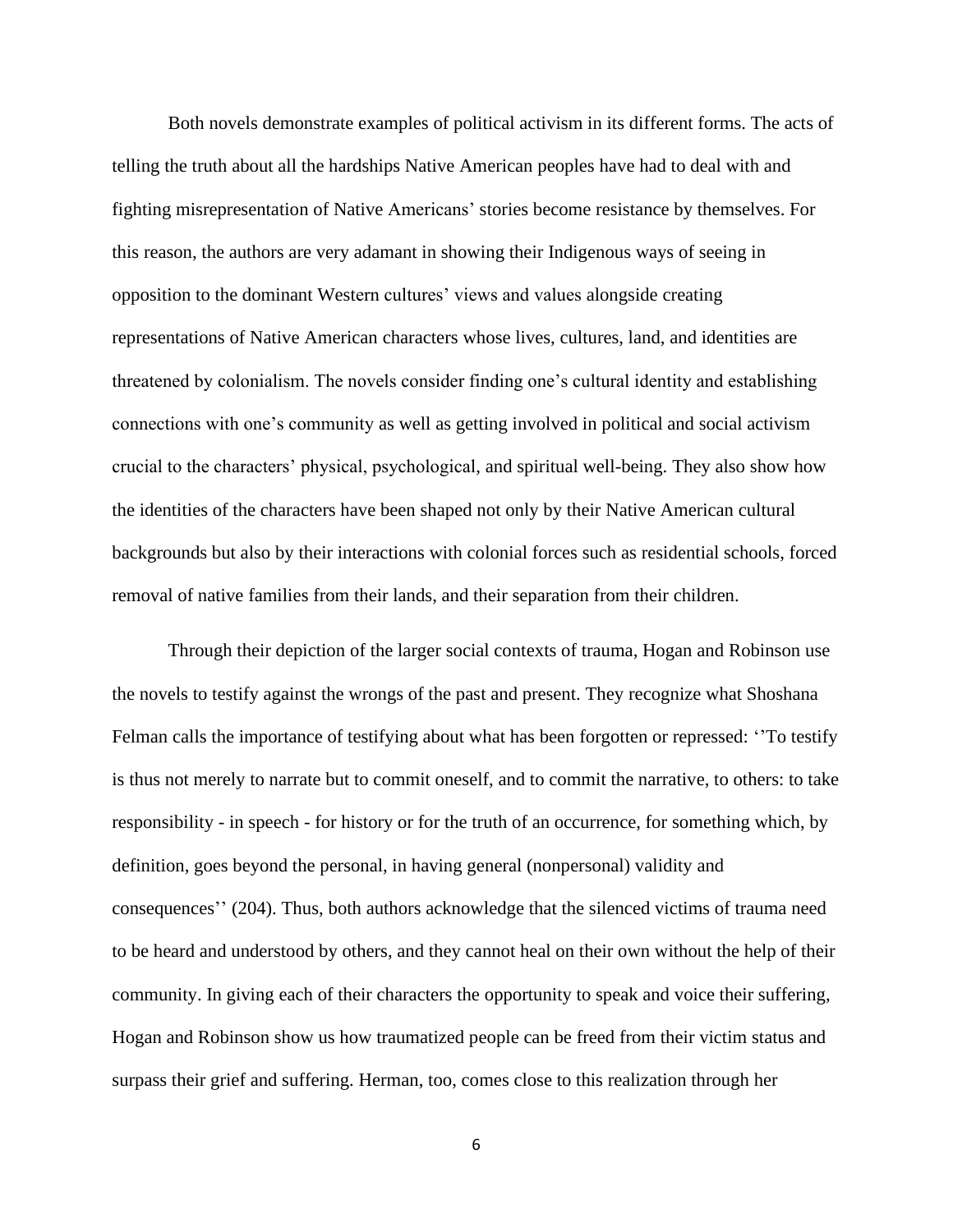Both novels demonstrate examples of political activism in its different forms. The acts of telling the truth about all the hardships Native American peoples have had to deal with and fighting misrepresentation of Native Americans' stories become resistance by themselves. For this reason, the authors are very adamant in showing their Indigenous ways of seeing in opposition to the dominant Western cultures' views and values alongside creating representations of Native American characters whose lives, cultures, land, and identities are threatened by colonialism. The novels consider finding one's cultural identity and establishing connections with one's community as well as getting involved in political and social activism crucial to the characters' physical, psychological, and spiritual well-being. They also show how the identities of the characters have been shaped not only by their Native American cultural backgrounds but also by their interactions with colonial forces such as residential schools, forced removal of native families from their lands, and their separation from their children.

Through their depiction of the larger social contexts of trauma, Hogan and Robinson use the novels to testify against the wrongs of the past and present. They recognize what Shoshana Felman calls the importance of testifying about what has been forgotten or repressed: ''To testify is thus not merely to narrate but to commit oneself, and to commit the narrative, to others: to take responsibility - in speech - for history or for the truth of an occurrence, for something which, by definition, goes beyond the personal, in having general (nonpersonal) validity and consequences'' (204). Thus, both authors acknowledge that the silenced victims of trauma need to be heard and understood by others, and they cannot heal on their own without the help of their community. In giving each of their characters the opportunity to speak and voice their suffering, Hogan and Robinson show us how traumatized people can be freed from their victim status and surpass their grief and suffering. Herman, too, comes close to this realization through her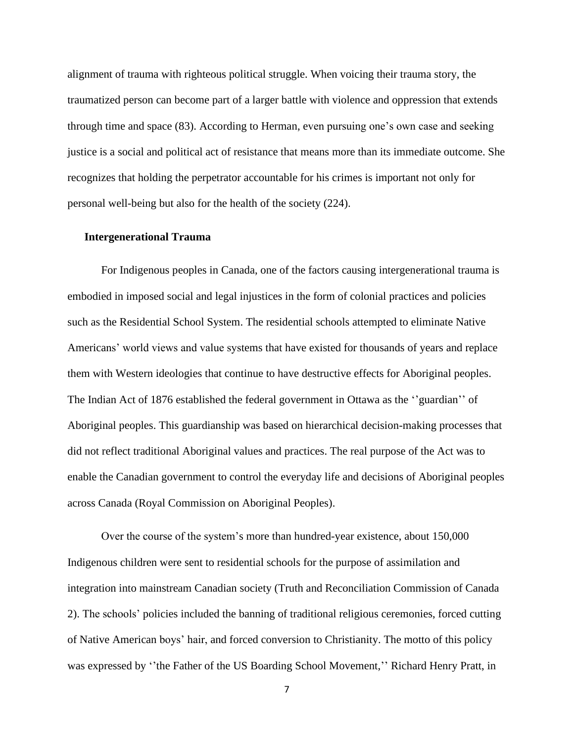alignment of trauma with righteous political struggle. When voicing their trauma story, the traumatized person can become part of a larger battle with violence and oppression that extends through time and space (83). According to Herman, even pursuing one's own case and seeking justice is a social and political act of resistance that means more than its immediate outcome. She recognizes that holding the perpetrator accountable for his crimes is important not only for personal well-being but also for the health of the society (224).

### Intergenerational Trauma

For Indigenous peoples in Canada, one of the factors causing intergenerational trauma is embodied in imposed social and legal injustices in the form of colonial practices and policies such as the Residential School System. The residential schools attempted to eliminate Native Americans' world views and value systems that have existed for thousands of years and replace them with Western ideologies that continue to have destructive effects for Aboriginal peoples. The Indian Act of 1876 established the federal government in Ottawa as the ''guardian'' of Aboriginal peoples. This guardianship was based on hierarchical decision-making processes that did not reflect traditional Aboriginal values and practices. The real purpose of the Act was to enable the Canadian government to control the everyday life and decisions of Aboriginal peoples across Canada (Royal Commission on Aboriginal Peoples).

Over the course of the system's more than hundred-year existence, about 150,000 Indigenous children were sent to residential schools for the purpose of assimilation and integration into mainstream Canadian society (Truth and Reconciliation Commission of Canada 2). The schools' policies included the banning of traditional religious ceremonies, forced cutting of Native American boys' hair, and forced conversion to Christianity. The motto of this policy was expressed by ''the Father of the US Boarding School Movement,'' Richard Henry Pratt, in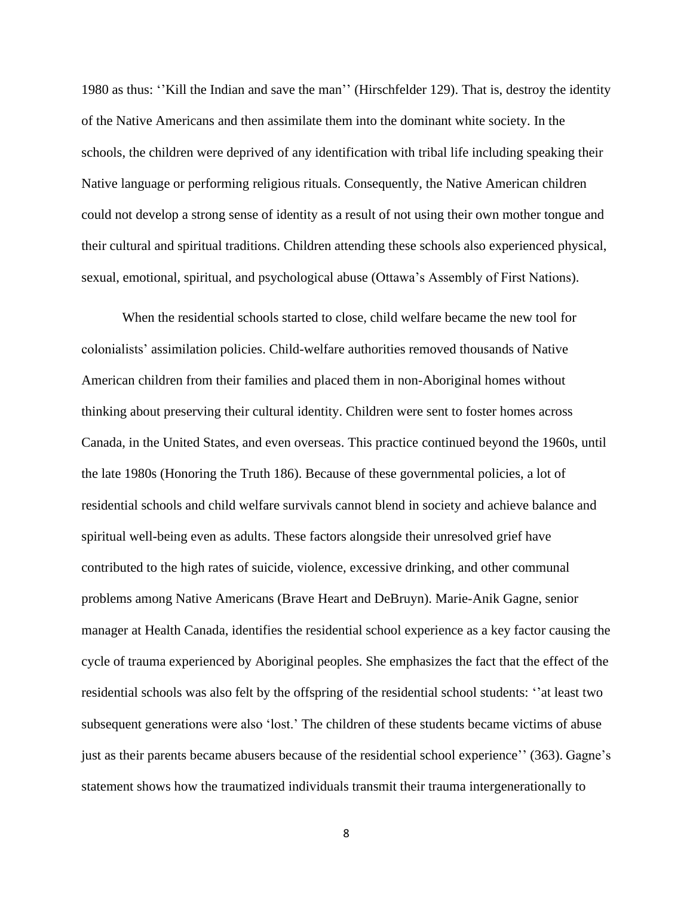1980 as thus: ‘’Kill the Indian and save the man’’ (Hirschfelder 129). That is, destroy the identity of the Native Americans and then assimilate them into the dominant white society. In the schools, the children were deprived of any identification with tribal life including speaking their Native language or performing religious rituals. Consequently, the Native American children could not develop a strong sense of identity as a result of not using their own mother tongue and their cultural and spiritual traditions. Children attending these schools also experienced physical, sexual, emotional, spiritual, and psychological abuse (Ottawa’s Assembly of First Nations).

When the residential schools started to close, child welfare became the new tool for colonialists’ assimilation policies. Child-welfare authorities removed thousands of Native American children from their families and placed them in non-Aboriginal homes without thinking about preserving their cultural identity. Children were sent to foster homes across Canada, in the United States, and even overseas. This practice continued beyond the 1960s, until the late 1980s (Honoring the Truth 186). Because of these governmental policies, a lot of residential schools and child welfare survivals cannot blend in society and achieve balance and spiritual well-being even as adults. These factors alongside their unresolved grief have contributed to the high rates of suicide, violence, excessive drinking, and other communal problems among Native Americans (Brave Heart and DeBruyn). Marie-Anik Gagne, senior manager at Health Canada, identifies the residential school experience as a key factor causing the cycle of trauma experienced by Aboriginal peoples. She emphasizes the fact that the effect of the residential schools was also felt by the offspring of the residential school students: ‘’at least two subsequent generations were also ‘lost.’ The children of these students became victims of abuse just as their parents became abusers because of the residential school experience’’ (363). Gagne’s statement shows how the traumatized individuals transmit their trauma intergenerationally to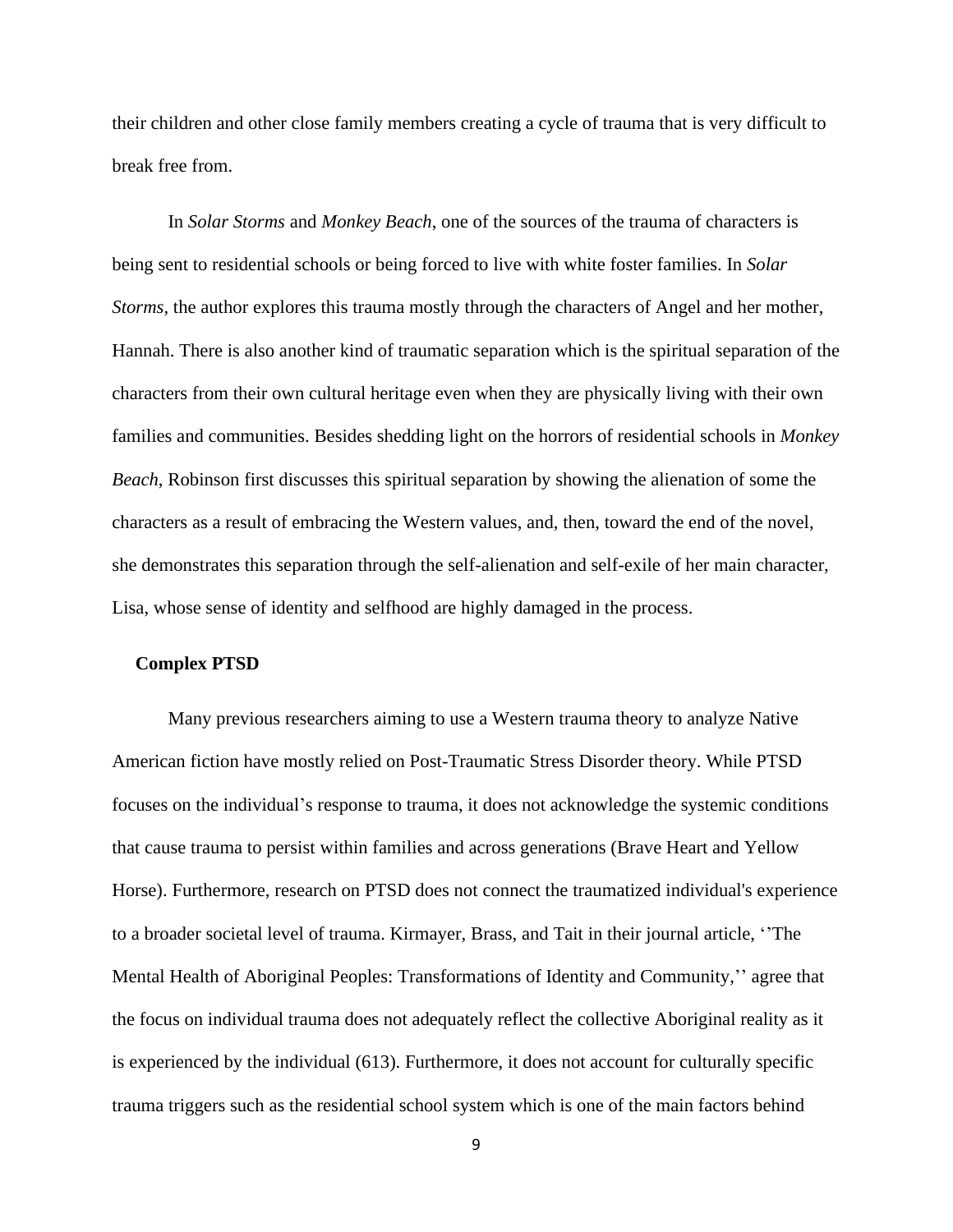their children and other close family members creating a cycle of trauma that is very difficult to break free from.

In *Solar Storms* and *Monkey Beach*, one of the sources of the trauma of characters is being sent to residential schools or being forced to live with white foster families. In *Solar Storms*, the author explores this trauma mostly through the characters of Angel and her mother, Hannah. There is also another kind of traumatic separation which is the spiritual separation of the characters from their own cultural heritage even when they are physically living with their own families and communities. Besides shedding light on the horrors of residential schools in *Monkey Beach*, Robinson first discusses this spiritual separation by showing the alienation of some the characters as a result of embracing the Western values, and, then, toward the end of the novel, she demonstrates this separation through the self-alienation and self-exile of her main character, Lisa, whose sense of identity and selfhood are highly damaged in the process.

## Complex PTSD

Many previous researchers aiming to use a Western trauma theory to analyze Native American fiction have mostly relied on Post-Traumatic Stress Disorder theory. While PTSD focuses on the individual's response to trauma, it does not acknowledge the systemic conditions that cause trauma to persist within families and across generations (Brave Heart and Yellow Horse). Furthermore, research on PTSD does not connect the traumatized individual's experience to a broader societal level of trauma. Kirmayer, Brass, and Tait in their journal article, ''The Mental Health of Aboriginal Peoples: Transformations of Identity and Community,'' agree that the focus on individual trauma does not adequately reflect the collective Aboriginal reality as it is experienced by the individual (613). Furthermore, it does not account for culturally specific trauma triggers such as the residential school system which is one of the main factors behind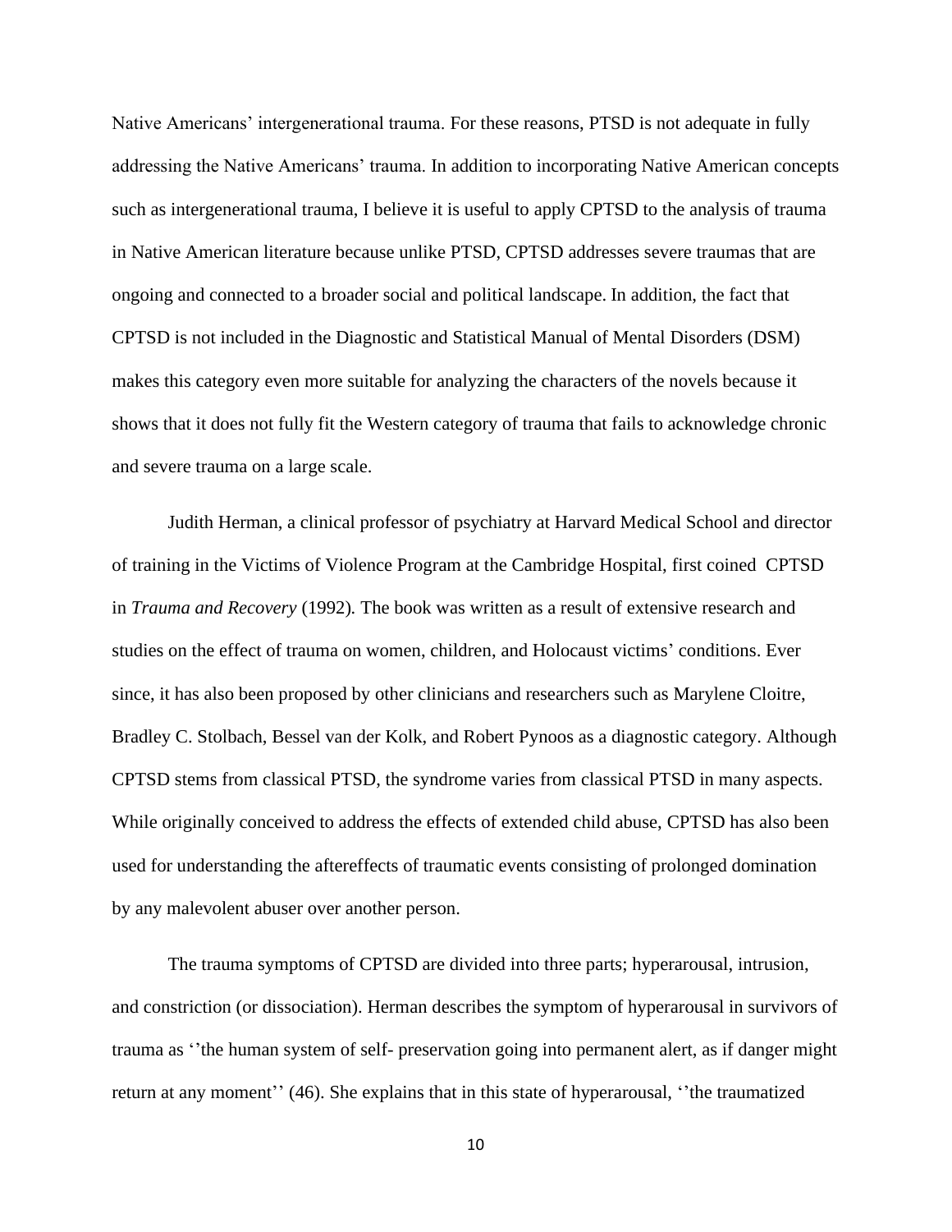Native Americans' intergenerational trauma. For these reasons, PTSD is not adequate in fully addressing the Native Americans' trauma. In addition to incorporating Native American concepts such as intergenerational trauma, I believe it is useful to apply CPTSD to the analysis of trauma in Native American literature because unlike PTSD, CPTSD addresses severe traumas that are ongoing and connected to a broader social and political landscape. In addition, the fact that CPTSD is not included in the Diagnostic and Statistical Manual of Mental Disorders (DSM) makes this category even more suitable for analyzing the characters of the novels because it shows that it does not fully fit the Western category of trauma that fails to acknowledge chronic and severe trauma on a large scale.

Judith Herman, a clinical professor of psychiatry at Harvard Medical School and director of training in the Victims of Violence Program at the Cambridge Hospital, first coined CPTSD in *Trauma and Recovery* (1992). The book was written as a result of extensive research and studies on the effect of trauma on women, children, and Holocaust victims' conditions. Ever since, it has also been proposed by other clinicians and researchers such as Marylene Cloitre, Bradley C. Stolbach, Bessel van der Kolk, and Robert Pynoos as a diagnostic category. Although CPTSD stems from classical PTSD, the syndrome varies from classical PTSD in many aspects. While originally conceived to address the effects of extended child abuse, CPTSD has also been used for understanding the aftereffects of traumatic events consisting of prolonged domination by any malevolent abuser over another person.

The trauma symptoms of CPTSD are divided into three parts; hyperarousal, intrusion, and constriction (or dissociation). Herman describes the symptom of hyperarousal in survivors of trauma as ''the human system of self- preservation going into permanent alert, as if danger might return at any moment'' (46). She explains that in this state of hyperarousal, ''the traumatized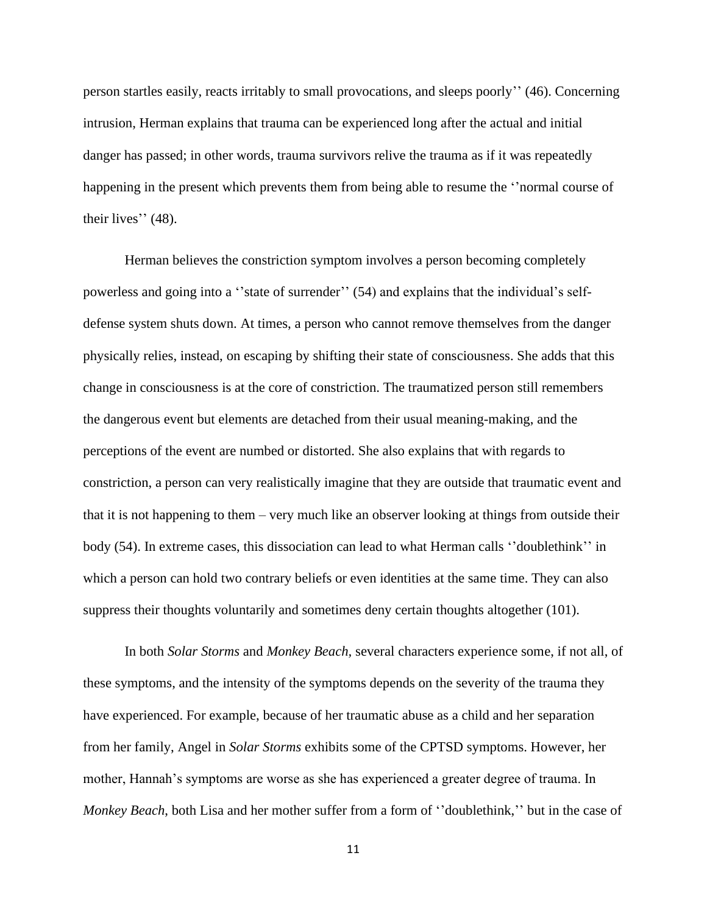person startles easily, reacts irritably to small provocations, and sleeps poorly'' (46). Concerning intrusion, Herman explains that trauma can be experienced long after the actual and initial danger has passed; in other words, trauma survivors relive the trauma as if it was repeatedly happening in the present which prevents them from being able to resume the ''normal course of their lives'' (48).

Herman believes the constriction symptom involves a person becoming completely powerless and going into a ''state of surrender'' (54) and explains that the individual's self-defense system shuts down. At times, a person who cannot remove themselves from the danger physically relies, instead, on escaping by shifting their state of consciousness. She adds that this change in consciousness is at the core of constriction. The traumatized person still remembers the dangerous event but elements are detached from their usual meaning-making, and the perceptions of the event are numbed or distorted. She also explains that with regards to constriction, a person can very realistically imagine that they are outside that traumatic event and that it is not happening to them – very much like an observer looking at things from outside their body (54). In extreme cases, this dissociation can lead to what Herman calls ''doublethink'' in which a person can hold two contrary beliefs or even identities at the same time. They can also suppress their thoughts voluntarily and sometimes deny certain thoughts altogether (101).

In both *Solar Storms* and *Monkey Beach*, several characters experience some, if not all, of these symptoms, and the intensity of the symptoms depends on the severity of the trauma they have experienced. For example, because of her traumatic abuse as a child and her separation from her family, Angel in *Solar Storms* exhibits some of the CPTSD symptoms. However, her mother, Hannah's symptoms are worse as she has experienced a greater degree of trauma. In *Monkey Beach*, both Lisa and her mother suffer from a form of ''doublethink,'' but in the case of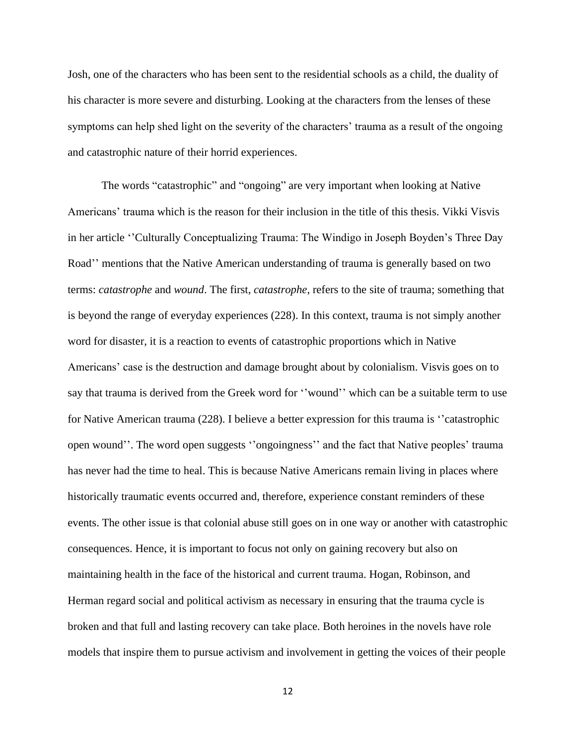Josh, one of the characters who has been sent to the residential schools as a child, the duality of his character is more severe and disturbing. Looking at the characters from the lenses of these symptoms can help shed light on the severity of the characters' trauma as a result of the ongoing and catastrophic nature of their horrid experiences.

The words "catastrophic" and "ongoing" are very important when looking at Native Americans' trauma which is the reason for their inclusion in the title of this thesis. Vikki Visvis in her article ''Culturally Conceptualizing Trauma: The Windigo in Joseph Boyden's Three Day Road'' mentions that the Native American understanding of trauma is generally based on two terms: *catastrophe* and *wound*. The first, *catastrophe*, refers to the site of trauma; something that is beyond the range of everyday experiences (228). In this context, trauma is not simply another word for disaster, it is a reaction to events of catastrophic proportions which in Native Americans' case is the destruction and damage brought about by colonialism. Visvis goes on to say that trauma is derived from the Greek word for ''wound'' which can be a suitable term to use for Native American trauma (228). I believe a better expression for this trauma is ''catastrophic open wound''. The word open suggests ''ongoingness'' and the fact that Native peoples' trauma has never had the time to heal. This is because Native Americans remain living in places where historically traumatic events occurred and, therefore, experience constant reminders of these events. The other issue is that colonial abuse still goes on in one way or another with catastrophic consequences. Hence, it is important to focus not only on gaining recovery but also on maintaining health in the face of the historical and current trauma. Hogan, Robinson, and Herman regard social and political activism as necessary in ensuring that the trauma cycle is broken and that full and lasting recovery can take place. Both heroines in the novels have role models that inspire them to pursue activism and involvement in getting the voices of their people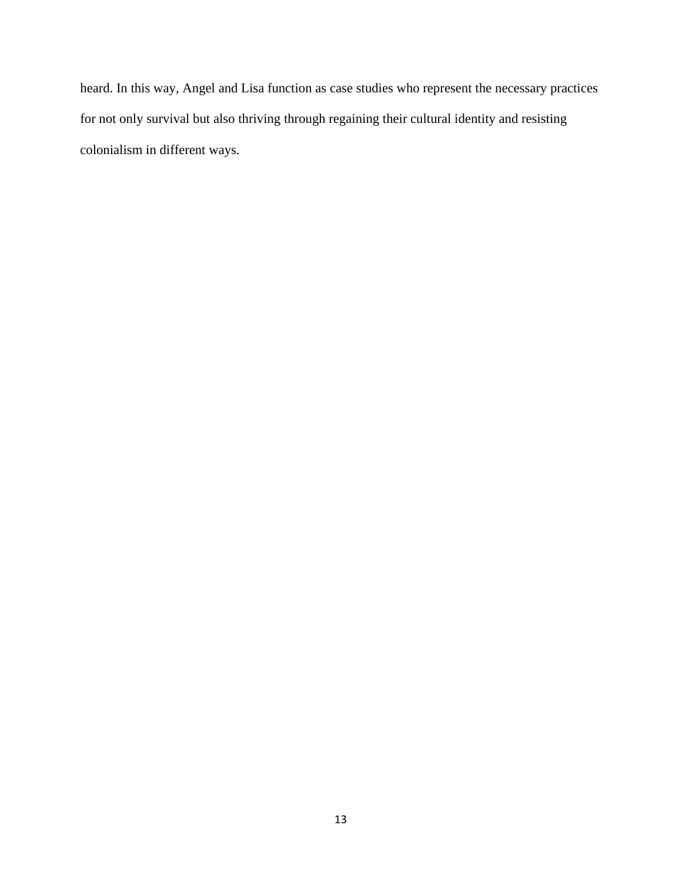heard. In this way, Angel and Lisa function as case studies who represent the necessary practices for not only survival but also thriving through regaining their cultural identity and resisting colonialism in different ways.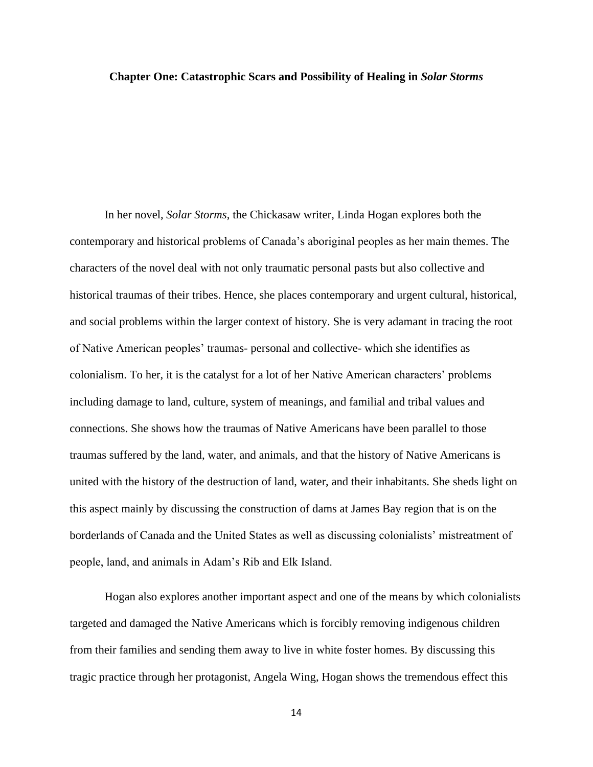## Chapter One: Catastrophic Scars and Possibility of Healing in *Solar Storms*

In her novel, *Solar Storms*, the Chickasaw writer, Linda Hogan explores both the contemporary and historical problems of Canada's aboriginal peoples as her main themes. The characters of the novel deal with not only traumatic personal pasts but also collective and historical traumas of their tribes. Hence, she places contemporary and urgent cultural, historical, and social problems within the larger context of history. She is very adamant in tracing the root of Native American peoples' traumas- personal and collective- which she identifies as colonialism. To her, it is the catalyst for a lot of her Native American characters' problems including damage to land, culture, system of meanings, and familial and tribal values and connections. She shows how the traumas of Native Americans have been parallel to those traumas suffered by the land, water, and animals, and that the history of Native Americans is united with the history of the destruction of land, water, and their inhabitants. She sheds light on this aspect mainly by discussing the construction of dams at James Bay region that is on the borderlands of Canada and the United States as well as discussing colonialists' mistreatment of people, land, and animals in Adam's Rib and Elk Island.

Hogan also explores another important aspect and one of the means by which colonialists targeted and damaged the Native Americans which is forcibly removing indigenous children from their families and sending them away to live in white foster homes. By discussing this tragic practice through her protagonist, Angela Wing, Hogan shows the tremendous effect this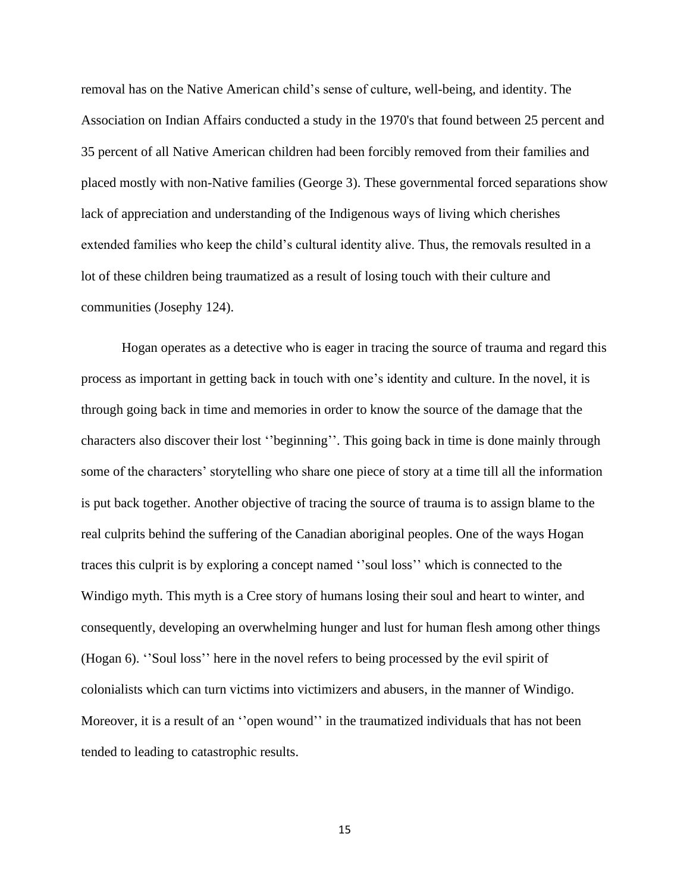removal has on the Native American child's sense of culture, well-being, and identity. The Association on Indian Affairs conducted a study in the 1970's that found between 25 percent and 35 percent of all Native American children had been forcibly removed from their families and placed mostly with non-Native families (George 3). These governmental forced separations show lack of appreciation and understanding of the Indigenous ways of living which cherishes extended families who keep the child's cultural identity alive. Thus, the removals resulted in a lot of these children being traumatized as a result of losing touch with their culture and communities (Josephy 124).

Hogan operates as a detective who is eager in tracing the source of trauma and regard this process as important in getting back in touch with one's identity and culture. In the novel, it is through going back in time and memories in order to know the source of the damage that the characters also discover their lost ''beginning''. This going back in time is done mainly through some of the characters' storytelling who share one piece of story at a time till all the information is put back together. Another objective of tracing the source of trauma is to assign blame to the real culprits behind the suffering of the Canadian aboriginal peoples. One of the ways Hogan traces this culprit is by exploring a concept named ''soul loss'' which is connected to the Windigo myth. This myth is a Cree story of humans losing their soul and heart to winter, and consequently, developing an overwhelming hunger and lust for human flesh among other things (Hogan 6). ''Soul loss'' here in the novel refers to being processed by the evil spirit of colonialists which can turn victims into victimizers and abusers, in the manner of Windigo. Moreover, it is a result of an ''open wound'' in the traumatized individuals that has not been tended to leading to catastrophic results.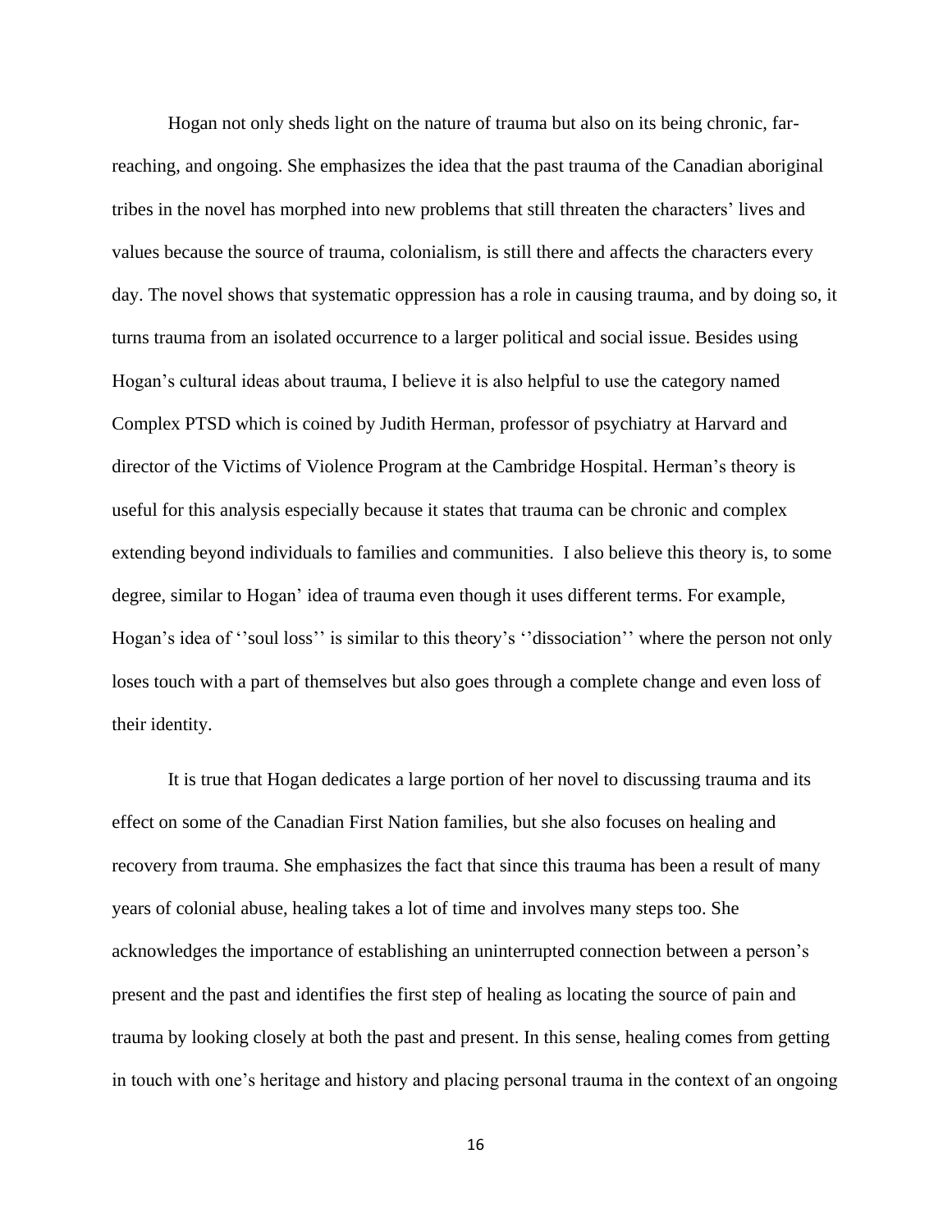Hogan not only sheds light on the nature of trauma but also on its being chronic, far-reaching, and ongoing. She emphasizes the idea that the past trauma of the Canadian aboriginal tribes in the novel has morphed into new problems that still threaten the characters' lives and values because the source of trauma, colonialism, is still there and affects the characters every day. The novel shows that systematic oppression has a role in causing trauma, and by doing so, it turns trauma from an isolated occurrence to a larger political and social issue. Besides using Hogan's cultural ideas about trauma, I believe it is also helpful to use the category named Complex PTSD which is coined by Judith Herman, professor of psychiatry at Harvard and director of the Victims of Violence Program at the Cambridge Hospital. Herman's theory is useful for this analysis especially because it states that trauma can be chronic and complex extending beyond individuals to families and communities.  I also believe this theory is, to some degree, similar to Hogan' idea of trauma even though it uses different terms. For example, Hogan's idea of ''soul loss'' is similar to this theory's ''dissociation'' where the person not only loses touch with a part of themselves but also goes through a complete change and even loss of their identity.

It is true that Hogan dedicates a large portion of her novel to discussing trauma and its effect on some of the Canadian First Nation families, but she also focuses on healing and recovery from trauma. She emphasizes the fact that since this trauma has been a result of many years of colonial abuse, healing takes a lot of time and involves many steps too. She acknowledges the importance of establishing an uninterrupted connection between a person's present and the past and identifies the first step of healing as locating the source of pain and trauma by looking closely at both the past and present. In this sense, healing comes from getting in touch with one's heritage and history and placing personal trauma in the context of an ongoing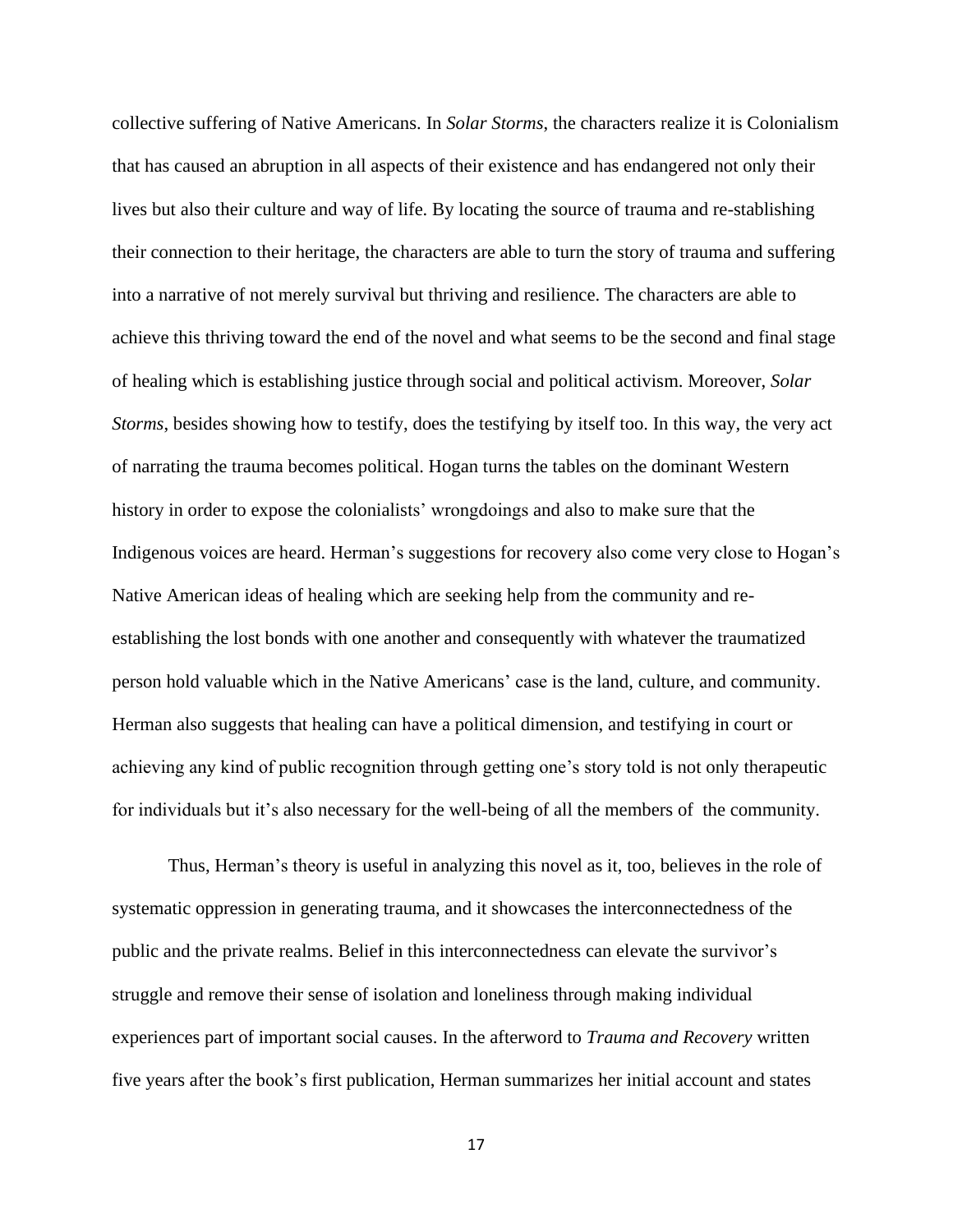collective suffering of Native Americans. In *Solar Storms*, the characters realize it is Colonialism that has caused an abruption in all aspects of their existence and has endangered not only their lives but also their culture and way of life. By locating the source of trauma and re-stablishing their connection to their heritage, the characters are able to turn the story of trauma and suffering into a narrative of not merely survival but thriving and resilience. The characters are able to achieve this thriving toward the end of the novel and what seems to be the second and final stage of healing which is establishing justice through social and political activism. Moreover, *Solar Storms*, besides showing how to testify, does the testifying by itself too. In this way, the very act of narrating the trauma becomes political. Hogan turns the tables on the dominant Western history in order to expose the colonialists' wrongdoings and also to make sure that the Indigenous voices are heard. Herman's suggestions for recovery also come very close to Hogan's Native American ideas of healing which are seeking help from the community and re-establishing the lost bonds with one another and consequently with whatever the traumatized person hold valuable which in the Native Americans' case is the land, culture, and community. Herman also suggests that healing can have a political dimension, and testifying in court or achieving any kind of public recognition through getting one's story told is not only therapeutic for individuals but it's also necessary for the well-being of all the members of the community.

Thus, Herman's theory is useful in analyzing this novel as it, too, believes in the role of systematic oppression in generating trauma, and it showcases the interconnectedness of the public and the private realms. Belief in this interconnectedness can elevate the survivor's struggle and remove their sense of isolation and loneliness through making individual experiences part of important social causes. In the afterword to *Trauma and Recovery* written five years after the book's first publication, Herman summarizes her initial account and states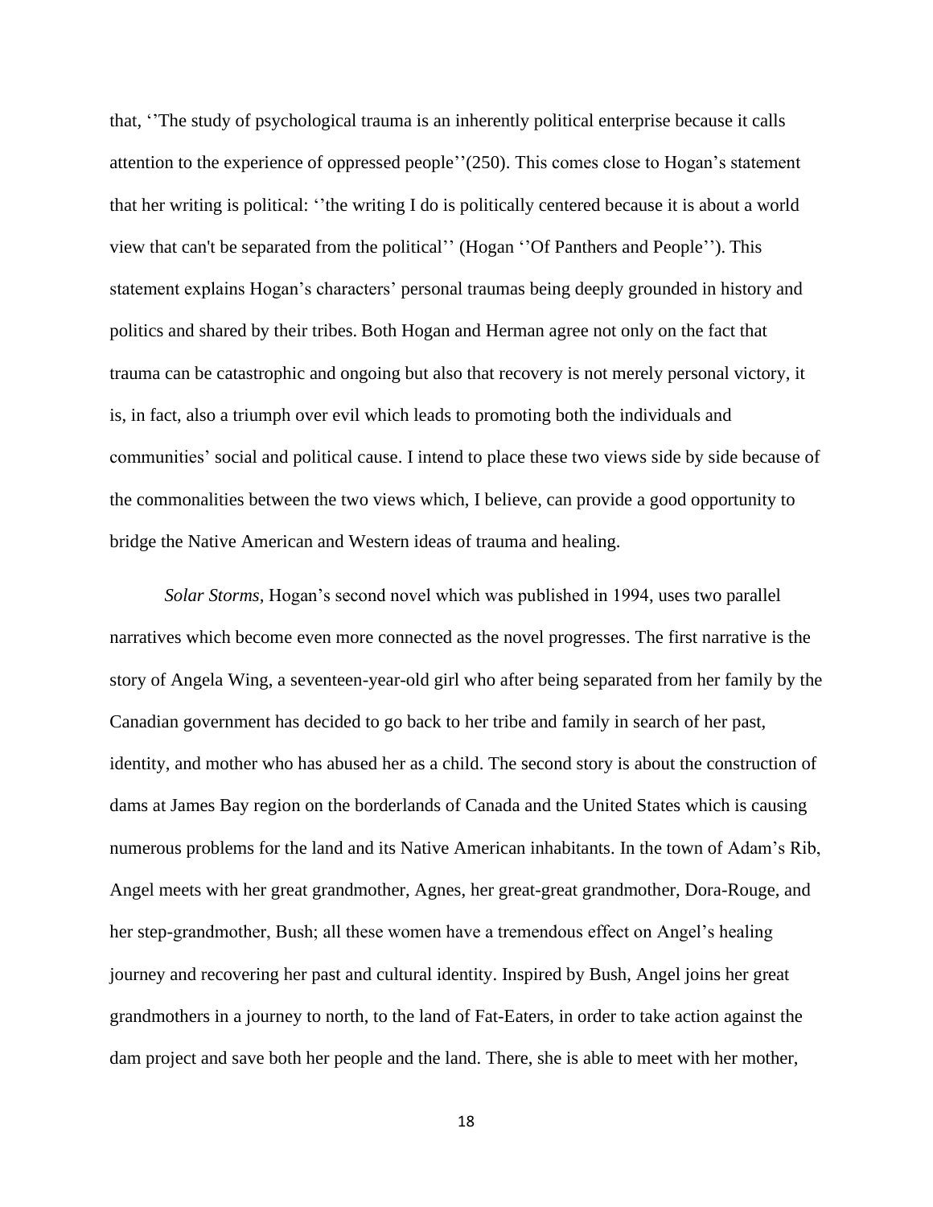that, ‘’The study of psychological trauma is an inherently political enterprise because it calls attention to the experience of oppressed people’’(250). This comes close to Hogan’s statement that her writing is political: ‘’the writing I do is politically centered because it is about a world view that can't be separated from the political’’ (Hogan ‘’Of Panthers and People’’). This statement explains Hogan’s characters’ personal traumas being deeply grounded in history and politics and shared by their tribes. Both Hogan and Herman agree not only on the fact that trauma can be catastrophic and ongoing but also that recovery is not merely personal victory, it is, in fact, also a triumph over evil which leads to promoting both the individuals and communities’ social and political cause. I intend to place these two views side by side because of the commonalities between the two views which, I believe, can provide a good opportunity to bridge the Native American and Western ideas of trauma and healing.

*Solar Storms,* Hogan’s second novel which was published in 1994, uses two parallel narratives which become even more connected as the novel progresses. The first narrative is the story of Angela Wing, a seventeen-year-old girl who after being separated from her family by the Canadian government has decided to go back to her tribe and family in search of her past, identity, and mother who has abused her as a child. The second story is about the construction of dams at James Bay region on the borderlands of Canada and the United States which is causing numerous problems for the land and its Native American inhabitants. In the town of Adam’s Rib, Angel meets with her great grandmother, Agnes, her great-great grandmother, Dora-Rouge, and her step-grandmother, Bush; all these women have a tremendous effect on Angel’s healing journey and recovering her past and cultural identity. Inspired by Bush, Angel joins her great grandmothers in a journey to north, to the land of Fat-Eaters, in order to take action against the dam project and save both her people and the land. There, she is able to meet with her mother,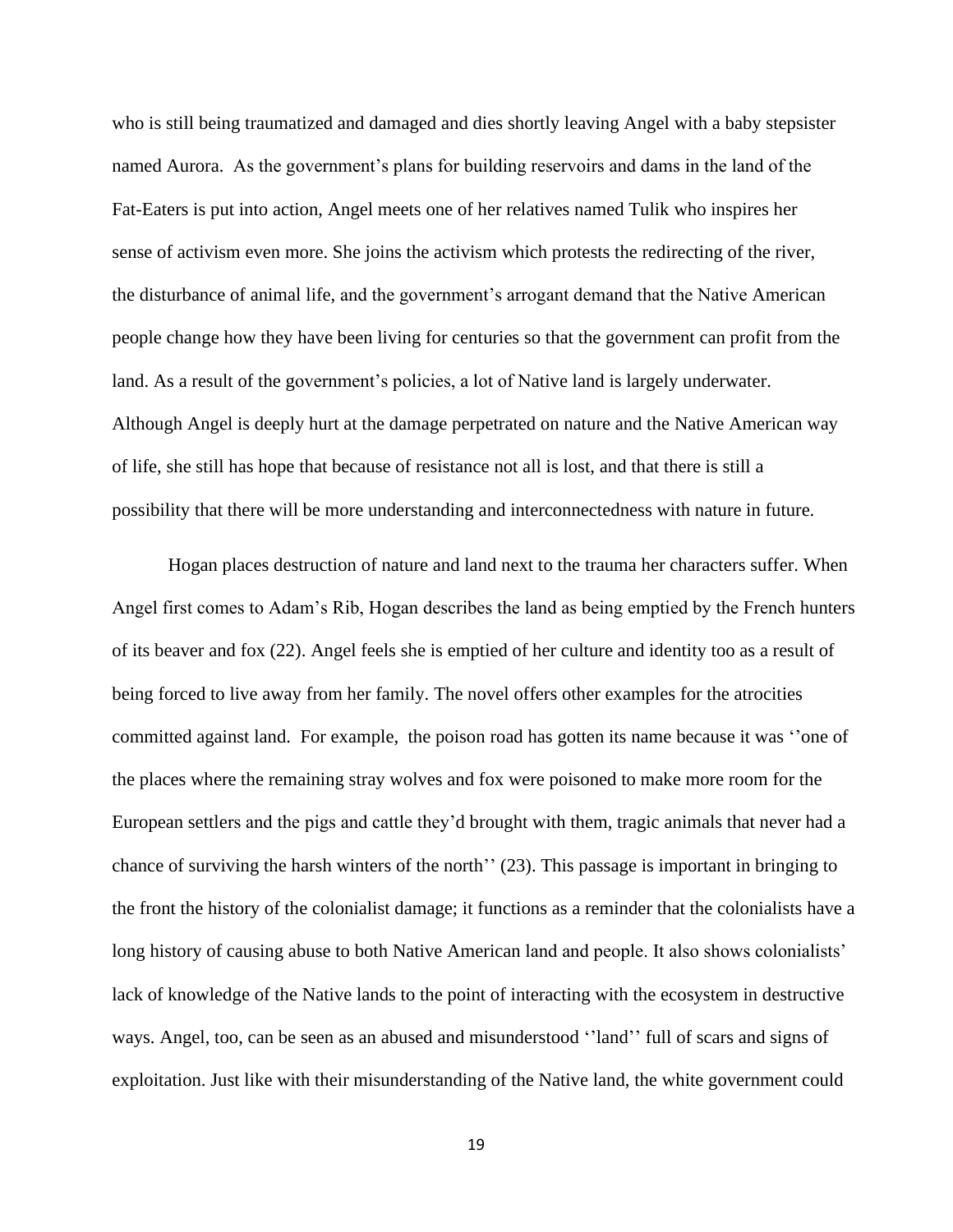who is still being traumatized and damaged and dies shortly leaving Angel with a baby stepsister named Aurora. As the government's plans for building reservoirs and dams in the land of the Fat-Eaters is put into action, Angel meets one of her relatives named Tulik who inspires her sense of activism even more. She joins the activism which protests the redirecting of the river, the disturbance of animal life, and the government's arrogant demand that the Native American people change how they have been living for centuries so that the government can profit from the land. As a result of the government's policies, a lot of Native land is largely underwater. Although Angel is deeply hurt at the damage perpetrated on nature and the Native American way of life, she still has hope that because of resistance not all is lost, and that there is still a possibility that there will be more understanding and interconnectedness with nature in future.

Hogan places destruction of nature and land next to the trauma her characters suffer. When Angel first comes to Adam's Rib, Hogan describes the land as being emptied by the French hunters of its beaver and fox (22). Angel feels she is emptied of her culture and identity too as a result of being forced to live away from her family. The novel offers other examples for the atrocities committed against land. For example, the poison road has gotten its name because it was ''one of the places where the remaining stray wolves and fox were poisoned to make more room for the European settlers and the pigs and cattle they'd brought with them, tragic animals that never had a chance of surviving the harsh winters of the north'' (23). This passage is important in bringing to the front the history of the colonialist damage; it functions as a reminder that the colonialists have a long history of causing abuse to both Native American land and people. It also shows colonialists' lack of knowledge of the Native lands to the point of interacting with the ecosystem in destructive ways. Angel, too, can be seen as an abused and misunderstood ''land'' full of scars and signs of exploitation. Just like with their misunderstanding of the Native land, the white government could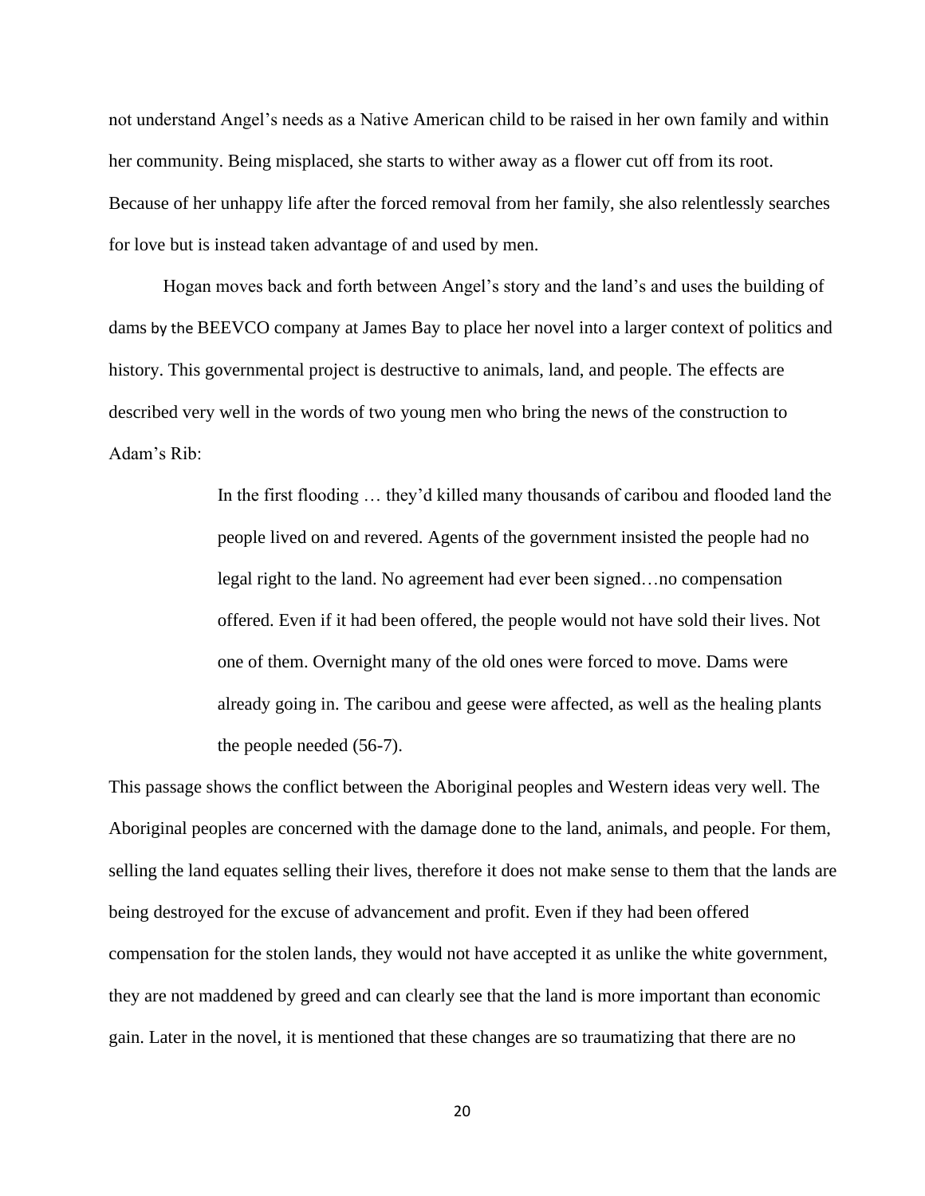not understand Angel's needs as a Native American child to be raised in her own family and within her community. Being misplaced, she starts to wither away as a flower cut off from its root. Because of her unhappy life after the forced removal from her family, she also relentlessly searches for love but is instead taken advantage of and used by men.

Hogan moves back and forth between Angel's story and the land's and uses the building of dams by the BEEVCO company at James Bay to place her novel into a larger context of politics and history. This governmental project is destructive to animals, land, and people. The effects are described very well in the words of two young men who bring the news of the construction to Adam's Rib:

> In the first flooding … they'd killed many thousands of caribou and flooded land the people lived on and revered. Agents of the government insisted the people had no legal right to the land. No agreement had ever been signed…no compensation offered. Even if it had been offered, the people would not have sold their lives. Not one of them. Overnight many of the old ones were forced to move. Dams were already going in. The caribou and geese were affected, as well as the healing plants the people needed (56-7).

This passage shows the conflict between the Aboriginal peoples and Western ideas very well. The Aboriginal peoples are concerned with the damage done to the land, animals, and people. For them, selling the land equates selling their lives, therefore it does not make sense to them that the lands are being destroyed for the excuse of advancement and profit. Even if they had been offered compensation for the stolen lands, they would not have accepted it as unlike the white government, they are not maddened by greed and can clearly see that the land is more important than economic gain. Later in the novel, it is mentioned that these changes are so traumatizing that there are no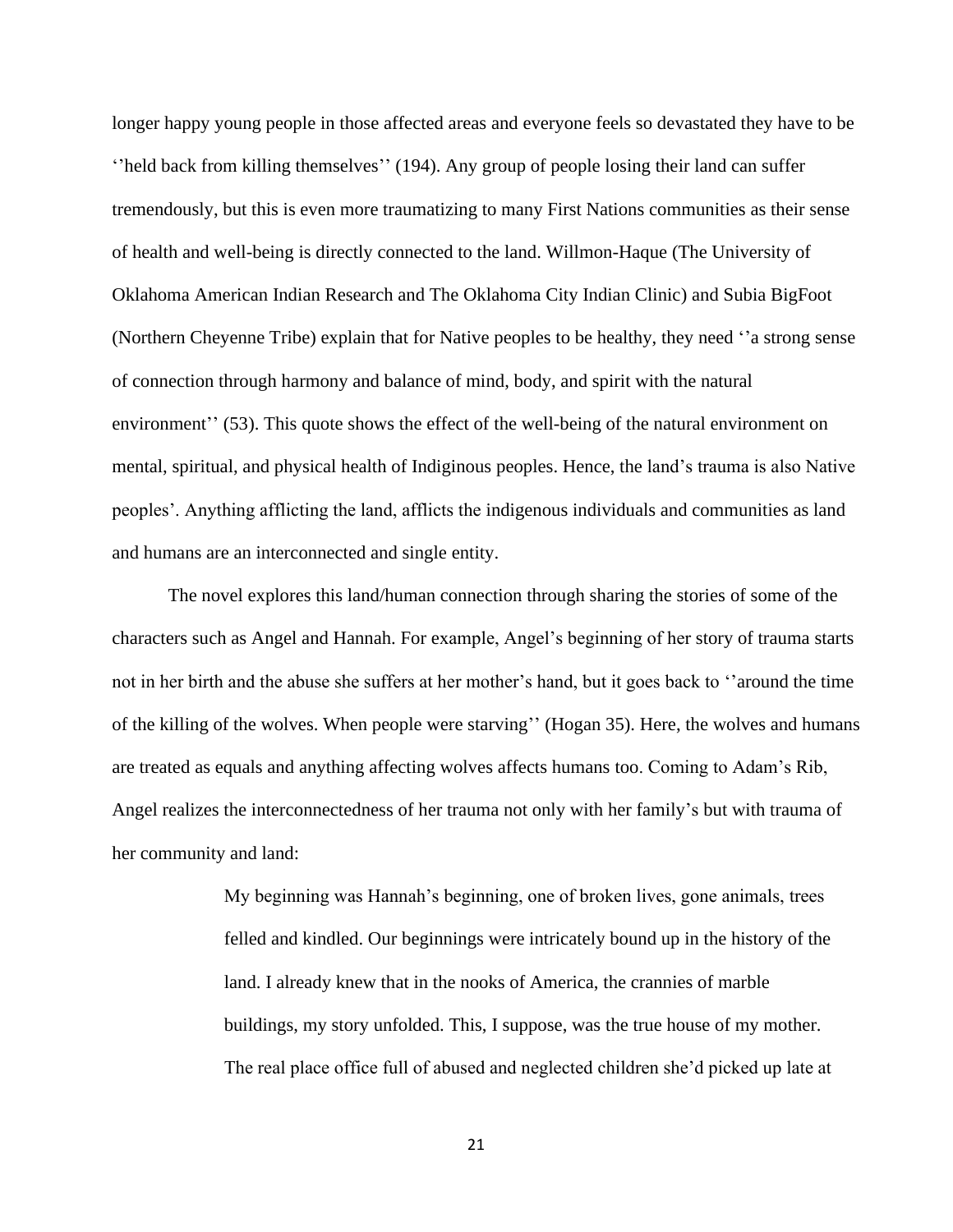longer happy young people in those affected areas and everyone feels so devastated they have to be ''held back from killing themselves'' (194). Any group of people losing their land can suffer tremendously, but this is even more traumatizing to many First Nations communities as their sense of health and well-being is directly connected to the land. Willmon-Haque (The University of Oklahoma American Indian Research and The Oklahoma City Indian Clinic) and Subia BigFoot (Northern Cheyenne Tribe) explain that for Native peoples to be healthy, they need ''a strong sense of connection through harmony and balance of mind, body, and spirit with the natural environment'' (53). This quote shows the effect of the well-being of the natural environment on mental, spiritual, and physical health of Indiginous peoples. Hence, the land's trauma is also Native peoples'. Anything afflicting the land, afflicts the indigenous individuals and communities as land and humans are an interconnected and single entity.

The novel explores this land/human connection through sharing the stories of some of the characters such as Angel and Hannah. For example, Angel's beginning of her story of trauma starts not in her birth and the abuse she suffers at her mother's hand, but it goes back to ''around the time of the killing of the wolves. When people were starving'' (Hogan 35). Here, the wolves and humans are treated as equals and anything affecting wolves affects humans too. Coming to Adam's Rib, Angel realizes the interconnectedness of her trauma not only with her family's but with trauma of her community and land:

> My beginning was Hannah's beginning, one of broken lives, gone animals, trees felled and kindled. Our beginnings were intricately bound up in the history of the land. I already knew that in the nooks of America, the crannies of marble buildings, my story unfolded. This, I suppose, was the true house of my mother. The real place office full of abused and neglected children she'd picked up late at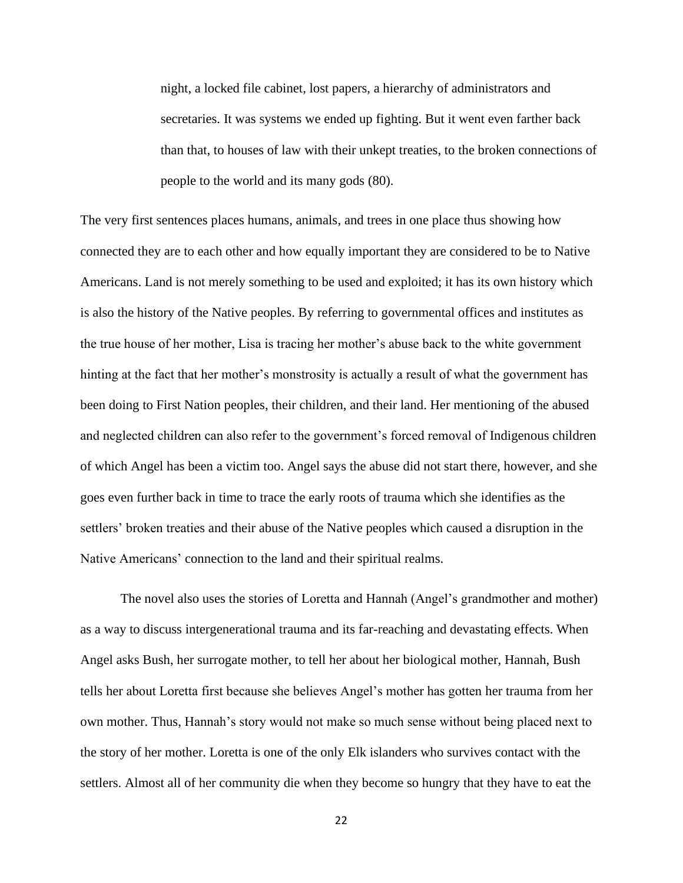> night, a locked file cabinet, lost papers, a hierarchy of administrators and secretaries. It was systems we ended up fighting. But it went even farther back than that, to houses of law with their unkept treaties, to the broken connections of people to the world and its many gods (80).

The very first sentences places humans, animals, and trees in one place thus showing how connected they are to each other and how equally important they are considered to be to Native Americans. Land is not merely something to be used and exploited; it has its own history which is also the history of the Native peoples. By referring to governmental offices and institutes as the true house of her mother, Lisa is tracing her mother's abuse back to the white government hinting at the fact that her mother's monstrosity is actually a result of what the government has been doing to First Nation peoples, their children, and their land. Her mentioning of the abused and neglected children can also refer to the government's forced removal of Indigenous children of which Angel has been a victim too. Angel says the abuse did not start there, however, and she goes even further back in time to trace the early roots of trauma which she identifies as the settlers' broken treaties and their abuse of the Native peoples which caused a disruption in the Native Americans' connection to the land and their spiritual realms.

The novel also uses the stories of Loretta and Hannah (Angel's grandmother and mother) as a way to discuss intergenerational trauma and its far-reaching and devastating effects. When Angel asks Bush, her surrogate mother, to tell her about her biological mother, Hannah, Bush tells her about Loretta first because she believes Angel's mother has gotten her trauma from her own mother. Thus, Hannah's story would not make so much sense without being placed next to the story of her mother. Loretta is one of the only Elk islanders who survives contact with the settlers. Almost all of her community die when they become so hungry that they have to eat the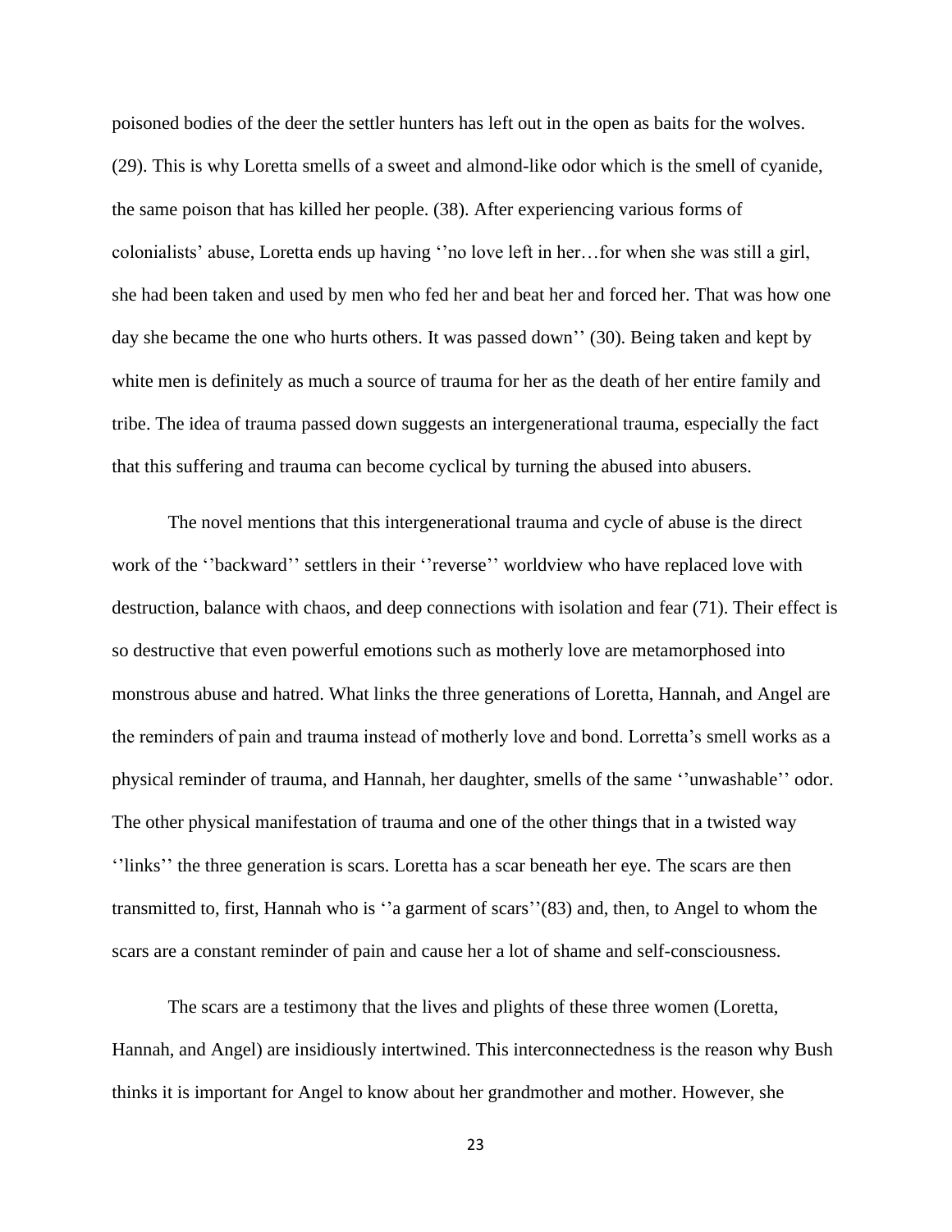poisoned bodies of the deer the settler hunters has left out in the open as baits for the wolves. (29). This is why Loretta smells of a sweet and almond-like odor which is the smell of cyanide, the same poison that has killed her people. (38). After experiencing various forms of colonialists' abuse, Loretta ends up having ''no love left in her…for when she was still a girl, she had been taken and used by men who fed her and beat her and forced her. That was how one day she became the one who hurts others. It was passed down'' (30). Being taken and kept by white men is definitely as much a source of trauma for her as the death of her entire family and tribe. The idea of trauma passed down suggests an intergenerational trauma, especially the fact that this suffering and trauma can become cyclical by turning the abused into abusers.

The novel mentions that this intergenerational trauma and cycle of abuse is the direct work of the ''backward'' settlers in their ''reverse'' worldview who have replaced love with destruction, balance with chaos, and deep connections with isolation and fear (71). Their effect is so destructive that even powerful emotions such as motherly love are metamorphosed into monstrous abuse and hatred. What links the three generations of Loretta, Hannah, and Angel are the reminders of pain and trauma instead of motherly love and bond. Lorretta's smell works as a physical reminder of trauma, and Hannah, her daughter, smells of the same ''unwashable'' odor. The other physical manifestation of trauma and one of the other things that in a twisted way ''links'' the three generation is scars. Loretta has a scar beneath her eye. The scars are then transmitted to, first, Hannah who is ''a garment of scars''(83) and, then, to Angel to whom the scars are a constant reminder of pain and cause her a lot of shame and self-consciousness.

The scars are a testimony that the lives and plights of these three women (Loretta, Hannah, and Angel) are insidiously intertwined. This interconnectedness is the reason why Bush thinks it is important for Angel to know about her grandmother and mother. However, she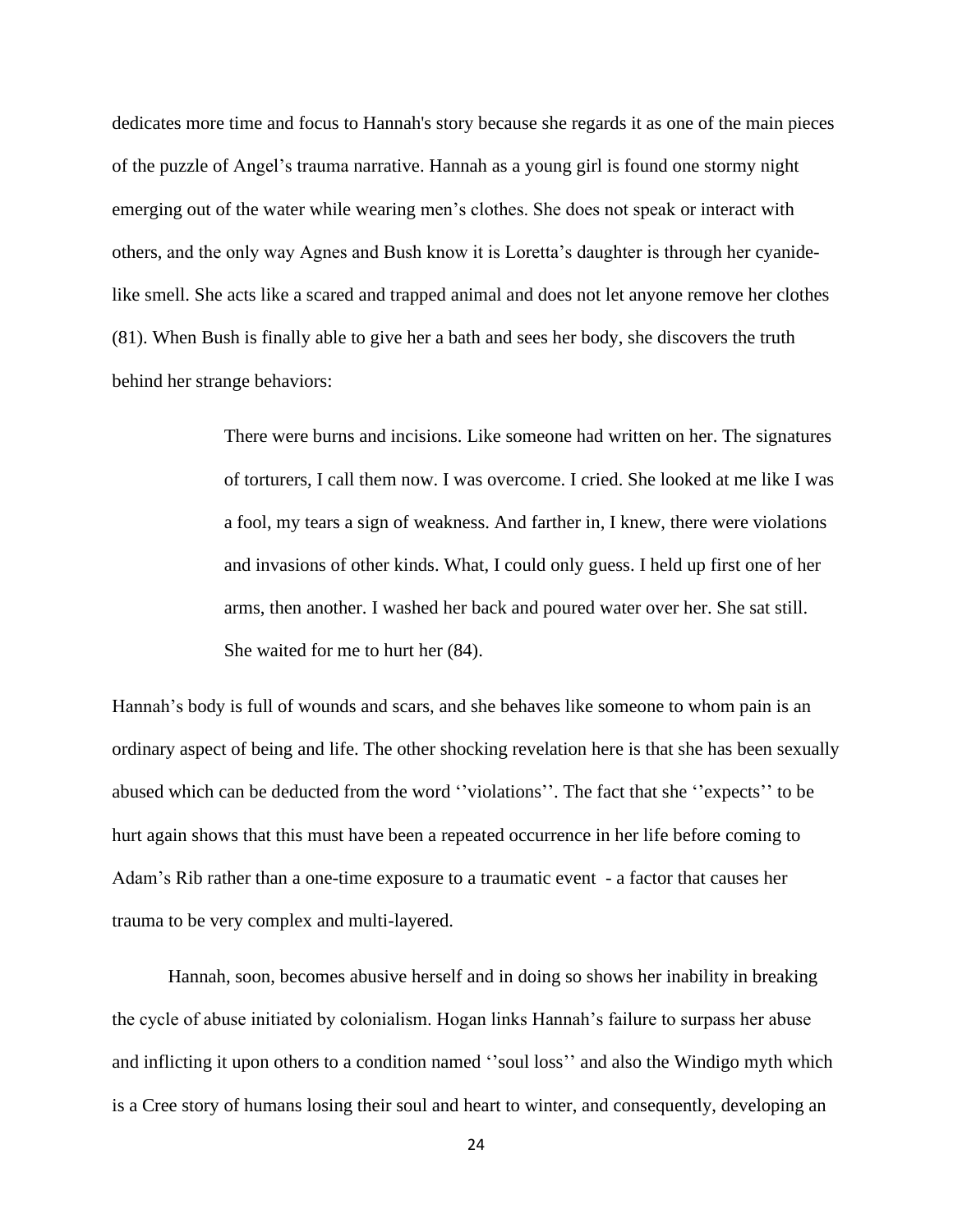dedicates more time and focus to Hannah's story because she regards it as one of the main pieces of the puzzle of Angel's trauma narrative. Hannah as a young girl is found one stormy night emerging out of the water while wearing men's clothes. She does not speak or interact with others, and the only way Agnes and Bush know it is Loretta's daughter is through her cyanide-like smell. She acts like a scared and trapped animal and does not let anyone remove her clothes (81). When Bush is finally able to give her a bath and sees her body, she discovers the truth behind her strange behaviors:

> There were burns and incisions. Like someone had written on her. The signatures of torturers, I call them now. I was overcome. I cried. She looked at me like I was a fool, my tears a sign of weakness. And farther in, I knew, there were violations and invasions of other kinds. What, I could only guess. I held up first one of her arms, then another. I washed her back and poured water over her. She sat still. She waited for me to hurt her (84).

Hannah's body is full of wounds and scars, and she behaves like someone to whom pain is an ordinary aspect of being and life. The other shocking revelation here is that she has been sexually abused which can be deducted from the word ''violations''. The fact that she ''expects'' to be hurt again shows that this must have been a repeated occurrence in her life before coming to Adam's Rib rather than a one-time exposure to a traumatic event - a factor that causes her trauma to be very complex and multi-layered.

Hannah, soon, becomes abusive herself and in doing so shows her inability in breaking the cycle of abuse initiated by colonialism. Hogan links Hannah's failure to surpass her abuse and inflicting it upon others to a condition named ''soul loss'' and also the Windigo myth which is a Cree story of humans losing their soul and heart to winter, and consequently, developing an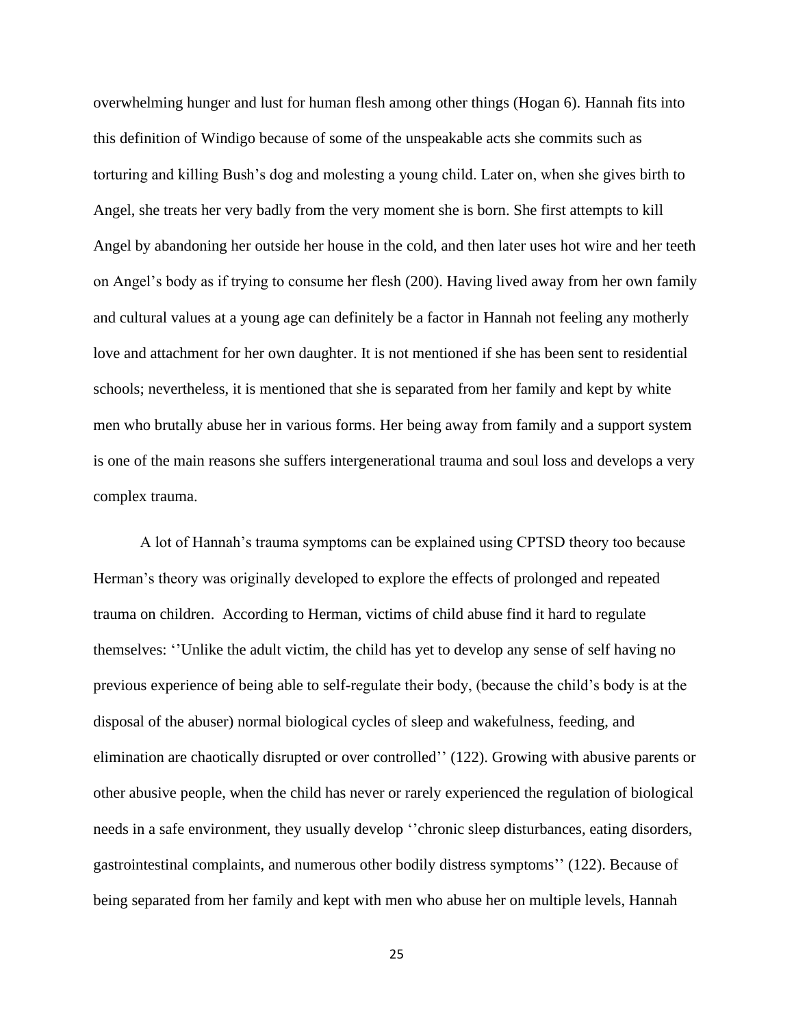overwhelming hunger and lust for human flesh among other things (Hogan 6). Hannah fits into this definition of Windigo because of some of the unspeakable acts she commits such as torturing and killing Bush's dog and molesting a young child. Later on, when she gives birth to Angel, she treats her very badly from the very moment she is born. She first attempts to kill Angel by abandoning her outside her house in the cold, and then later uses hot wire and her teeth on Angel's body as if trying to consume her flesh (200). Having lived away from her own family and cultural values at a young age can definitely be a factor in Hannah not feeling any motherly love and attachment for her own daughter. It is not mentioned if she has been sent to residential schools; nevertheless, it is mentioned that she is separated from her family and kept by white men who brutally abuse her in various forms. Her being away from family and a support system is one of the main reasons she suffers intergenerational trauma and soul loss and develops a very complex trauma.

A lot of Hannah's trauma symptoms can be explained using CPTSD theory too because Herman's theory was originally developed to explore the effects of prolonged and repeated trauma on children. According to Herman, victims of child abuse find it hard to regulate themselves: ''Unlike the adult victim, the child has yet to develop any sense of self having no previous experience of being able to self-regulate their body, (because the child's body is at the disposal of the abuser) normal biological cycles of sleep and wakefulness, feeding, and elimination are chaotically disrupted or over controlled'' (122). Growing with abusive parents or other abusive people, when the child has never or rarely experienced the regulation of biological needs in a safe environment, they usually develop ''chronic sleep disturbances, eating disorders, gastrointestinal complaints, and numerous other bodily distress symptoms'' (122). Because of being separated from her family and kept with men who abuse her on multiple levels, Hannah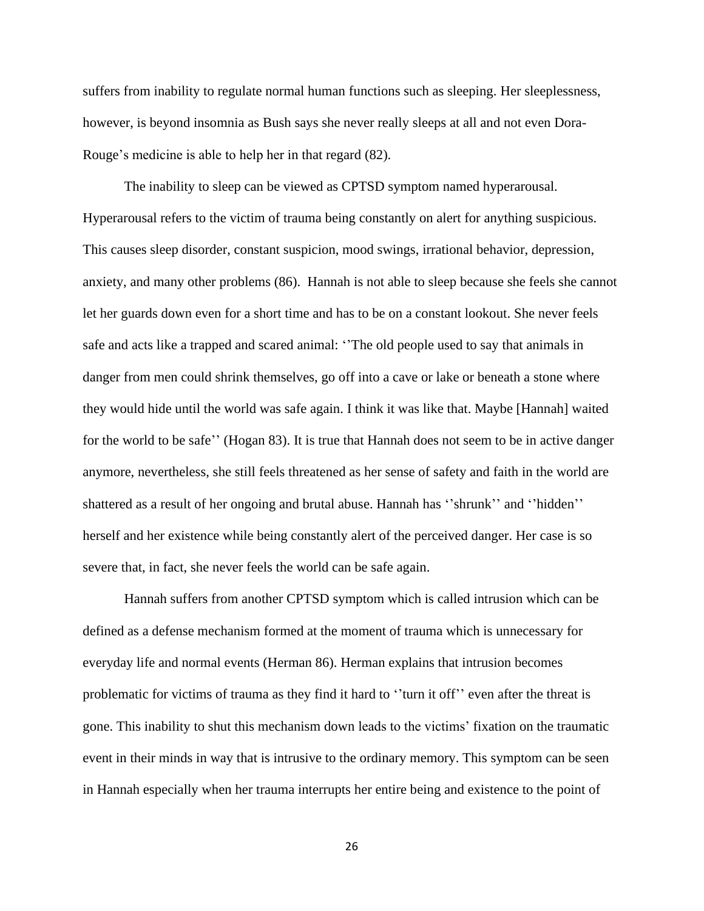suffers from inability to regulate normal human functions such as sleeping. Her sleeplessness, however, is beyond insomnia as Bush says she never really sleeps at all and not even Dora-Rouge's medicine is able to help her in that regard (82).

The inability to sleep can be viewed as CPTSD symptom named hyperarousal. Hyperarousal refers to the victim of trauma being constantly on alert for anything suspicious. This causes sleep disorder, constant suspicion, mood swings, irrational behavior, depression, anxiety, and many other problems (86). Hannah is not able to sleep because she feels she cannot let her guards down even for a short time and has to be on a constant lookout. She never feels safe and acts like a trapped and scared animal: ''The old people used to say that animals in danger from men could shrink themselves, go off into a cave or lake or beneath a stone where they would hide until the world was safe again. I think it was like that. Maybe [Hannah] waited for the world to be safe'' (Hogan 83). It is true that Hannah does not seem to be in active danger anymore, nevertheless, she still feels threatened as her sense of safety and faith in the world are shattered as a result of her ongoing and brutal abuse. Hannah has ''shrunk'' and ''hidden'' herself and her existence while being constantly alert of the perceived danger. Her case is so severe that, in fact, she never feels the world can be safe again.

Hannah suffers from another CPTSD symptom which is called intrusion which can be defined as a defense mechanism formed at the moment of trauma which is unnecessary for everyday life and normal events (Herman 86). Herman explains that intrusion becomes problematic for victims of trauma as they find it hard to ''turn it off'' even after the threat is gone. This inability to shut this mechanism down leads to the victims' fixation on the traumatic event in their minds in way that is intrusive to the ordinary memory. This symptom can be seen in Hannah especially when her trauma interrupts her entire being and existence to the point of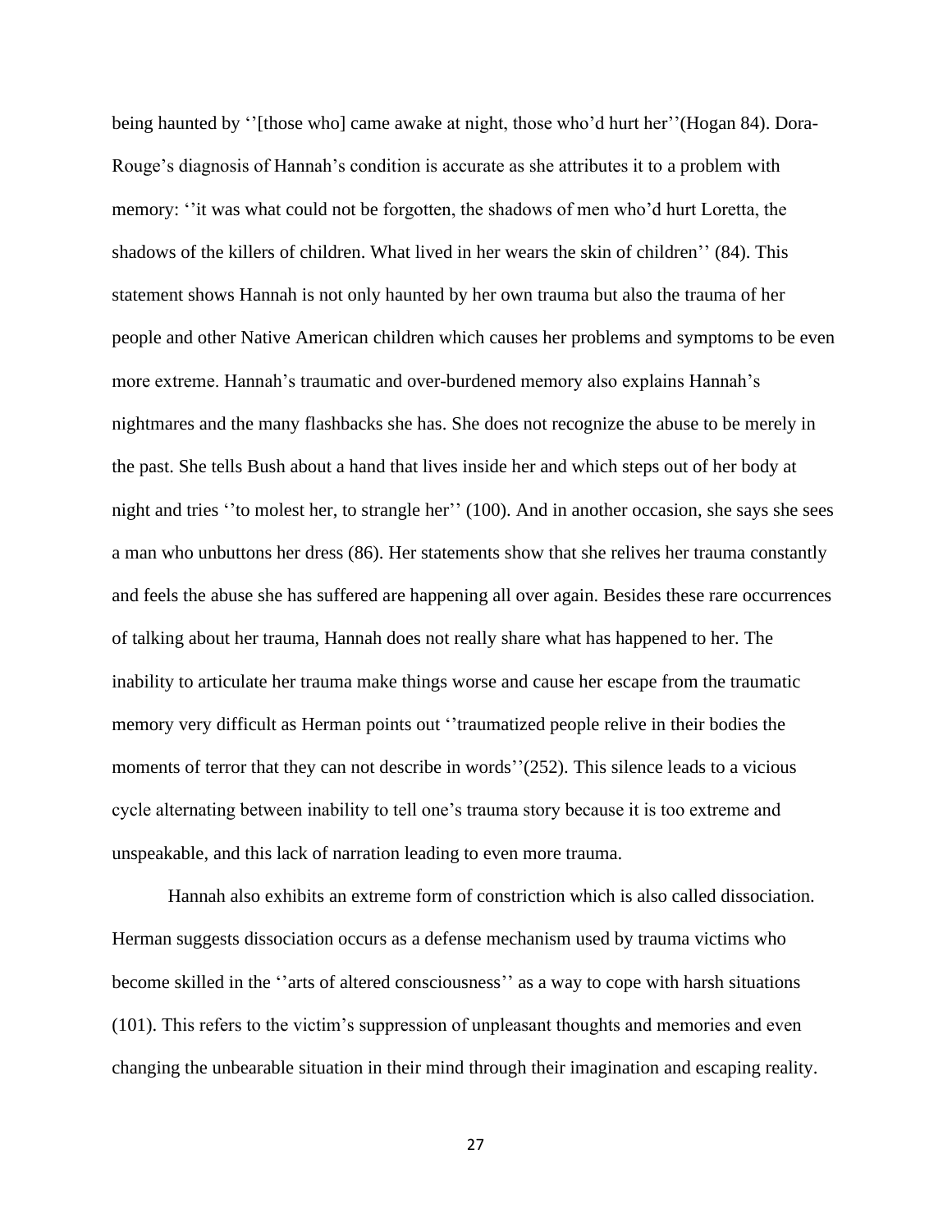being haunted by ''[those who] came awake at night, those who'd hurt her''(Hogan 84). Dora-Rouge's diagnosis of Hannah's condition is accurate as she attributes it to a problem with memory: ''it was what could not be forgotten, the shadows of men who'd hurt Loretta, the shadows of the killers of children. What lived in her wears the skin of children'' (84). This statement shows Hannah is not only haunted by her own trauma but also the trauma of her people and other Native American children which causes her problems and symptoms to be even more extreme. Hannah's traumatic and over-burdened memory also explains Hannah's nightmares and the many flashbacks she has. She does not recognize the abuse to be merely in the past. She tells Bush about a hand that lives inside her and which steps out of her body at night and tries ''to molest her, to strangle her'' (100). And in another occasion, she says she sees a man who unbuttons her dress (86). Her statements show that she relives her trauma constantly and feels the abuse she has suffered are happening all over again. Besides these rare occurrences of talking about her trauma, Hannah does not really share what has happened to her. The inability to articulate her trauma make things worse and cause her escape from the traumatic memory very difficult as Herman points out ''traumatized people relive in their bodies the moments of terror that they can not describe in words''(252). This silence leads to a vicious cycle alternating between inability to tell one's trauma story because it is too extreme and unspeakable, and this lack of narration leading to even more trauma.

Hannah also exhibits an extreme form of constriction which is also called dissociation. Herman suggests dissociation occurs as a defense mechanism used by trauma victims who become skilled in the ''arts of altered consciousness'' as a way to cope with harsh situations (101). This refers to the victim's suppression of unpleasant thoughts and memories and even changing the unbearable situation in their mind through their imagination and escaping reality.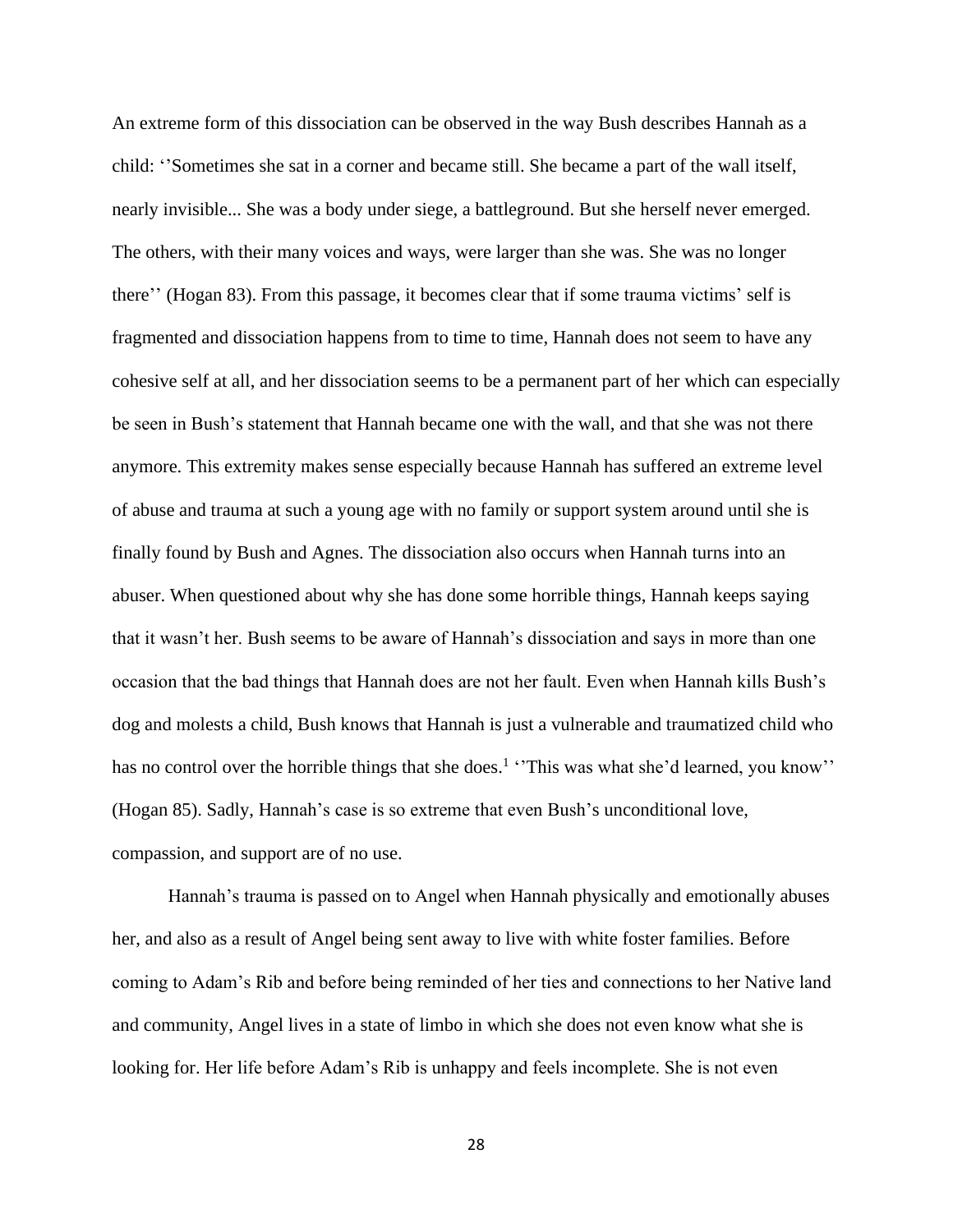An extreme form of this dissociation can be observed in the way Bush describes Hannah as a child: ''Sometimes she sat in a corner and became still. She became a part of the wall itself, nearly invisible... She was a body under siege, a battleground. But she herself never emerged. The others, with their many voices and ways, were larger than she was. She was no longer there'' (Hogan 83). From this passage, it becomes clear that if some trauma victims' self is fragmented and dissociation happens from to time to time, Hannah does not seem to have any cohesive self at all, and her dissociation seems to be a permanent part of her which can especially be seen in Bush's statement that Hannah became one with the wall, and that she was not there anymore. This extremity makes sense especially because Hannah has suffered an extreme level of abuse and trauma at such a young age with no family or support system around until she is finally found by Bush and Agnes. The dissociation also occurs when Hannah turns into an abuser. When questioned about why she has done some horrible things, Hannah keeps saying that it wasn't her. Bush seems to be aware of Hannah's dissociation and says in more than one occasion that the bad things that Hannah does are not her fault. Even when Hannah kills Bush's dog and molests a child, Bush knows that Hannah is just a vulnerable and traumatized child who has no control over the horrible things that she does.[1] ''This was what she'd learned, you know'' (Hogan 85). Sadly, Hannah's case is so extreme that even Bush's unconditional love, compassion, and support are of no use.

Hannah's trauma is passed on to Angel when Hannah physically and emotionally abuses her, and also as a result of Angel being sent away to live with white foster families. Before coming to Adam's Rib and before being reminded of her ties and connections to her Native land and community, Angel lives in a state of limbo in which she does not even know what she is looking for. Her life before Adam's Rib is unhappy and feels incomplete. She is not even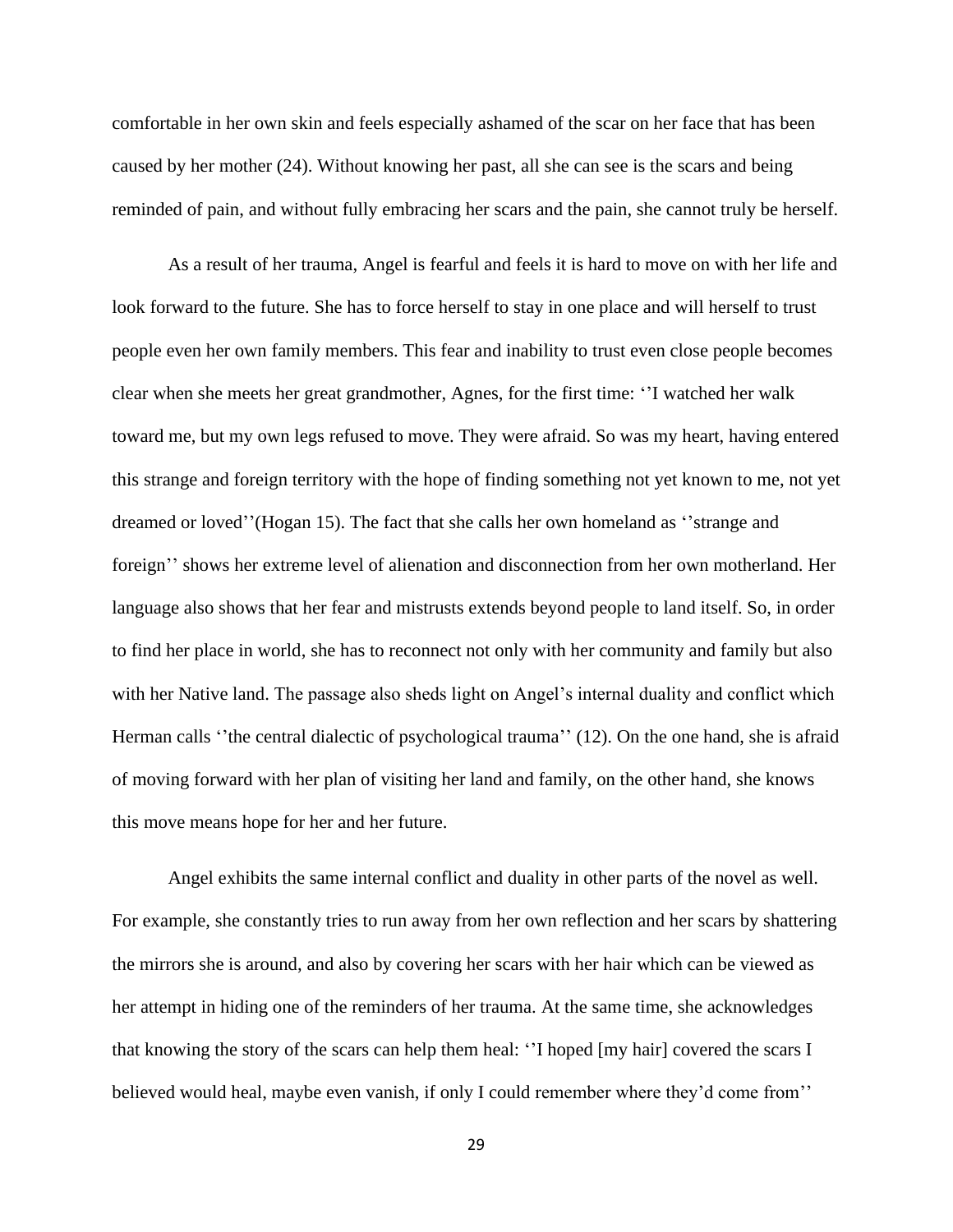comfortable in her own skin and feels especially ashamed of the scar on her face that has been caused by her mother (24). Without knowing her past, all she can see is the scars and being reminded of pain, and without fully embracing her scars and the pain, she cannot truly be herself.

As a result of her trauma, Angel is fearful and feels it is hard to move on with her life and look forward to the future. She has to force herself to stay in one place and will herself to trust people even her own family members. This fear and inability to trust even close people becomes clear when she meets her great grandmother, Agnes, for the first time: ‘’I watched her walk toward me, but my own legs refused to move. They were afraid. So was my heart, having entered this strange and foreign territory with the hope of finding something not yet known to me, not yet dreamed or loved’’(Hogan 15). The fact that she calls her own homeland as ‘’strange and foreign’’ shows her extreme level of alienation and disconnection from her own motherland. Her language also shows that her fear and mistrusts extends beyond people to land itself. So, in order to find her place in world, she has to reconnect not only with her community and family but also with her Native land. The passage also sheds light on Angel’s internal duality and conflict which Herman calls ‘’the central dialectic of psychological trauma’’ (12). On the one hand, she is afraid of moving forward with her plan of visiting her land and family, on the other hand, she knows this move means hope for her and her future.

Angel exhibits the same internal conflict and duality in other parts of the novel as well. For example, she constantly tries to run away from her own reflection and her scars by shattering the mirrors she is around, and also by covering her scars with her hair which can be viewed as her attempt in hiding one of the reminders of her trauma. At the same time, she acknowledges that knowing the story of the scars can help them heal: ‘’I hoped [my hair] covered the scars I believed would heal, maybe even vanish, if only I could remember where they’d come from’’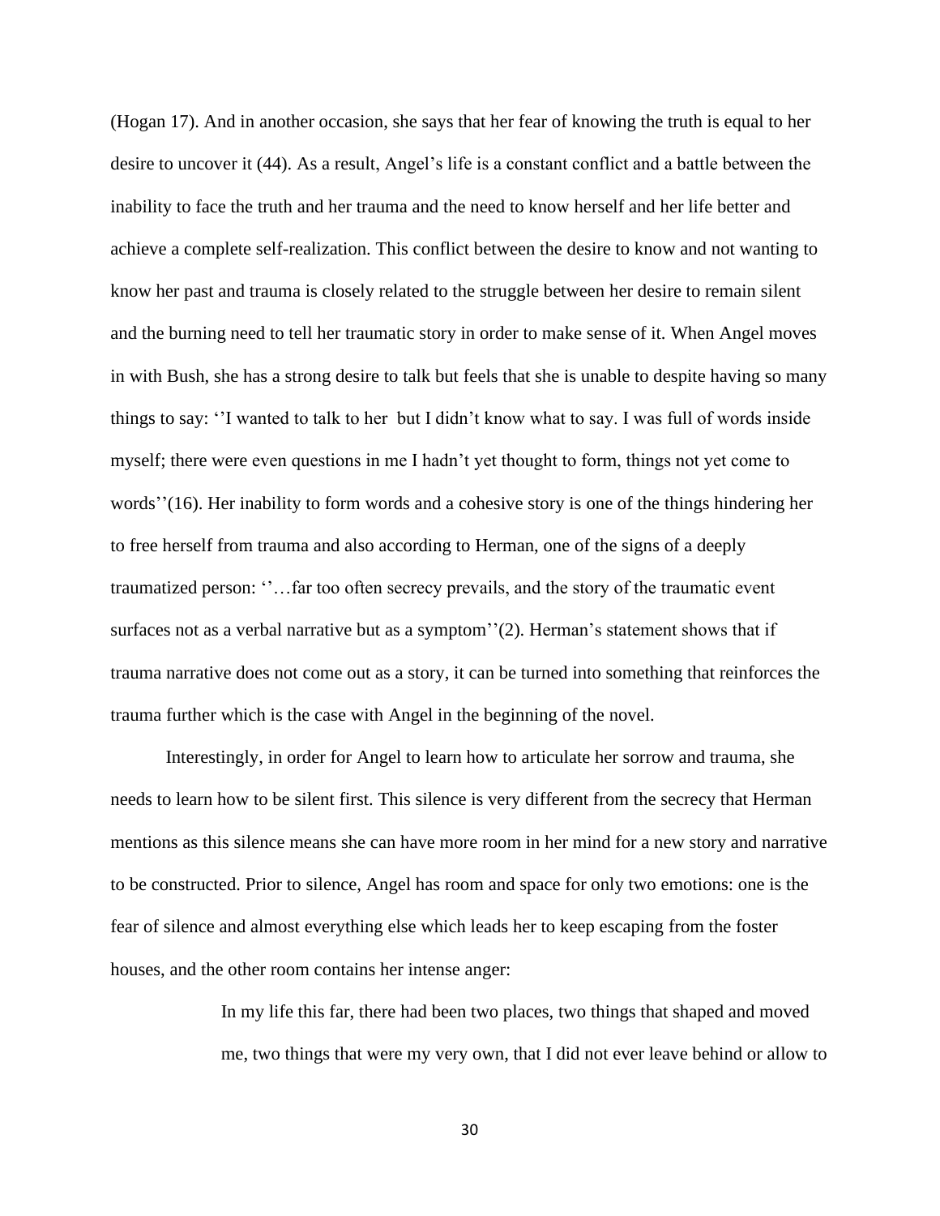(Hogan 17). And in another occasion, she says that her fear of knowing the truth is equal to her desire to uncover it (44). As a result, Angel's life is a constant conflict and a battle between the inability to face the truth and her trauma and the need to know herself and her life better and achieve a complete self-realization. This conflict between the desire to know and not wanting to know her past and trauma is closely related to the struggle between her desire to remain silent and the burning need to tell her traumatic story in order to make sense of it. When Angel moves in with Bush, she has a strong desire to talk but feels that she is unable to despite having so many things to say: ''I wanted to talk to her but I didn't know what to say. I was full of words inside myself; there were even questions in me I hadn't yet thought to form, things not yet come to words''(16). Her inability to form words and a cohesive story is one of the things hindering her to free herself from trauma and also according to Herman, one of the signs of a deeply traumatized person: ''…far too often secrecy prevails, and the story of the traumatic event surfaces not as a verbal narrative but as a symptom''(2). Herman's statement shows that if trauma narrative does not come out as a story, it can be turned into something that reinforces the trauma further which is the case with Angel in the beginning of the novel.

Interestingly, in order for Angel to learn how to articulate her sorrow and trauma, she needs to learn how to be silent first. This silence is very different from the secrecy that Herman mentions as this silence means she can have more room in her mind for a new story and narrative to be constructed. Prior to silence, Angel has room and space for only two emotions: one is the fear of silence and almost everything else which leads her to keep escaping from the foster houses, and the other room contains her intense anger:

> In my life this far, there had been two places, two things that shaped and moved me, two things that were my very own, that I did not ever leave behind or allow to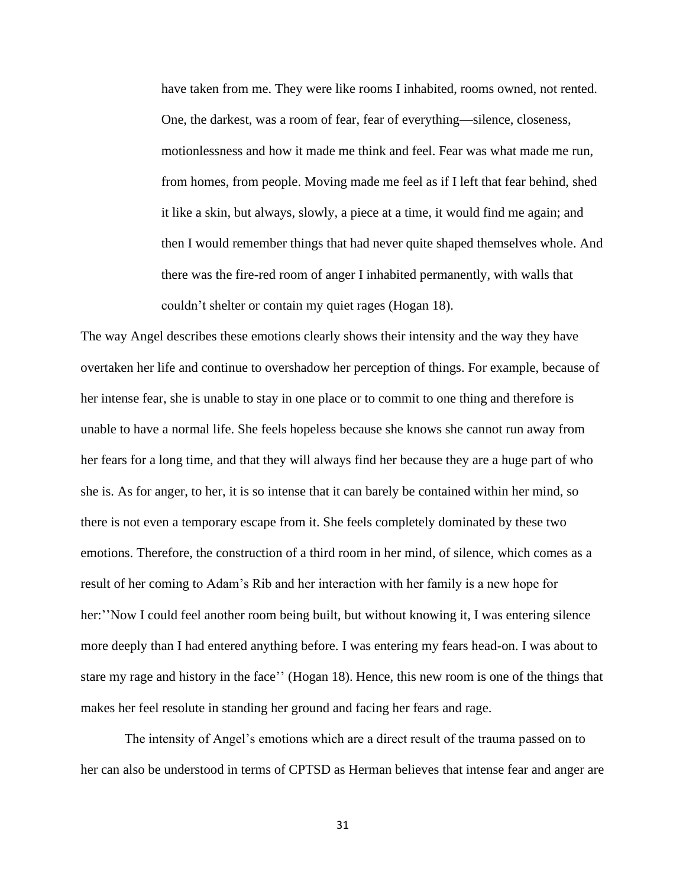> have taken from me. They were like rooms I inhabited, rooms owned, not rented. One, the darkest, was a room of fear, fear of everything—silence, closeness, motionlessness and how it made me think and feel. Fear was what made me run, from homes, from people. Moving made me feel as if I left that fear behind, shed it like a skin, but always, slowly, a piece at a time, it would find me again; and then I would remember things that had never quite shaped themselves whole. And there was the fire-red room of anger I inhabited permanently, with walls that couldn't shelter or contain my quiet rages (Hogan 18).

The way Angel describes these emotions clearly shows their intensity and the way they have overtaken her life and continue to overshadow her perception of things. For example, because of her intense fear, she is unable to stay in one place or to commit to one thing and therefore is unable to have a normal life. She feels hopeless because she knows she cannot run away from her fears for a long time, and that they will always find her because they are a huge part of who she is. As for anger, to her, it is so intense that it can barely be contained within her mind, so there is not even a temporary escape from it. She feels completely dominated by these two emotions. Therefore, the construction of a third room in her mind, of silence, which comes as a result of her coming to Adam's Rib and her interaction with her family is a new hope for her:''Now I could feel another room being built, but without knowing it, I was entering silence more deeply than I had entered anything before. I was entering my fears head-on. I was about to stare my rage and history in the face'' (Hogan 18). Hence, this new room is one of the things that makes her feel resolute in standing her ground and facing her fears and rage.

The intensity of Angel's emotions which are a direct result of the trauma passed on to her can also be understood in terms of CPTSD as Herman believes that intense fear and anger are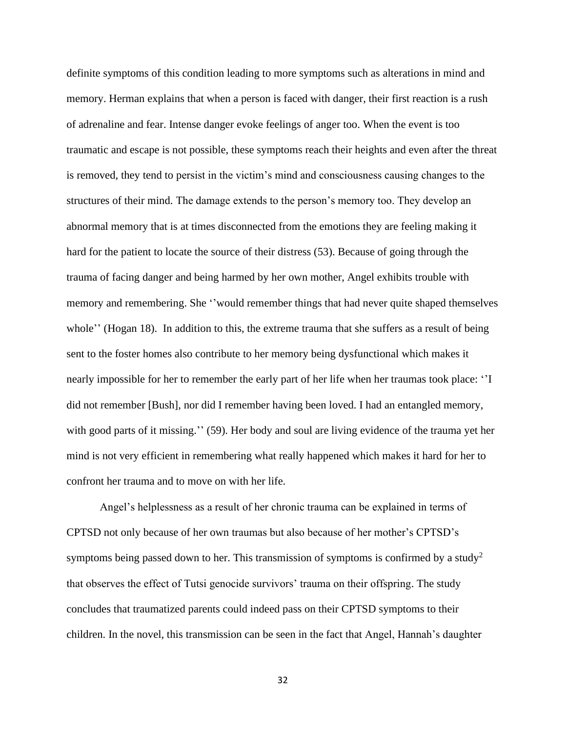definite symptoms of this condition leading to more symptoms such as alterations in mind and memory. Herman explains that when a person is faced with danger, their first reaction is a rush of adrenaline and fear. Intense danger evoke feelings of anger too. When the event is too traumatic and escape is not possible, these symptoms reach their heights and even after the threat is removed, they tend to persist in the victim's mind and consciousness causing changes to the structures of their mind. The damage extends to the person's memory too. They develop an abnormal memory that is at times disconnected from the emotions they are feeling making it hard for the patient to locate the source of their distress (53). Because of going through the trauma of facing danger and being harmed by her own mother, Angel exhibits trouble with memory and remembering. She ''would remember things that had never quite shaped themselves whole'' (Hogan 18). In addition to this, the extreme trauma that she suffers as a result of being sent to the foster homes also contribute to her memory being dysfunctional which makes it nearly impossible for her to remember the early part of her life when her traumas took place: ''I did not remember [Bush], nor did I remember having been loved. I had an entangled memory, with good parts of it missing.'' (59). Her body and soul are living evidence of the trauma yet her mind is not very efficient in remembering what really happened which makes it hard for her to confront her trauma and to move on with her life.

Angel's helplessness as a result of her chronic trauma can be explained in terms of CPTSD not only because of her own traumas but also because of her mother's CPTSD's symptoms being passed down to her. This transmission of symptoms is confirmed by a study[2] that observes the effect of Tutsi genocide survivors' trauma on their offspring. The study concludes that traumatized parents could indeed pass on their CPTSD symptoms to their children. In the novel, this transmission can be seen in the fact that Angel, Hannah's daughter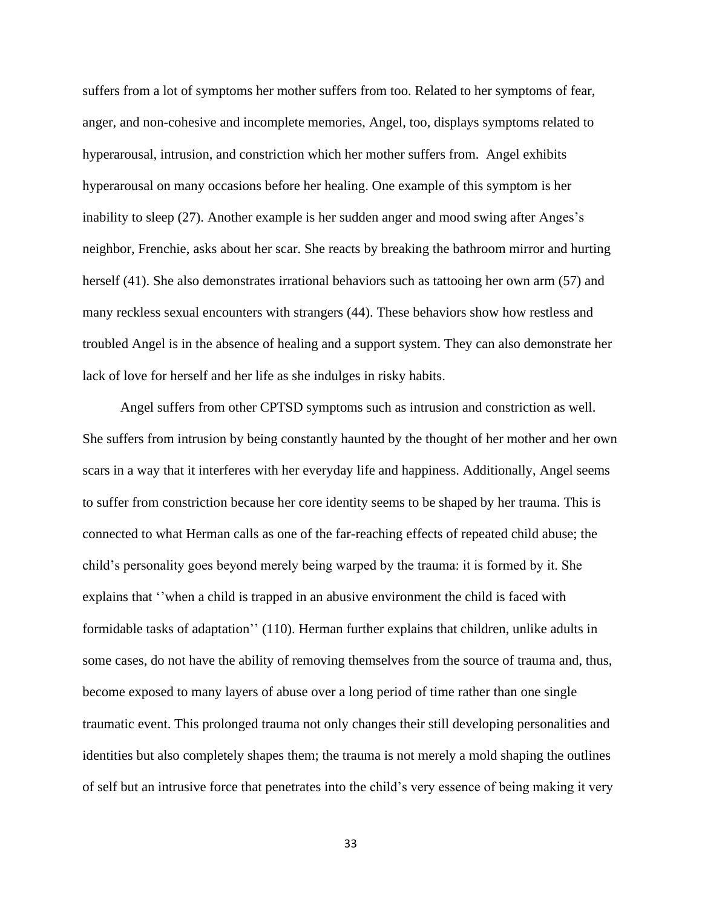suffers from a lot of symptoms her mother suffers from too. Related to her symptoms of fear, anger, and non-cohesive and incomplete memories, Angel, too, displays symptoms related to hyperarousal, intrusion, and constriction which her mother suffers from. Angel exhibits hyperarousal on many occasions before her healing. One example of this symptom is her inability to sleep (27). Another example is her sudden anger and mood swing after Anges's neighbor, Frenchie, asks about her scar. She reacts by breaking the bathroom mirror and hurting herself (41). She also demonstrates irrational behaviors such as tattooing her own arm (57) and many reckless sexual encounters with strangers (44). These behaviors show how restless and troubled Angel is in the absence of healing and a support system. They can also demonstrate her lack of love for herself and her life as she indulges in risky habits.

Angel suffers from other CPTSD symptoms such as intrusion and constriction as well. She suffers from intrusion by being constantly haunted by the thought of her mother and her own scars in a way that it interferes with her everyday life and happiness. Additionally, Angel seems to suffer from constriction because her core identity seems to be shaped by her trauma. This is connected to what Herman calls as one of the far-reaching effects of repeated child abuse; the child's personality goes beyond merely being warped by the trauma: it is formed by it. She explains that ''when a child is trapped in an abusive environment the child is faced with formidable tasks of adaptation'' (110). Herman further explains that children, unlike adults in some cases, do not have the ability of removing themselves from the source of trauma and, thus, become exposed to many layers of abuse over a long period of time rather than one single traumatic event. This prolonged trauma not only changes their still developing personalities and identities but also completely shapes them; the trauma is not merely a mold shaping the outlines of self but an intrusive force that penetrates into the child's very essence of being making it very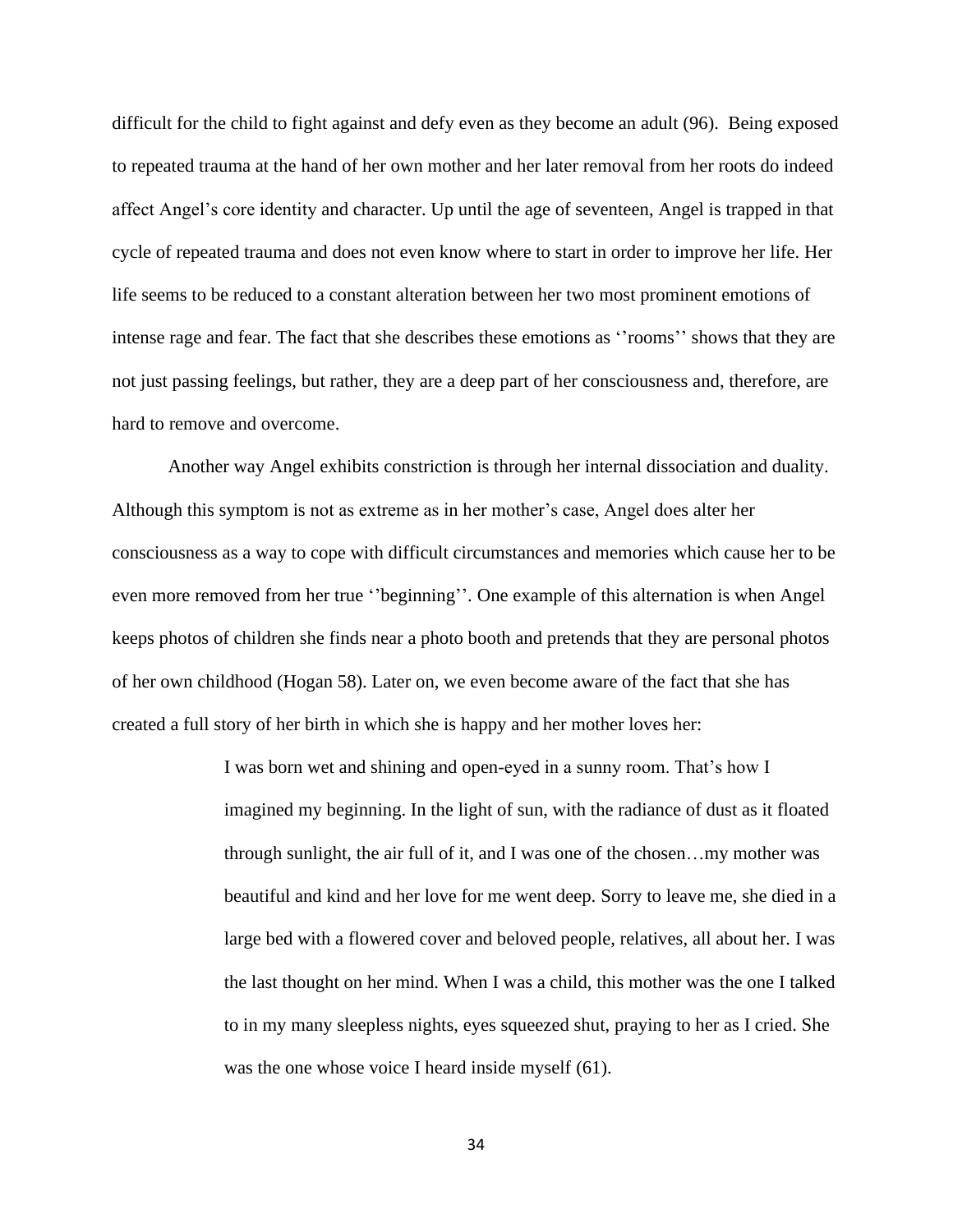difficult for the child to fight against and defy even as they become an adult (96). Being exposed to repeated trauma at the hand of her own mother and her later removal from her roots do indeed affect Angel's core identity and character. Up until the age of seventeen, Angel is trapped in that cycle of repeated trauma and does not even know where to start in order to improve her life. Her life seems to be reduced to a constant alteration between her two most prominent emotions of intense rage and fear. The fact that she describes these emotions as ''rooms'' shows that they are not just passing feelings, but rather, they are a deep part of her consciousness and, therefore, are hard to remove and overcome.

Another way Angel exhibits constriction is through her internal dissociation and duality. Although this symptom is not as extreme as in her mother's case, Angel does alter her consciousness as a way to cope with difficult circumstances and memories which cause her to be even more removed from her true ''beginning''. One example of this alternation is when Angel keeps photos of children she finds near a photo booth and pretends that they are personal photos of her own childhood (Hogan 58). Later on, we even become aware of the fact that she has created a full story of her birth in which she is happy and her mother loves her:

> I was born wet and shining and open-eyed in a sunny room. That's how I imagined my beginning. In the light of sun, with the radiance of dust as it floated through sunlight, the air full of it, and I was one of the chosen…my mother was beautiful and kind and her love for me went deep. Sorry to leave me, she died in a large bed with a flowered cover and beloved people, relatives, all about her. I was the last thought on her mind. When I was a child, this mother was the one I talked to in my many sleepless nights, eyes squeezed shut, praying to her as I cried. She was the one whose voice I heard inside myself (61).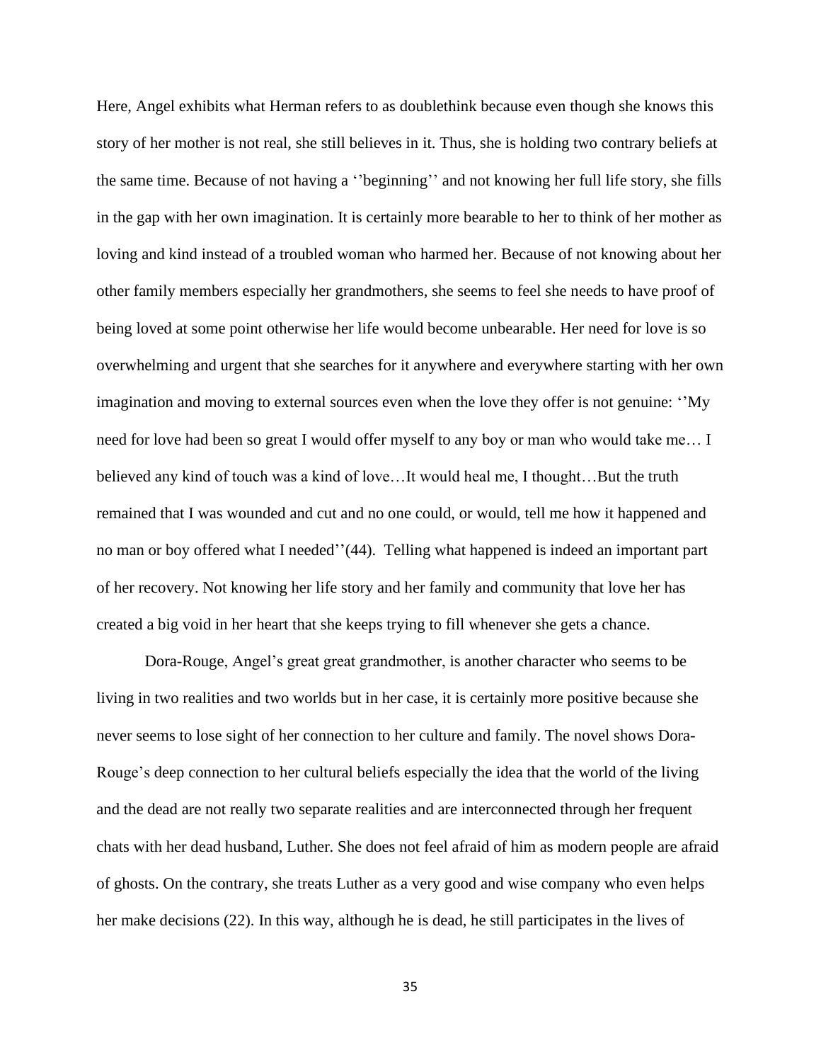Here, Angel exhibits what Herman refers to as doublethink because even though she knows this story of her mother is not real, she still believes in it. Thus, she is holding two contrary beliefs at the same time. Because of not having a ''beginning'' and not knowing her full life story, she fills in the gap with her own imagination. It is certainly more bearable to her to think of her mother as loving and kind instead of a troubled woman who harmed her. Because of not knowing about her other family members especially her grandmothers, she seems to feel she needs to have proof of being loved at some point otherwise her life would become unbearable. Her need for love is so overwhelming and urgent that she searches for it anywhere and everywhere starting with her own imagination and moving to external sources even when the love they offer is not genuine: ''My need for love had been so great I would offer myself to any boy or man who would take me… I believed any kind of touch was a kind of love…It would heal me, I thought…But the truth remained that I was wounded and cut and no one could, or would, tell me how it happened and no man or boy offered what I needed''(44). Telling what happened is indeed an important part of her recovery. Not knowing her life story and her family and community that love her has created a big void in her heart that she keeps trying to fill whenever she gets a chance.

Dora-Rouge, Angel's great great grandmother, is another character who seems to be living in two realities and two worlds but in her case, it is certainly more positive because she never seems to lose sight of her connection to her culture and family. The novel shows Dora-Rouge's deep connection to her cultural beliefs especially the idea that the world of the living and the dead are not really two separate realities and are interconnected through her frequent chats with her dead husband, Luther. She does not feel afraid of him as modern people are afraid of ghosts. On the contrary, she treats Luther as a very good and wise company who even helps her make decisions (22). In this way, although he is dead, he still participates in the lives of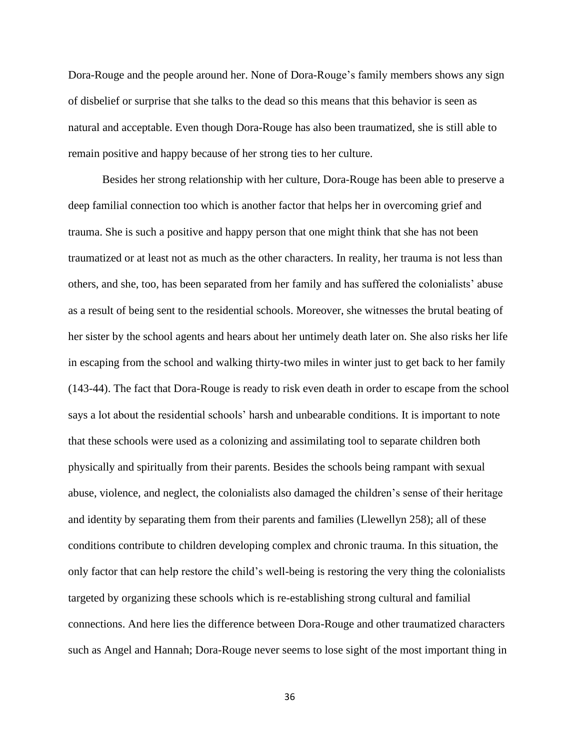Dora-Rouge and the people around her. None of Dora-Rouge's family members shows any sign of disbelief or surprise that she talks to the dead so this means that this behavior is seen as natural and acceptable. Even though Dora-Rouge has also been traumatized, she is still able to remain positive and happy because of her strong ties to her culture.

Besides her strong relationship with her culture, Dora-Rouge has been able to preserve a deep familial connection too which is another factor that helps her in overcoming grief and trauma. She is such a positive and happy person that one might think that she has not been traumatized or at least not as much as the other characters. In reality, her trauma is not less than others, and she, too, has been separated from her family and has suffered the colonialists' abuse as a result of being sent to the residential schools. Moreover, she witnesses the brutal beating of her sister by the school agents and hears about her untimely death later on. She also risks her life in escaping from the school and walking thirty-two miles in winter just to get back to her family (143-44). The fact that Dora-Rouge is ready to risk even death in order to escape from the school says a lot about the residential schools' harsh and unbearable conditions. It is important to note that these schools were used as a colonizing and assimilating tool to separate children both physically and spiritually from their parents. Besides the schools being rampant with sexual abuse, violence, and neglect, the colonialists also damaged the children's sense of their heritage and identity by separating them from their parents and families (Llewellyn 258); all of these conditions contribute to children developing complex and chronic trauma. In this situation, the only factor that can help restore the child's well-being is restoring the very thing the colonialists targeted by organizing these schools which is re-establishing strong cultural and familial connections. And here lies the difference between Dora-Rouge and other traumatized characters such as Angel and Hannah; Dora-Rouge never seems to lose sight of the most important thing in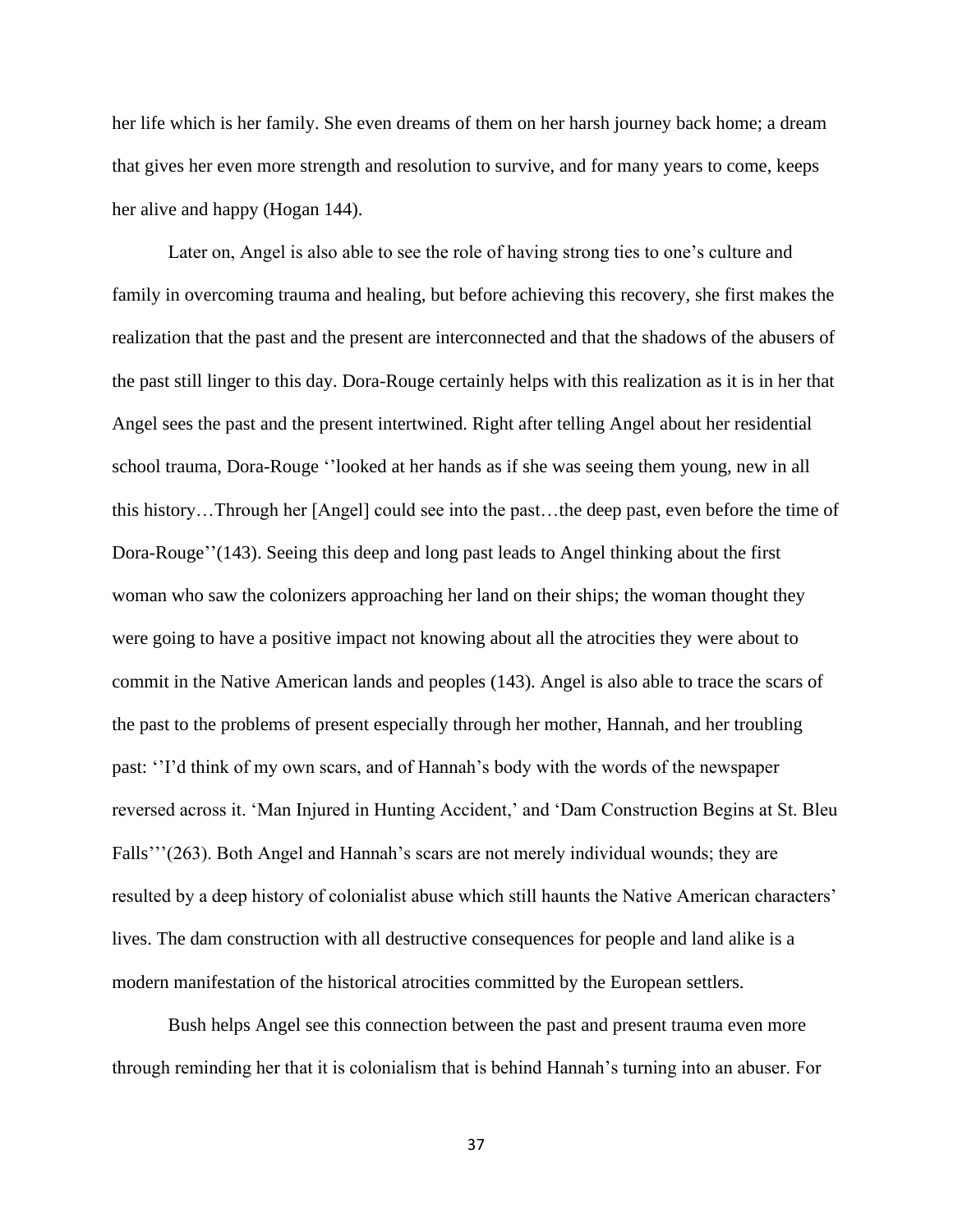her life which is her family. She even dreams of them on her harsh journey back home; a dream that gives her even more strength and resolution to survive, and for many years to come, keeps her alive and happy (Hogan 144).

Later on, Angel is also able to see the role of having strong ties to one's culture and family in overcoming trauma and healing, but before achieving this recovery, she first makes the realization that the past and the present are interconnected and that the shadows of the abusers of the past still linger to this day. Dora-Rouge certainly helps with this realization as it is in her that Angel sees the past and the present intertwined. Right after telling Angel about her residential school trauma, Dora-Rouge ''looked at her hands as if she was seeing them young, new in all this history…Through her [Angel] could see into the past…the deep past, even before the time of Dora-Rouge''(143). Seeing this deep and long past leads to Angel thinking about the first woman who saw the colonizers approaching her land on their ships; the woman thought they were going to have a positive impact not knowing about all the atrocities they were about to commit in the Native American lands and peoples (143). Angel is also able to trace the scars of the past to the problems of present especially through her mother, Hannah, and her troubling past: ''I'd think of my own scars, and of Hannah's body with the words of the newspaper reversed across it. 'Man Injured in Hunting Accident,' and 'Dam Construction Begins at St. Bleu Falls'''(263). Both Angel and Hannah's scars are not merely individual wounds; they are resulted by a deep history of colonialist abuse which still haunts the Native American characters' lives. The dam construction with all destructive consequences for people and land alike is a modern manifestation of the historical atrocities committed by the European settlers.

Bush helps Angel see this connection between the past and present trauma even more through reminding her that it is colonialism that is behind Hannah's turning into an abuser. For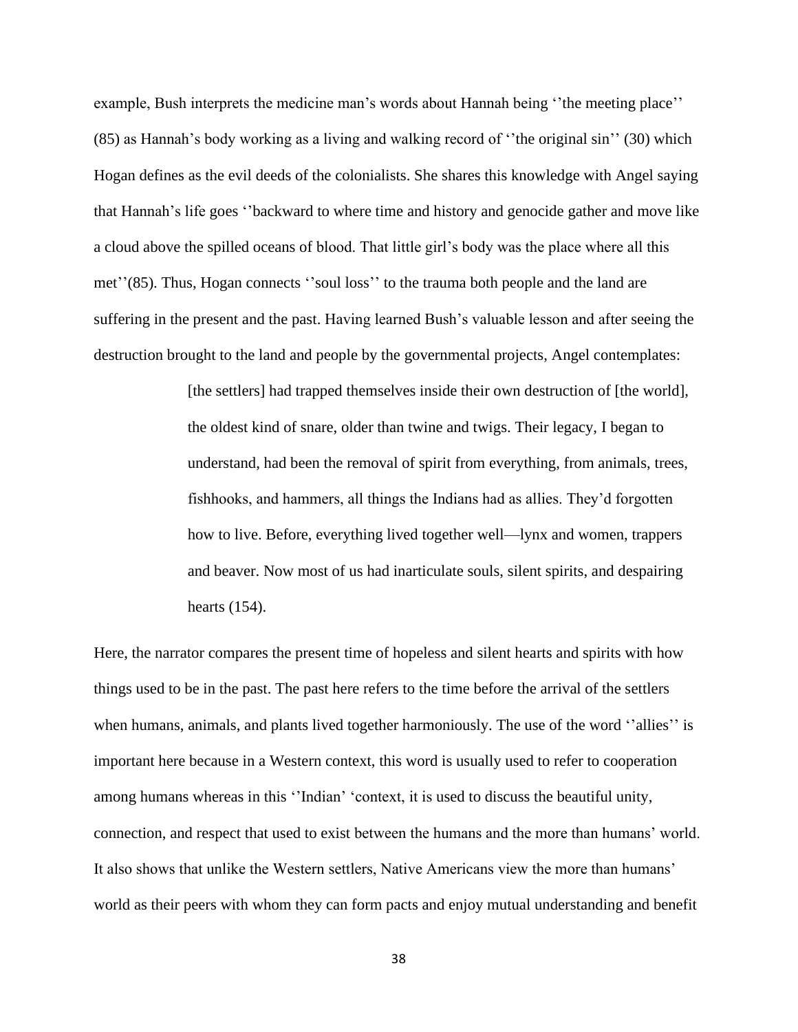example, Bush interprets the medicine man's words about Hannah being ''the meeting place'' (85) as Hannah's body working as a living and walking record of ''the original sin'' (30) which Hogan defines as the evil deeds of the colonialists. She shares this knowledge with Angel saying that Hannah's life goes ''backward to where time and history and genocide gather and move like a cloud above the spilled oceans of blood. That little girl's body was the place where all this met''(85). Thus, Hogan connects ''soul loss'' to the trauma both people and the land are suffering in the present and the past. Having learned Bush's valuable lesson and after seeing the destruction brought to the land and people by the governmental projects, Angel contemplates:

> [the settlers] had trapped themselves inside their own destruction of [the world], the oldest kind of snare, older than twine and twigs. Their legacy, I began to understand, had been the removal of spirit from everything, from animals, trees, fishhooks, and hammers, all things the Indians had as allies. They'd forgotten how to live. Before, everything lived together well—lynx and women, trappers and beaver. Now most of us had inarticulate souls, silent spirits, and despairing hearts (154).

Here, the narrator compares the present time of hopeless and silent hearts and spirits with how things used to be in the past. The past here refers to the time before the arrival of the settlers when humans, animals, and plants lived together harmoniously. The use of the word ''allies'' is important here because in a Western context, this word is usually used to refer to cooperation among humans whereas in this ''Indian' 'context, it is used to discuss the beautiful unity, connection, and respect that used to exist between the humans and the more than humans' world. It also shows that unlike the Western settlers, Native Americans view the more than humans' world as their peers with whom they can form pacts and enjoy mutual understanding and benefit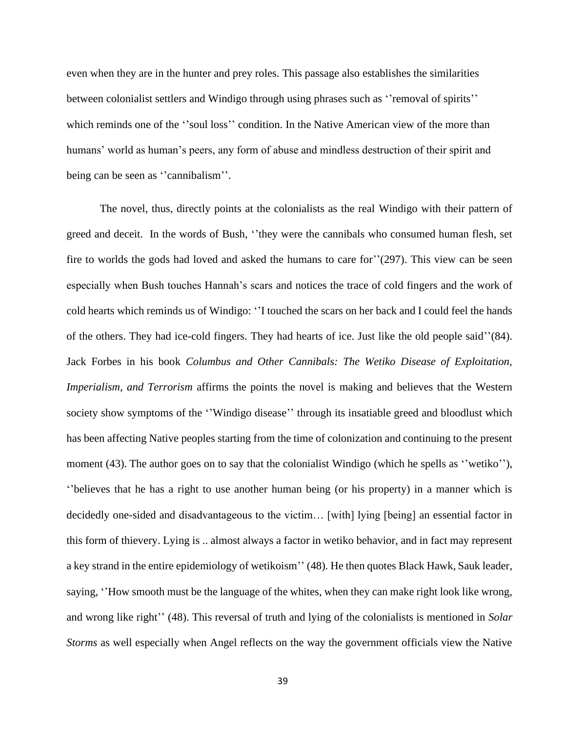even when they are in the hunter and prey roles. This passage also establishes the similarities between colonialist settlers and Windigo through using phrases such as ''removal of spirits'' which reminds one of the ''soul loss'' condition. In the Native American view of the more than humans' world as human's peers, any form of abuse and mindless destruction of their spirit and being can be seen as ''cannibalism''.

The novel, thus, directly points at the colonialists as the real Windigo with their pattern of greed and deceit. In the words of Bush, ''they were the cannibals who consumed human flesh, set fire to worlds the gods had loved and asked the humans to care for''(297). This view can be seen especially when Bush touches Hannah's scars and notices the trace of cold fingers and the work of cold hearts which reminds us of Windigo: ''I touched the scars on her back and I could feel the hands of the others. They had ice-cold fingers. They had hearts of ice. Just like the old people said''(84). Jack Forbes in his book *Columbus and Other Cannibals: The Wetiko Disease of Exploitation, Imperialism, and Terrorism* affirms the points the novel is making and believes that the Western society show symptoms of the ''Windigo disease'' through its insatiable greed and bloodlust which has been affecting Native peoples starting from the time of colonization and continuing to the present moment (43). The author goes on to say that the colonialist Windigo (which he spells as ''wetiko''), ''believes that he has a right to use another human being (or his property) in a manner which is decidedly one-sided and disadvantageous to the victim… [with] lying [being] an essential factor in this form of thievery. Lying is .. almost always a factor in wetiko behavior, and in fact may represent a key strand in the entire epidemiology of wetikoism'' (48). He then quotes Black Hawk, Sauk leader, saying, ''How smooth must be the language of the whites, when they can make right look like wrong, and wrong like right'' (48). This reversal of truth and lying of the colonialists is mentioned in *Solar Storms* as well especially when Angel reflects on the way the government officials view the Native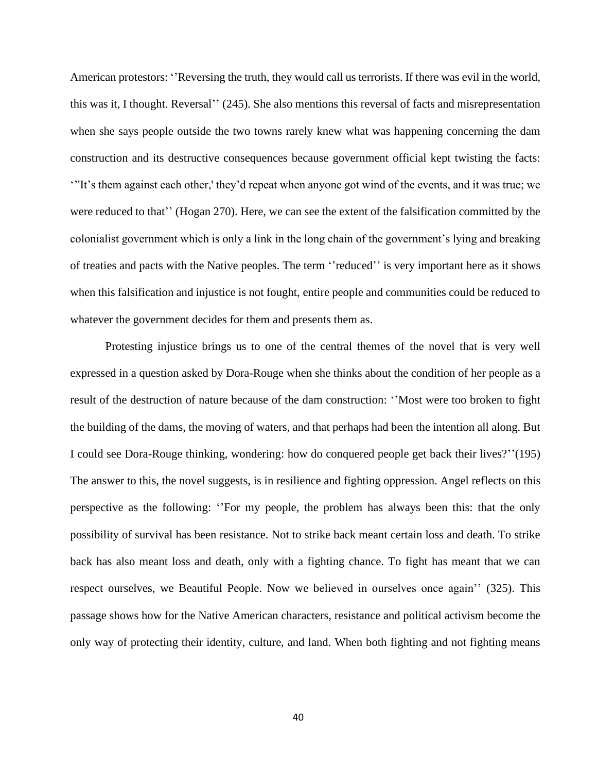American protestors: ‘’Reversing the truth, they would call us terrorists. If there was evil in the world, this was it, I thought. Reversal’’ (245). She also mentions this reversal of facts and misrepresentation when she says people outside the two towns rarely knew what was happening concerning the dam construction and its destructive consequences because government official kept twisting the facts: ‘’'It’s them against each other,' they’d repeat when anyone got wind of the events, and it was true; we were reduced to that’’ (Hogan 270). Here, we can see the extent of the falsification committed by the colonialist government which is only a link in the long chain of the government’s lying and breaking of treaties and pacts with the Native peoples. The term ‘’reduced’’ is very important here as it shows when this falsification and injustice is not fought, entire people and communities could be reduced to whatever the government decides for them and presents them as.

Protesting injustice brings us to one of the central themes of the novel that is very well expressed in a question asked by Dora-Rouge when she thinks about the condition of her people as a result of the destruction of nature because of the dam construction: ‘’Most were too broken to fight the building of the dams, the moving of waters, and that perhaps had been the intention all along. But I could see Dora-Rouge thinking, wondering: how do conquered people get back their lives?’’(195) The answer to this, the novel suggests, is in resilience and fighting oppression. Angel reflects on this perspective as the following: ‘’For my people, the problem has always been this: that the only possibility of survival has been resistance. Not to strike back meant certain loss and death. To strike back has also meant loss and death, only with a fighting chance. To fight has meant that we can respect ourselves, we Beautiful People. Now we believed in ourselves once again’’ (325). This passage shows how for the Native American characters, resistance and political activism become the only way of protecting their identity, culture, and land. When both fighting and not fighting means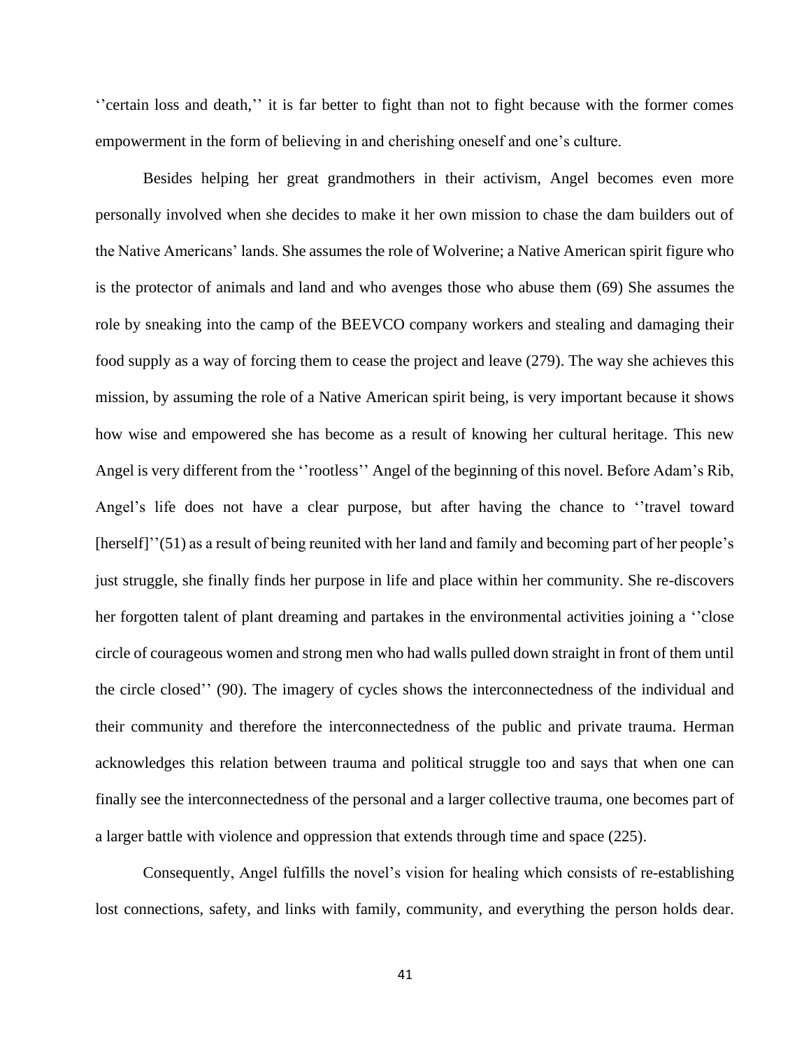''certain loss and death,'' it is far better to fight than not to fight because with the former comes empowerment in the form of believing in and cherishing oneself and one's culture.

Besides helping her great grandmothers in their activism, Angel becomes even more personally involved when she decides to make it her own mission to chase the dam builders out of the Native Americans' lands. She assumes the role of Wolverine; a Native American spirit figure who is the protector of animals and land and who avenges those who abuse them (69) She assumes the role by sneaking into the camp of the BEEVCO company workers and stealing and damaging their food supply as a way of forcing them to cease the project and leave (279). The way she achieves this mission, by assuming the role of a Native American spirit being, is very important because it shows how wise and empowered she has become as a result of knowing her cultural heritage. This new Angel is very different from the ''rootless'' Angel of the beginning of this novel. Before Adam's Rib, Angel's life does not have a clear purpose, but after having the chance to ''travel toward [herself]''(51) as a result of being reunited with her land and family and becoming part of her people's just struggle, she finally finds her purpose in life and place within her community. She re-discovers her forgotten talent of plant dreaming and partakes in the environmental activities joining a ''close circle of courageous women and strong men who had walls pulled down straight in front of them until the circle closed'' (90). The imagery of cycles shows the interconnectedness of the individual and their community and therefore the interconnectedness of the public and private trauma. Herman acknowledges this relation between trauma and political struggle too and says that when one can finally see the interconnectedness of the personal and a larger collective trauma, one becomes part of a larger battle with violence and oppression that extends through time and space (225).

Consequently, Angel fulfills the novel's vision for healing which consists of re-establishing lost connections, safety, and links with family, community, and everything the person holds dear.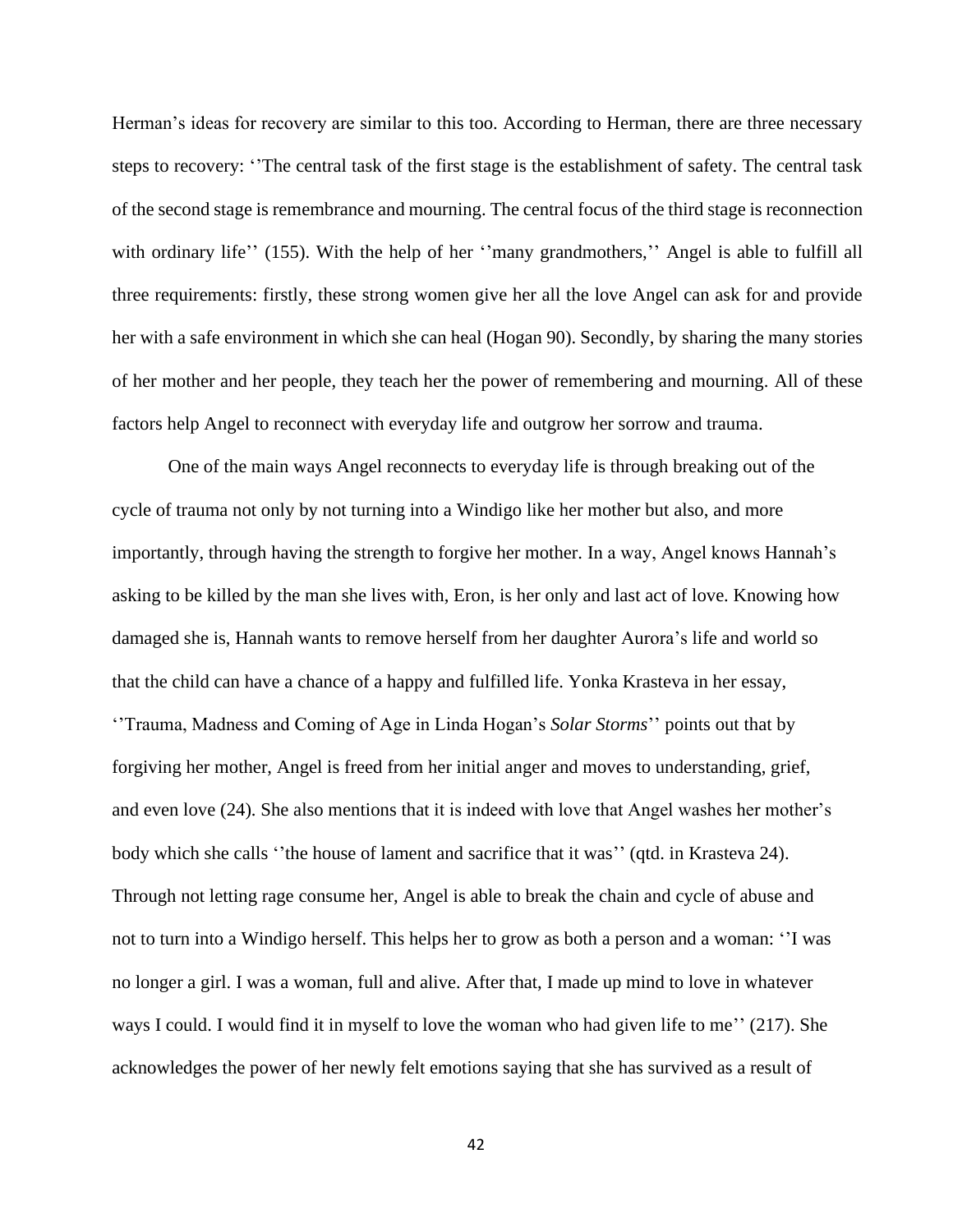Herman's ideas for recovery are similar to this too. According to Herman, there are three necessary steps to recovery: ''The central task of the first stage is the establishment of safety. The central task of the second stage is remembrance and mourning. The central focus of the third stage is reconnection with ordinary life'' (155). With the help of her ''many grandmothers,'' Angel is able to fulfill all three requirements: firstly, these strong women give her all the love Angel can ask for and provide her with a safe environment in which she can heal (Hogan 90). Secondly, by sharing the many stories of her mother and her people, they teach her the power of remembering and mourning. All of these factors help Angel to reconnect with everyday life and outgrow her sorrow and trauma.

One of the main ways Angel reconnects to everyday life is through breaking out of the cycle of trauma not only by not turning into a Windigo like her mother but also, and more importantly, through having the strength to forgive her mother. In a way, Angel knows Hannah's asking to be killed by the man she lives with, Eron, is her only and last act of love. Knowing how damaged she is, Hannah wants to remove herself from her daughter Aurora's life and world so that the child can have a chance of a happy and fulfilled life. Yonka Krasteva in her essay, ''Trauma, Madness and Coming of Age in Linda Hogan's *Solar Storms*'' points out that by forgiving her mother, Angel is freed from her initial anger and moves to understanding, grief, and even love (24). She also mentions that it is indeed with love that Angel washes her mother's body which she calls ''the house of lament and sacrifice that it was'' (qtd. in Krasteva 24). Through not letting rage consume her, Angel is able to break the chain and cycle of abuse and not to turn into a Windigo herself. This helps her to grow as both a person and a woman: ''I was no longer a girl. I was a woman, full and alive. After that, I made up mind to love in whatever ways I could. I would find it in myself to love the woman who had given life to me'' (217). She acknowledges the power of her newly felt emotions saying that she has survived as a result of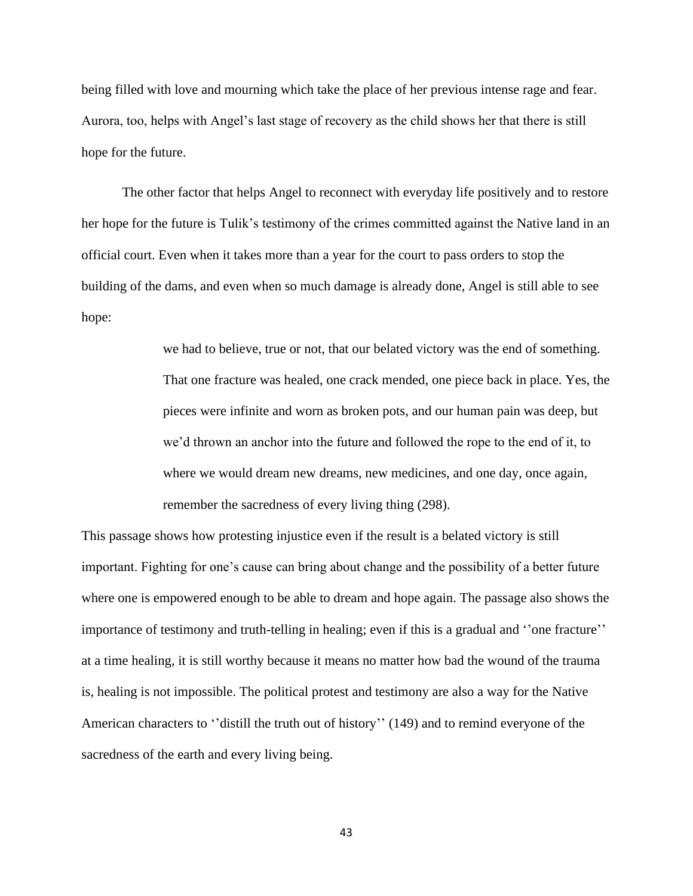being filled with love and mourning which take the place of her previous intense rage and fear. Aurora, too, helps with Angel's last stage of recovery as the child shows her that there is still hope for the future.

The other factor that helps Angel to reconnect with everyday life positively and to restore her hope for the future is Tulik's testimony of the crimes committed against the Native land in an official court. Even when it takes more than a year for the court to pass orders to stop the building of the dams, and even when so much damage is already done, Angel is still able to see hope:

> we had to believe, true or not, that our belated victory was the end of something. That one fracture was healed, one crack mended, one piece back in place. Yes, the pieces were infinite and worn as broken pots, and our human pain was deep, but we'd thrown an anchor into the future and followed the rope to the end of it, to where we would dream new dreams, new medicines, and one day, once again, remember the sacredness of every living thing (298).

This passage shows how protesting injustice even if the result is a belated victory is still important. Fighting for one's cause can bring about change and the possibility of a better future where one is empowered enough to be able to dream and hope again. The passage also shows the importance of testimony and truth-telling in healing; even if this is a gradual and ''one fracture'' at a time healing, it is still worthy because it means no matter how bad the wound of the trauma is, healing is not impossible. The political protest and testimony are also a way for the Native American characters to ''distill the truth out of history'' (149) and to remind everyone of the sacredness of the earth and every living being.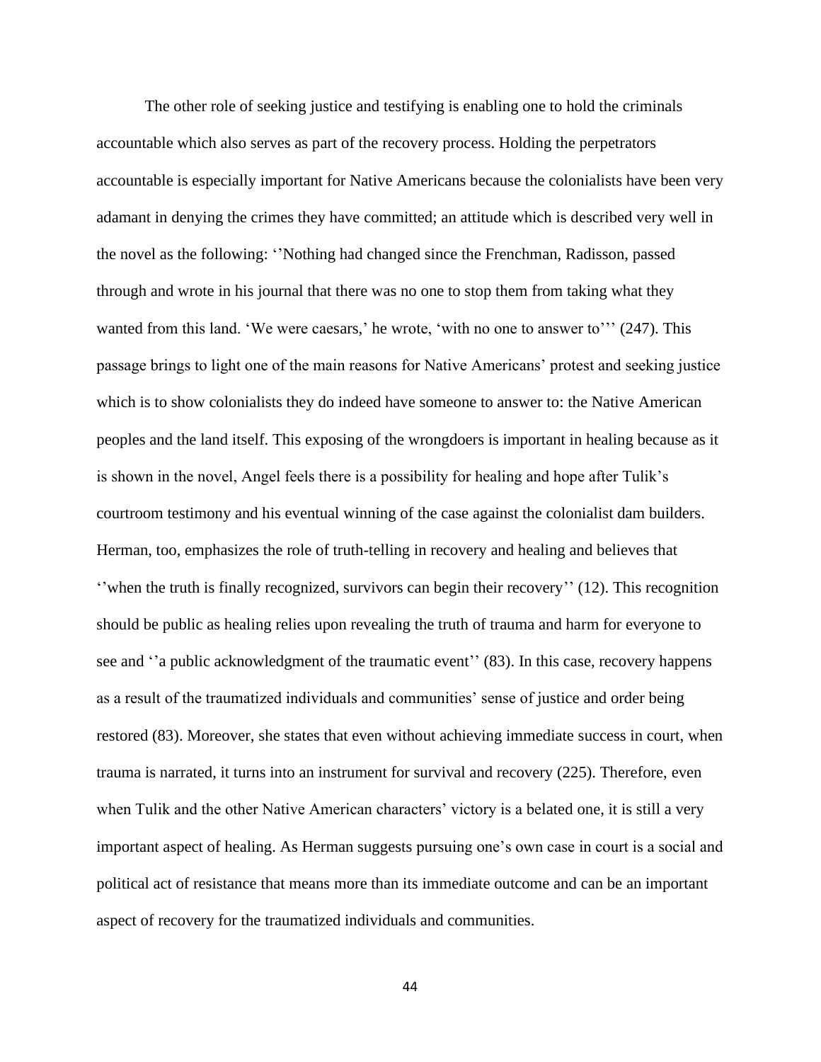The other role of seeking justice and testifying is enabling one to hold the criminals accountable which also serves as part of the recovery process. Holding the perpetrators accountable is especially important for Native Americans because the colonialists have been very adamant in denying the crimes they have committed; an attitude which is described very well in the novel as the following: ‘’Nothing had changed since the Frenchman, Radisson, passed through and wrote in his journal that there was no one to stop them from taking what they wanted from this land. ‘We were caesars,’ he wrote, ‘with no one to answer to’’’ (247). This passage brings to light one of the main reasons for Native Americans’ protest and seeking justice which is to show colonialists they do indeed have someone to answer to: the Native American peoples and the land itself. This exposing of the wrongdoers is important in healing because as it is shown in the novel, Angel feels there is a possibility for healing and hope after Tulik’s courtroom testimony and his eventual winning of the case against the colonialist dam builders. Herman, too, emphasizes the role of truth-telling in recovery and healing and believes that ‘’when the truth is finally recognized, survivors can begin their recovery’’ (12). This recognition should be public as healing relies upon revealing the truth of trauma and harm for everyone to see and ‘’a public acknowledgment of the traumatic event’’ (83). In this case, recovery happens as a result of the traumatized individuals and communities’ sense of justice and order being restored (83). Moreover, she states that even without achieving immediate success in court, when trauma is narrated, it turns into an instrument for survival and recovery (225). Therefore, even when Tulik and the other Native American characters’ victory is a belated one, it is still a very important aspect of healing. As Herman suggests pursuing one’s own case in court is a social and political act of resistance that means more than its immediate outcome and can be an important aspect of recovery for the traumatized individuals and communities.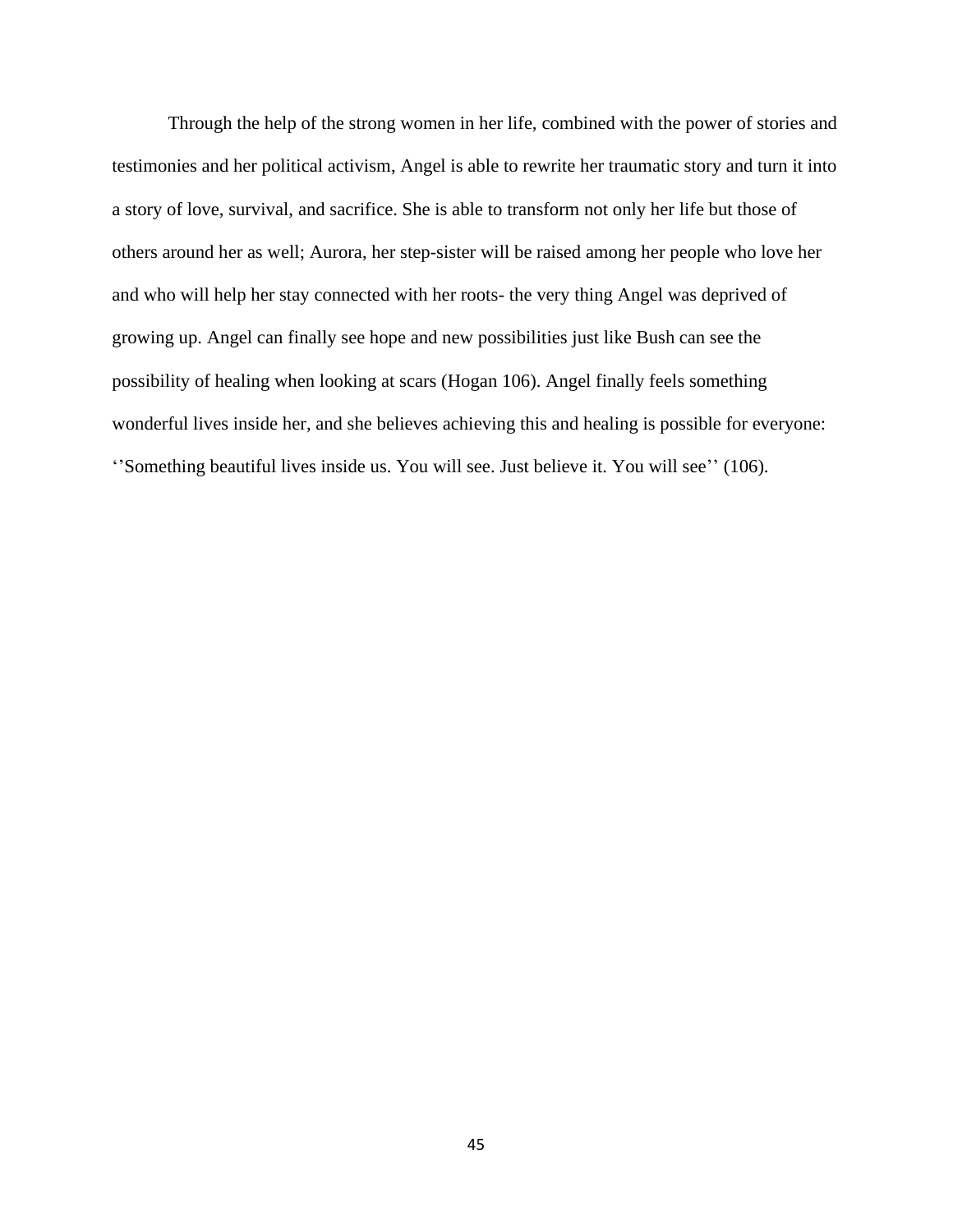Through the help of the strong women in her life, combined with the power of stories and testimonies and her political activism, Angel is able to rewrite her traumatic story and turn it into a story of love, survival, and sacrifice. She is able to transform not only her life but those of others around her as well; Aurora, her step-sister will be raised among her people who love her and who will help her stay connected with her roots- the very thing Angel was deprived of growing up. Angel can finally see hope and new possibilities just like Bush can see the possibility of healing when looking at scars (Hogan 106). Angel finally feels something wonderful lives inside her, and she believes achieving this and healing is possible for everyone: ‘’Something beautiful lives inside us. You will see. Just believe it. You will see’’ (106).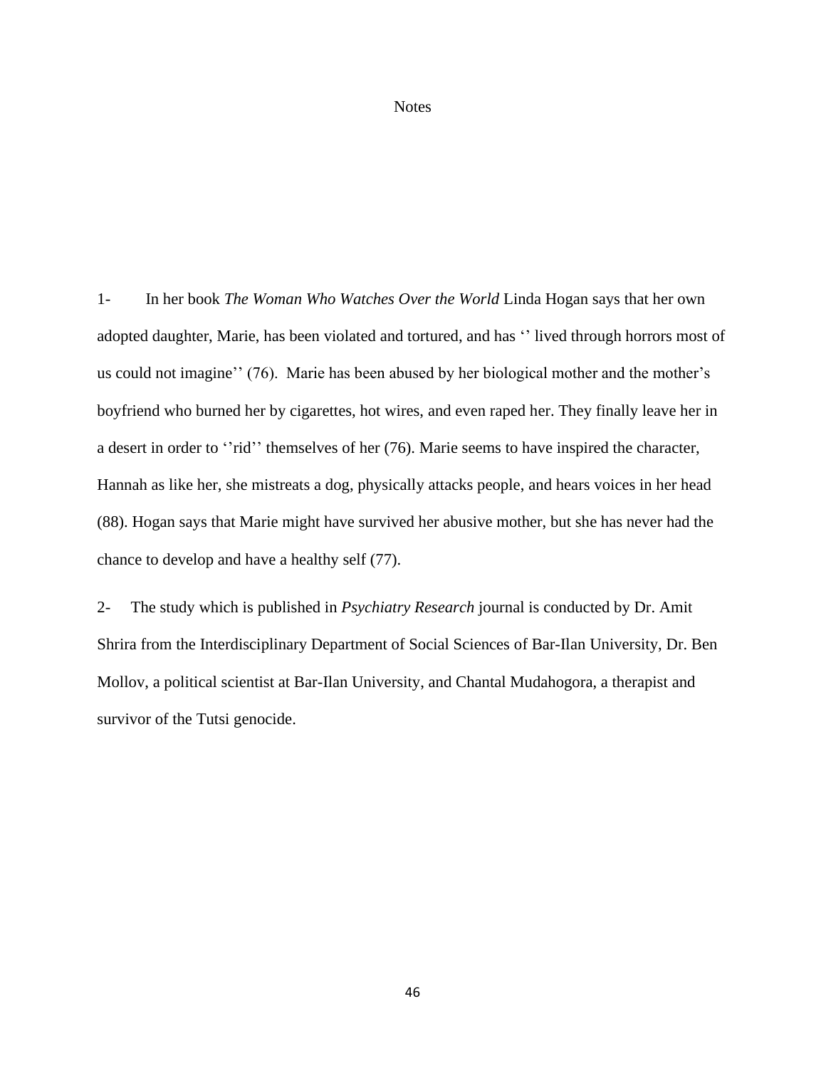# Notes

1- In her book *The Woman Who Watches Over the World* Linda Hogan says that her own adopted daughter, Marie, has been violated and tortured, and has ‘’ lived through horrors most of us could not imagine’’ (76). Marie has been abused by her biological mother and the mother’s boyfriend who burned her by cigarettes, hot wires, and even raped her. They finally leave her in a desert in order to ‘’rid’’ themselves of her (76). Marie seems to have inspired the character, Hannah as like her, she mistreats a dog, physically attacks people, and hears voices in her head (88). Hogan says that Marie might have survived her abusive mother, but she has never had the chance to develop and have a healthy self (77).

2- The study which is published in *Psychiatry Research* journal is conducted by Dr. Amit Shrira from the Interdisciplinary Department of Social Sciences of Bar-Ilan University, Dr. Ben Mollov, a political scientist at Bar-Ilan University, and Chantal Mudahogora, a therapist and survivor of the Tutsi genocide.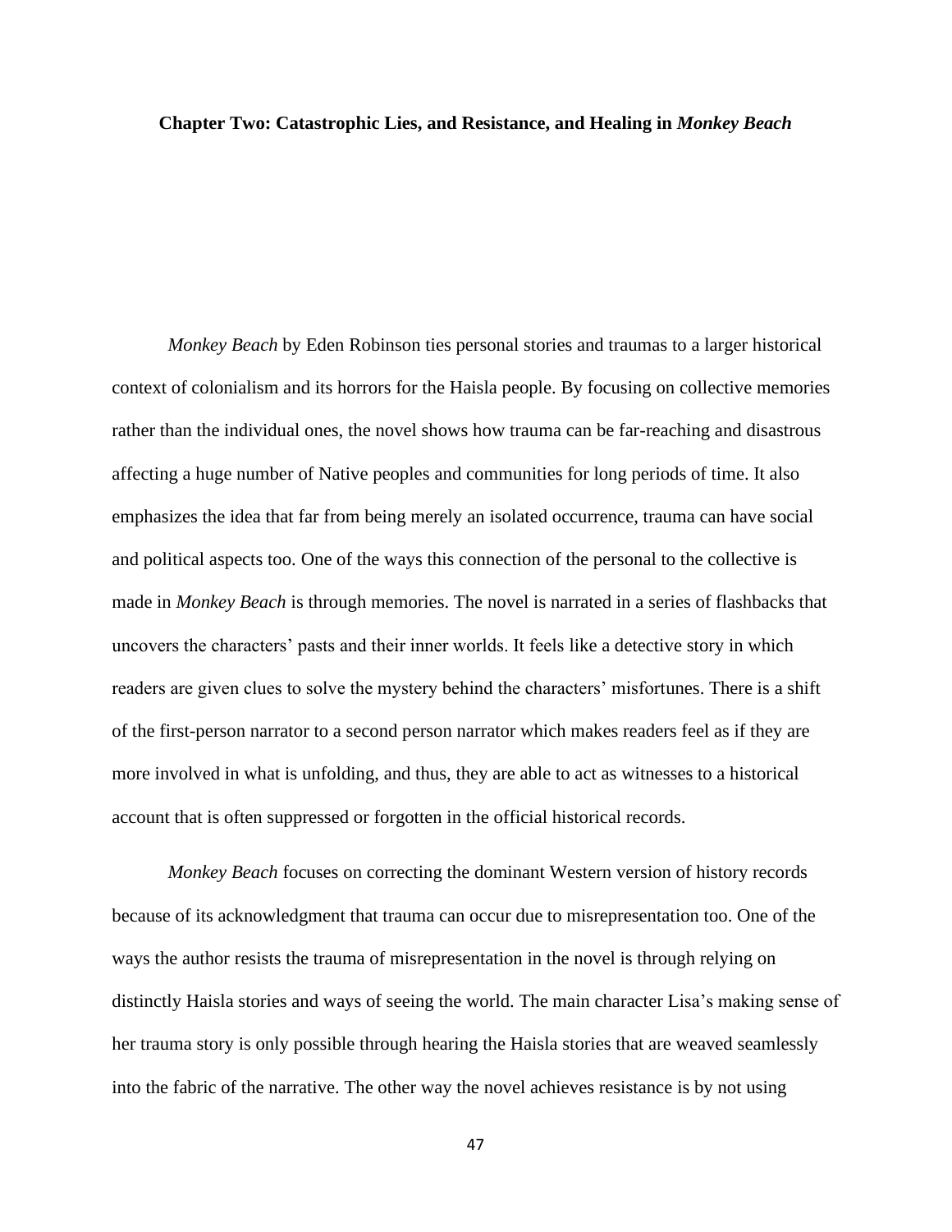## Chapter Two: Catastrophic Lies, and Resistance, and Healing in *Monkey Beach*

*Monkey Beach* by Eden Robinson ties personal stories and traumas to a larger historical context of colonialism and its horrors for the Haisla people. By focusing on collective memories rather than the individual ones, the novel shows how trauma can be far-reaching and disastrous affecting a huge number of Native peoples and communities for long periods of time. It also emphasizes the idea that far from being merely an isolated occurrence, trauma can have social and political aspects too. One of the ways this connection of the personal to the collective is made in *Monkey Beach* is through memories. The novel is narrated in a series of flashbacks that uncovers the characters' pasts and their inner worlds. It feels like a detective story in which readers are given clues to solve the mystery behind the characters' misfortunes. There is a shift of the first-person narrator to a second person narrator which makes readers feel as if they are more involved in what is unfolding, and thus, they are able to act as witnesses to a historical account that is often suppressed or forgotten in the official historical records.

*Monkey Beach* focuses on correcting the dominant Western version of history records because of its acknowledgment that trauma can occur due to misrepresentation too. One of the ways the author resists the trauma of misrepresentation in the novel is through relying on distinctly Haisla stories and ways of seeing the world. The main character Lisa's making sense of her trauma story is only possible through hearing the Haisla stories that are weaved seamlessly into the fabric of the narrative. The other way the novel achieves resistance is by not using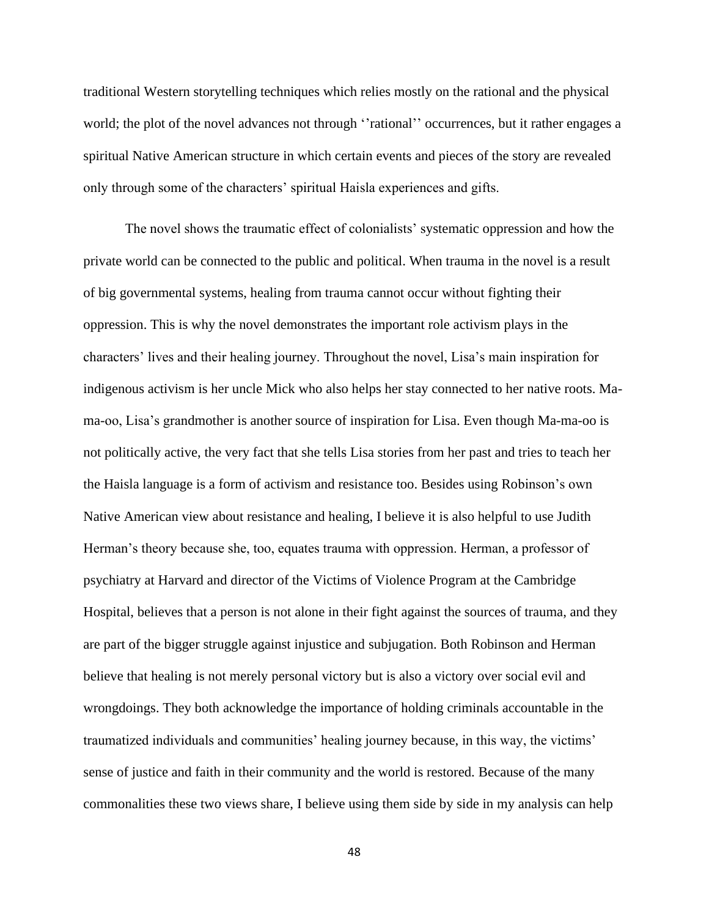traditional Western storytelling techniques which relies mostly on the rational and the physical world; the plot of the novel advances not through ‘’rational’’ occurrences, but it rather engages a spiritual Native American structure in which certain events and pieces of the story are revealed only through some of the characters’ spiritual Haisla experiences and gifts.

The novel shows the traumatic effect of colonialists’ systematic oppression and how the private world can be connected to the public and political. When trauma in the novel is a result of big governmental systems, healing from trauma cannot occur without fighting their oppression. This is why the novel demonstrates the important role activism plays in the characters’ lives and their healing journey. Throughout the novel, Lisa’s main inspiration for indigenous activism is her uncle Mick who also helps her stay connected to her native roots. Ma-ma-oo, Lisa’s grandmother is another source of inspiration for Lisa. Even though Ma-ma-oo is not politically active, the very fact that she tells Lisa stories from her past and tries to teach her the Haisla language is a form of activism and resistance too. Besides using Robinson’s own Native American view about resistance and healing, I believe it is also helpful to use Judith Herman’s theory because she, too, equates trauma with oppression. Herman, a professor of psychiatry at Harvard and director of the Victims of Violence Program at the Cambridge Hospital, believes that a person is not alone in their fight against the sources of trauma, and they are part of the bigger struggle against injustice and subjugation. Both Robinson and Herman believe that healing is not merely personal victory but is also a victory over social evil and wrongdoings. They both acknowledge the importance of holding criminals accountable in the traumatized individuals and communities’ healing journey because, in this way, the victims’ sense of justice and faith in their community and the world is restored. Because of the many commonalities these two views share, I believe using them side by side in my analysis can help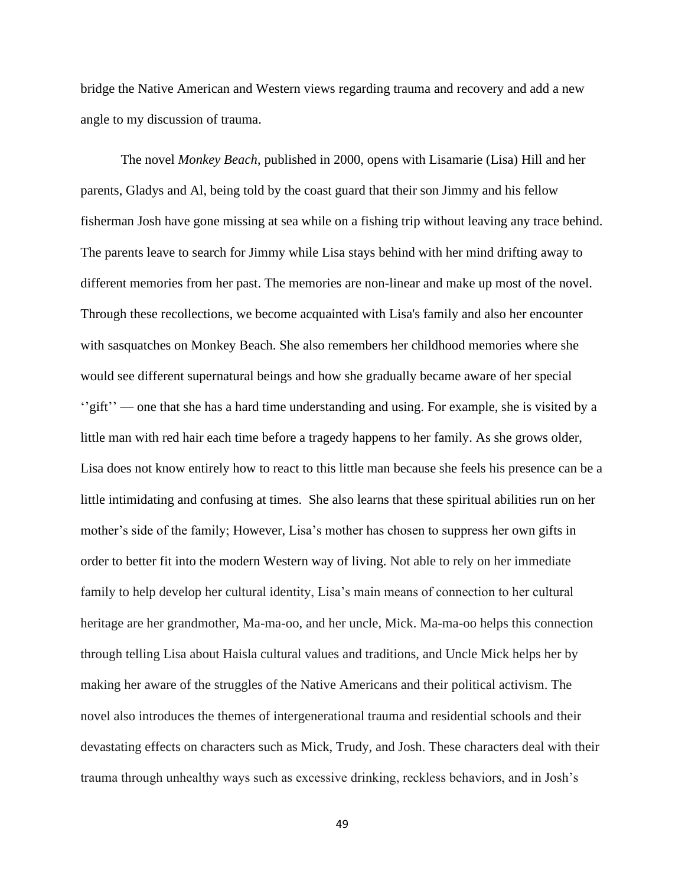bridge the Native American and Western views regarding trauma and recovery and add a new angle to my discussion of trauma.

The novel *Monkey Beach*, published in 2000, opens with Lisamarie (Lisa) Hill and her parents, Gladys and Al, being told by the coast guard that their son Jimmy and his fellow fisherman Josh have gone missing at sea while on a fishing trip without leaving any trace behind. The parents leave to search for Jimmy while Lisa stays behind with her mind drifting away to different memories from her past. The memories are non-linear and make up most of the novel. Through these recollections, we become acquainted with Lisa's family and also her encounter with sasquatches on Monkey Beach. She also remembers her childhood memories where she would see different supernatural beings and how she gradually became aware of her special ''gift'' — one that she has a hard time understanding and using. For example, she is visited by a little man with red hair each time before a tragedy happens to her family. As she grows older, Lisa does not know entirely how to react to this little man because she feels his presence can be a little intimidating and confusing at times. She also learns that these spiritual abilities run on her mother's side of the family; However, Lisa's mother has chosen to suppress her own gifts in order to better fit into the modern Western way of living. Not able to rely on her immediate family to help develop her cultural identity, Lisa's main means of connection to her cultural heritage are her grandmother, Ma-ma-oo, and her uncle, Mick. Ma-ma-oo helps this connection through telling Lisa about Haisla cultural values and traditions, and Uncle Mick helps her by making her aware of the struggles of the Native Americans and their political activism. The novel also introduces the themes of intergenerational trauma and residential schools and their devastating effects on characters such as Mick, Trudy, and Josh. These characters deal with their trauma through unhealthy ways such as excessive drinking, reckless behaviors, and in Josh's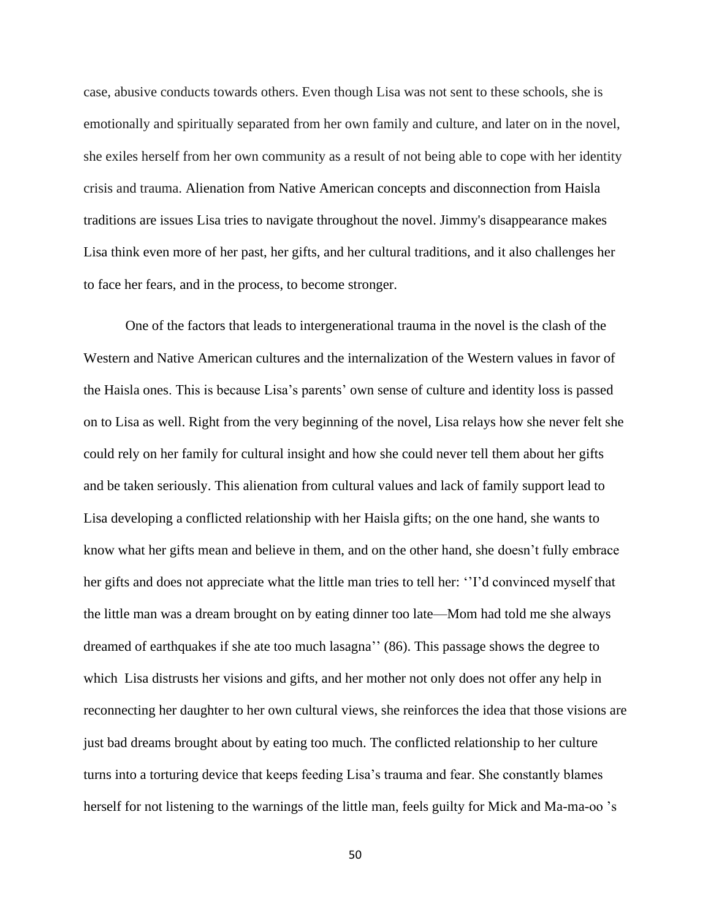case, abusive conducts towards others. Even though Lisa was not sent to these schools, she is emotionally and spiritually separated from her own family and culture, and later on in the novel, she exiles herself from her own community as a result of not being able to cope with her identity crisis and trauma. Alienation from Native American concepts and disconnection from Haisla traditions are issues Lisa tries to navigate throughout the novel. Jimmy's disappearance makes Lisa think even more of her past, her gifts, and her cultural traditions, and it also challenges her to face her fears, and in the process, to become stronger.

One of the factors that leads to intergenerational trauma in the novel is the clash of the Western and Native American cultures and the internalization of the Western values in favor of the Haisla ones. This is because Lisa's parents' own sense of culture and identity loss is passed on to Lisa as well. Right from the very beginning of the novel, Lisa relays how she never felt she could rely on her family for cultural insight and how she could never tell them about her gifts and be taken seriously. This alienation from cultural values and lack of family support lead to Lisa developing a conflicted relationship with her Haisla gifts; on the one hand, she wants to know what her gifts mean and believe in them, and on the other hand, she doesn't fully embrace her gifts and does not appreciate what the little man tries to tell her: ''I'd convinced myself that the little man was a dream brought on by eating dinner too late—Mom had told me she always dreamed of earthquakes if she ate too much lasagna'' (86). This passage shows the degree to which Lisa distrusts her visions and gifts, and her mother not only does not offer any help in reconnecting her daughter to her own cultural views, she reinforces the idea that those visions are just bad dreams brought about by eating too much. The conflicted relationship to her culture turns into a torturing device that keeps feeding Lisa's trauma and fear. She constantly blames herself for not listening to the warnings of the little man, feels guilty for Mick and Ma-ma-oo 's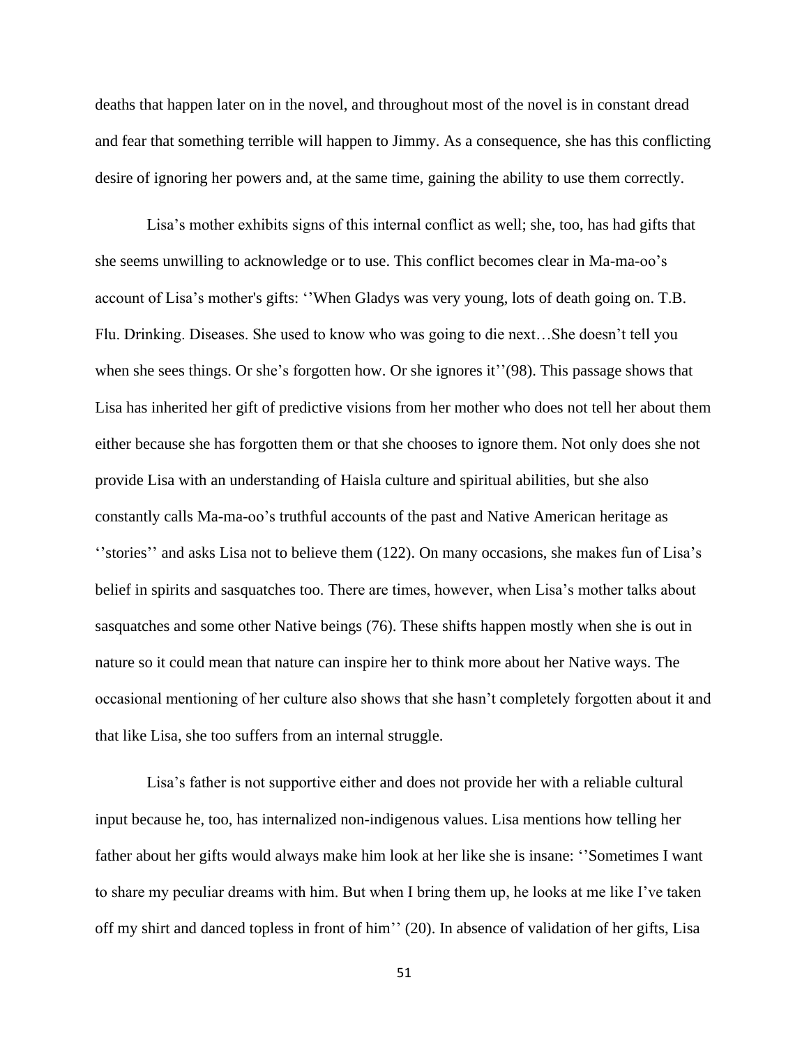deaths that happen later on in the novel, and throughout most of the novel is in constant dread and fear that something terrible will happen to Jimmy. As a consequence, she has this conflicting desire of ignoring her powers and, at the same time, gaining the ability to use them correctly.

Lisa's mother exhibits signs of this internal conflict as well; she, too, has had gifts that she seems unwilling to acknowledge or to use. This conflict becomes clear in Ma-ma-oo's account of Lisa's mother's gifts: ''When Gladys was very young, lots of death going on. T.B. Flu. Drinking. Diseases. She used to know who was going to die next…She doesn't tell you when she sees things. Or she's forgotten how. Or she ignores it''(98). This passage shows that Lisa has inherited her gift of predictive visions from her mother who does not tell her about them either because she has forgotten them or that she chooses to ignore them. Not only does she not provide Lisa with an understanding of Haisla culture and spiritual abilities, but she also constantly calls Ma-ma-oo's truthful accounts of the past and Native American heritage as ''stories'' and asks Lisa not to believe them (122). On many occasions, she makes fun of Lisa's belief in spirits and sasquatches too. There are times, however, when Lisa's mother talks about sasquatches and some other Native beings (76). These shifts happen mostly when she is out in nature so it could mean that nature can inspire her to think more about her Native ways. The occasional mentioning of her culture also shows that she hasn't completely forgotten about it and that like Lisa, she too suffers from an internal struggle.

Lisa's father is not supportive either and does not provide her with a reliable cultural input because he, too, has internalized non-indigenous values. Lisa mentions how telling her father about her gifts would always make him look at her like she is insane: ''Sometimes I want to share my peculiar dreams with him. But when I bring them up, he looks at me like I've taken off my shirt and danced topless in front of him'' (20). In absence of validation of her gifts, Lisa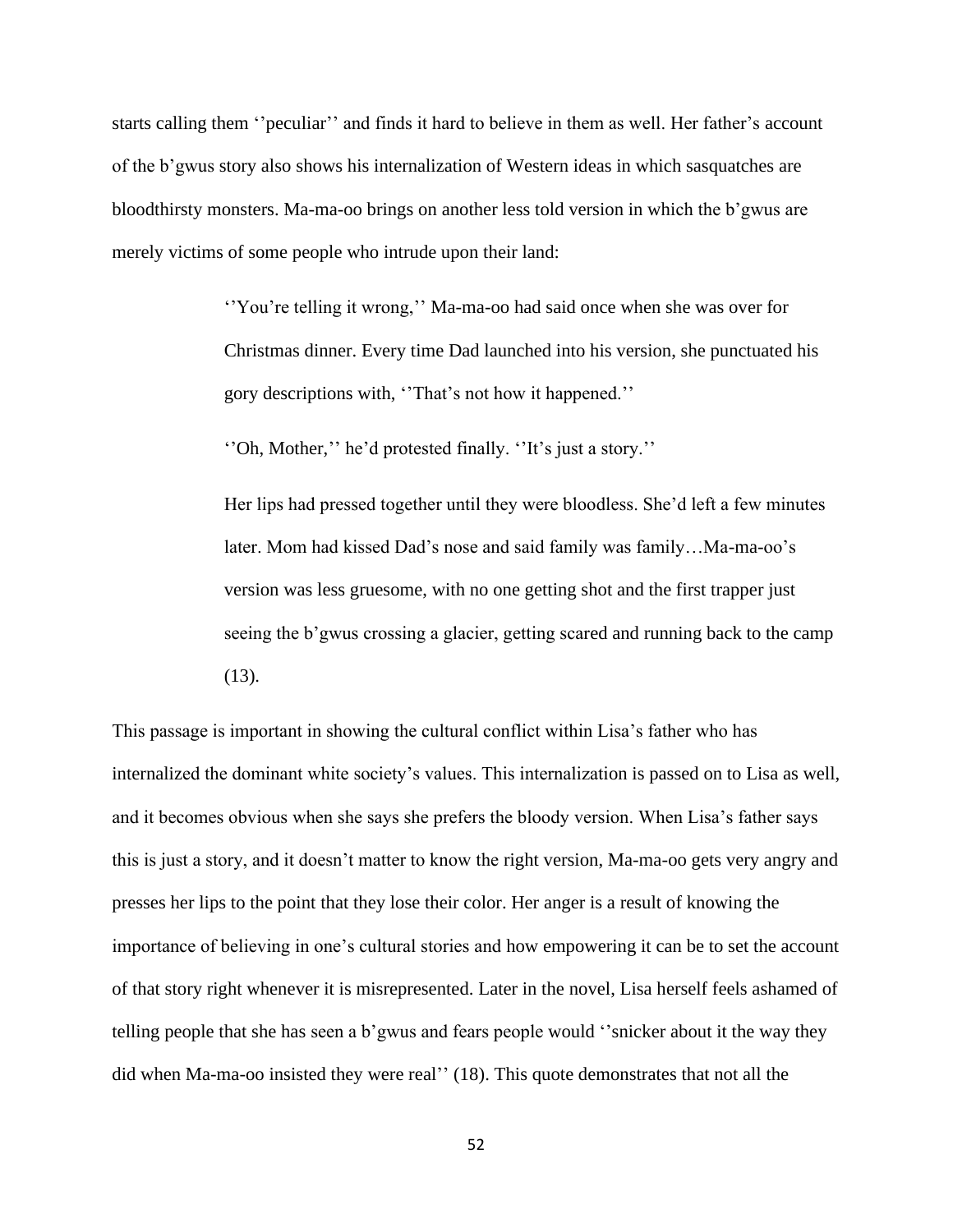starts calling them ''peculiar'' and finds it hard to believe in them as well. Her father's account of the b'gwus story also shows his internalization of Western ideas in which sasquatches are bloodthirsty monsters. Ma-ma-oo brings on another less told version in which the b'gwus are merely victims of some people who intrude upon their land:

> ''You're telling it wrong,'' Ma-ma-oo had said once when she was over for Christmas dinner. Every time Dad launched into his version, she punctuated his gory descriptions with, ''That's not how it happened.''
>
> ''Oh, Mother,'' he'd protested finally. ''It's just a story.''
>
> Her lips had pressed together until they were bloodless. She'd left a few minutes later. Mom had kissed Dad's nose and said family was family…Ma-ma-oo's version was less gruesome, with no one getting shot and the first trapper just seeing the b'gwus crossing a glacier, getting scared and running back to the camp (13).

This passage is important in showing the cultural conflict within Lisa's father who has internalized the dominant white society's values. This internalization is passed on to Lisa as well, and it becomes obvious when she says she prefers the bloody version. When Lisa's father says this is just a story, and it doesn't matter to know the right version, Ma-ma-oo gets very angry and presses her lips to the point that they lose their color. Her anger is a result of knowing the importance of believing in one's cultural stories and how empowering it can be to set the account of that story right whenever it is misrepresented. Later in the novel, Lisa herself feels ashamed of telling people that she has seen a b'gwus and fears people would ''snicker about it the way they did when Ma-ma-oo insisted they were real'' (18). This quote demonstrates that not all the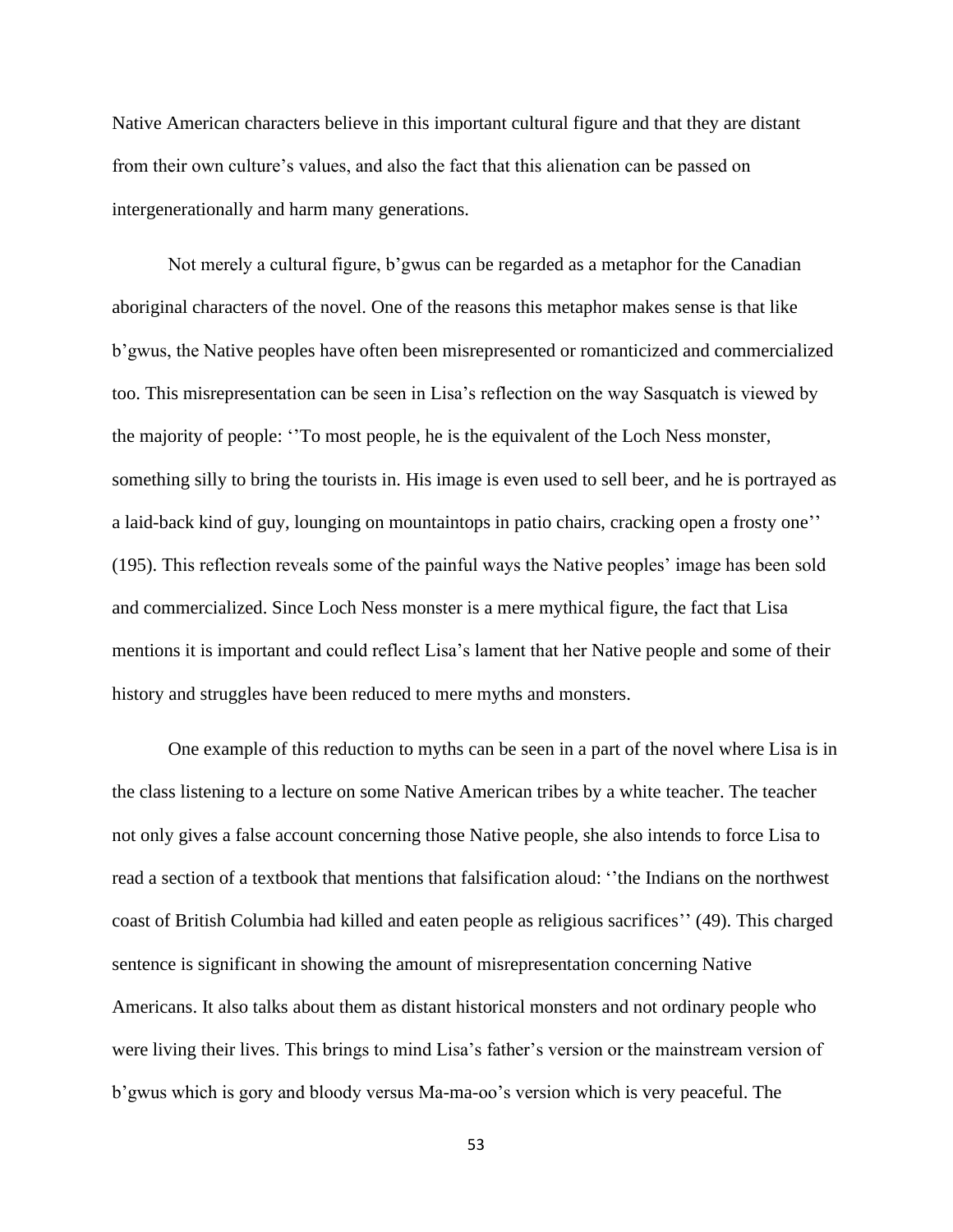Native American characters believe in this important cultural figure and that they are distant from their own culture's values, and also the fact that this alienation can be passed on intergenerationally and harm many generations.

Not merely a cultural figure, b'gwus can be regarded as a metaphor for the Canadian aboriginal characters of the novel. One of the reasons this metaphor makes sense is that like b'gwus, the Native peoples have often been misrepresented or romanticized and commercialized too. This misrepresentation can be seen in Lisa's reflection on the way Sasquatch is viewed by the majority of people: ''To most people, he is the equivalent of the Loch Ness monster, something silly to bring the tourists in. His image is even used to sell beer, and he is portrayed as a laid-back kind of guy, lounging on mountaintops in patio chairs, cracking open a frosty one'' (195). This reflection reveals some of the painful ways the Native peoples' image has been sold and commercialized. Since Loch Ness monster is a mere mythical figure, the fact that Lisa mentions it is important and could reflect Lisa's lament that her Native people and some of their history and struggles have been reduced to mere myths and monsters.

One example of this reduction to myths can be seen in a part of the novel where Lisa is in the class listening to a lecture on some Native American tribes by a white teacher. The teacher not only gives a false account concerning those Native people, she also intends to force Lisa to read a section of a textbook that mentions that falsification aloud: ''the Indians on the northwest coast of British Columbia had killed and eaten people as religious sacrifices'' (49). This charged sentence is significant in showing the amount of misrepresentation concerning Native Americans. It also talks about them as distant historical monsters and not ordinary people who were living their lives. This brings to mind Lisa's father's version or the mainstream version of b'gwus which is gory and bloody versus Ma-ma-oo's version which is very peaceful. The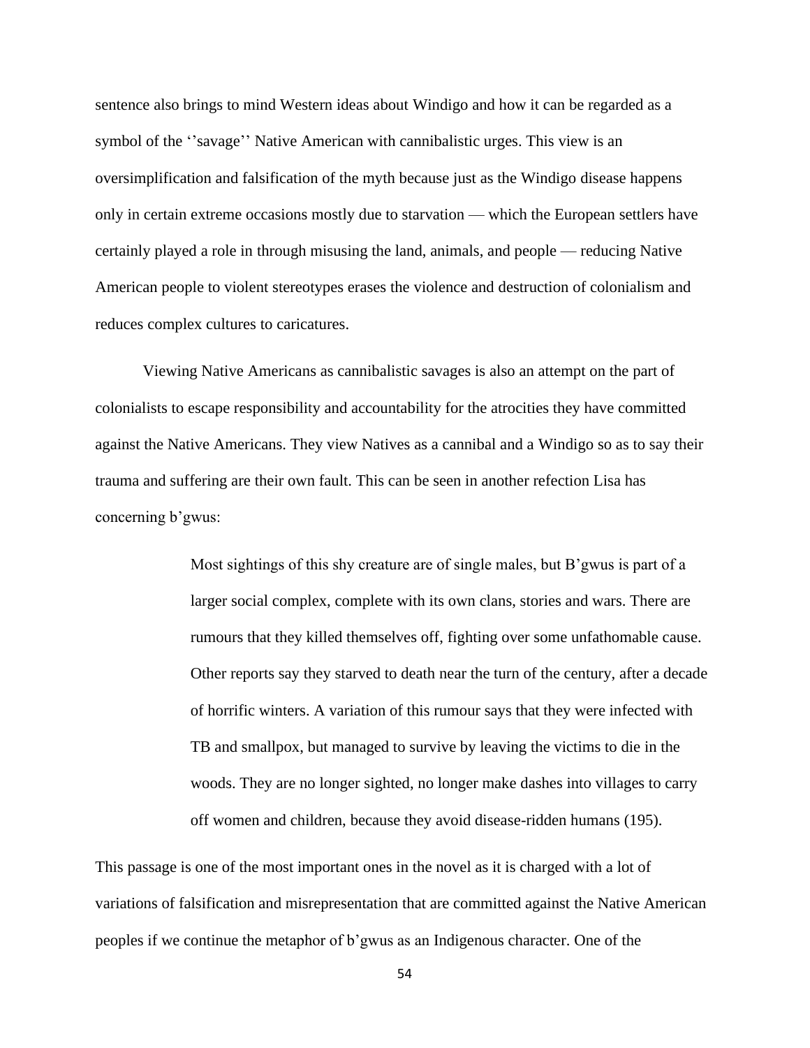sentence also brings to mind Western ideas about Windigo and how it can be regarded as a symbol of the ‘’savage’’ Native American with cannibalistic urges. This view is an oversimplification and falsification of the myth because just as the Windigo disease happens only in certain extreme occasions mostly due to starvation — which the European settlers have certainly played a role in through misusing the land, animals, and people — reducing Native American people to violent stereotypes erases the violence and destruction of colonialism and reduces complex cultures to caricatures.

Viewing Native Americans as cannibalistic savages is also an attempt on the part of colonialists to escape responsibility and accountability for the atrocities they have committed against the Native Americans. They view Natives as a cannibal and a Windigo so as to say their trauma and suffering are their own fault. This can be seen in another refection Lisa has concerning b’gwus:

> Most sightings of this shy creature are of single males, but B’gwus is part of a larger social complex, complete with its own clans, stories and wars. There are rumours that they killed themselves off, fighting over some unfathomable cause. Other reports say they starved to death near the turn of the century, after a decade of horrific winters. A variation of this rumour says that they were infected with TB and smallpox, but managed to survive by leaving the victims to die in the woods. They are no longer sighted, no longer make dashes into villages to carry off women and children, because they avoid disease-ridden humans (195).

This passage is one of the most important ones in the novel as it is charged with a lot of variations of falsification and misrepresentation that are committed against the Native American peoples if we continue the metaphor of b’gwus as an Indigenous character. One of the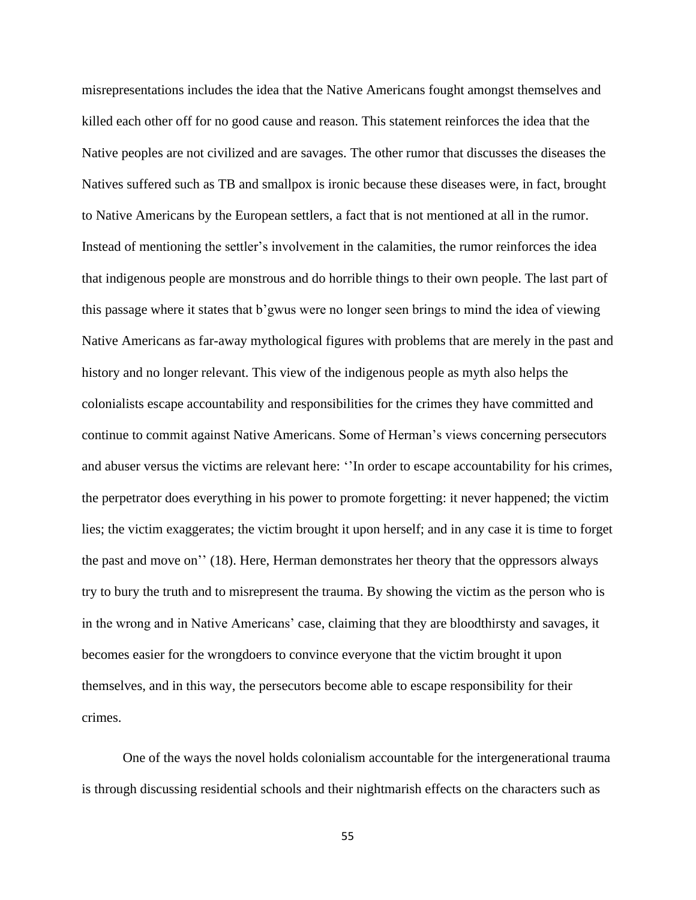misrepresentations includes the idea that the Native Americans fought amongst themselves and killed each other off for no good cause and reason. This statement reinforces the idea that the Native peoples are not civilized and are savages. The other rumor that discusses the diseases the Natives suffered such as TB and smallpox is ironic because these diseases were, in fact, brought to Native Americans by the European settlers, a fact that is not mentioned at all in the rumor. Instead of mentioning the settler's involvement in the calamities, the rumor reinforces the idea that indigenous people are monstrous and do horrible things to their own people. The last part of this passage where it states that b'gwus were no longer seen brings to mind the idea of viewing Native Americans as far-away mythological figures with problems that are merely in the past and history and no longer relevant. This view of the indigenous people as myth also helps the colonialists escape accountability and responsibilities for the crimes they have committed and continue to commit against Native Americans. Some of Herman's views concerning persecutors and abuser versus the victims are relevant here: ''In order to escape accountability for his crimes, the perpetrator does everything in his power to promote forgetting: it never happened; the victim lies; the victim exaggerates; the victim brought it upon herself; and in any case it is time to forget the past and move on'' (18). Here, Herman demonstrates her theory that the oppressors always try to bury the truth and to misrepresent the trauma. By showing the victim as the person who is in the wrong and in Native Americans' case, claiming that they are bloodthirsty and savages, it becomes easier for the wrongdoers to convince everyone that the victim brought it upon themselves, and in this way, the persecutors become able to escape responsibility for their crimes.

One of the ways the novel holds colonialism accountable for the intergenerational trauma is through discussing residential schools and their nightmarish effects on the characters such as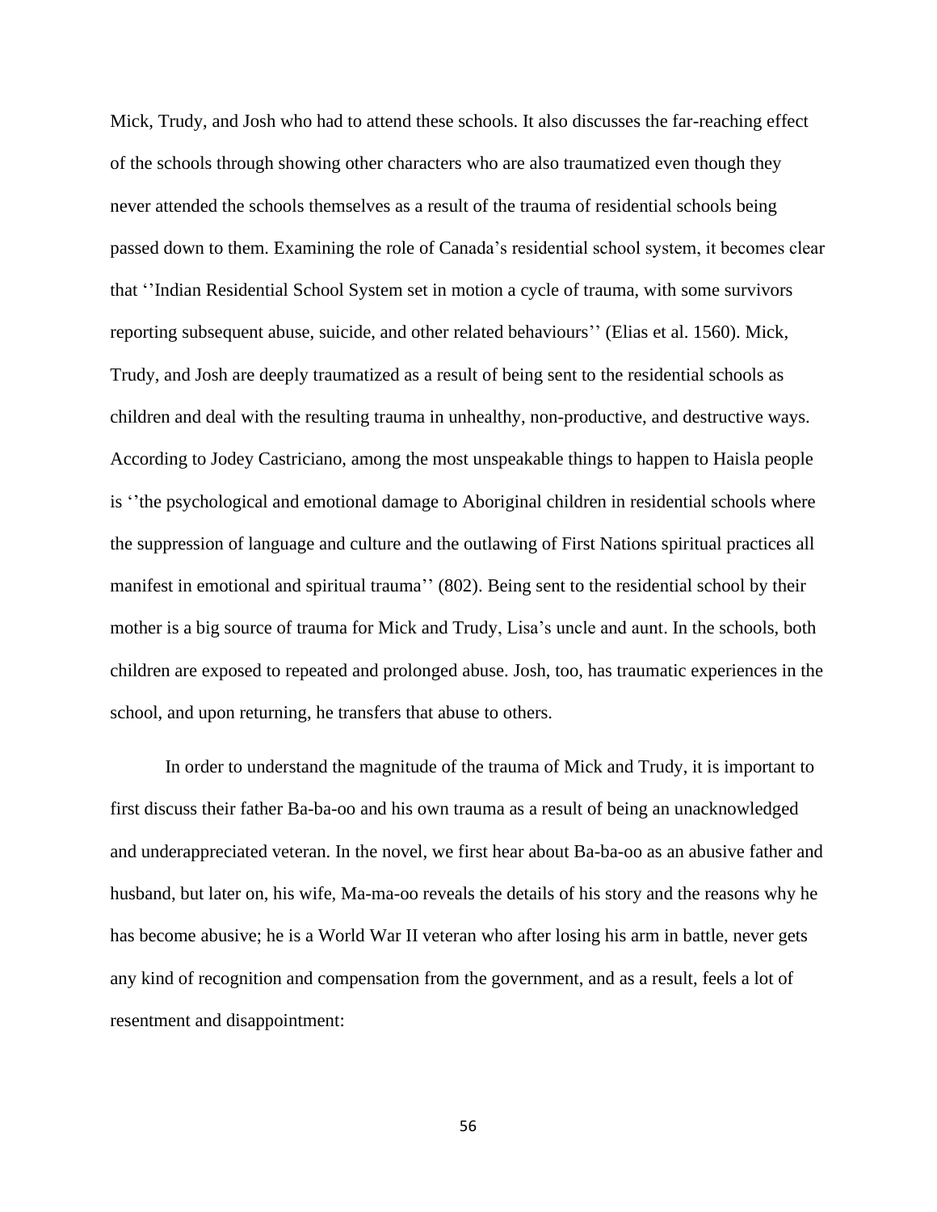Mick, Trudy, and Josh who had to attend these schools. It also discusses the far-reaching effect of the schools through showing other characters who are also traumatized even though they never attended the schools themselves as a result of the trauma of residential schools being passed down to them. Examining the role of Canada's residential school system, it becomes clear that ''Indian Residential School System set in motion a cycle of trauma, with some survivors reporting subsequent abuse, suicide, and other related behaviours'' (Elias et al. 1560). Mick, Trudy, and Josh are deeply traumatized as a result of being sent to the residential schools as children and deal with the resulting trauma in unhealthy, non-productive, and destructive ways. According to Jodey Castriciano, among the most unspeakable things to happen to Haisla people is ''the psychological and emotional damage to Aboriginal children in residential schools where the suppression of language and culture and the outlawing of First Nations spiritual practices all manifest in emotional and spiritual trauma'' (802). Being sent to the residential school by their mother is a big source of trauma for Mick and Trudy, Lisa's uncle and aunt. In the schools, both children are exposed to repeated and prolonged abuse. Josh, too, has traumatic experiences in the school, and upon returning, he transfers that abuse to others.

In order to understand the magnitude of the trauma of Mick and Trudy, it is important to first discuss their father Ba-ba-oo and his own trauma as a result of being an unacknowledged and underappreciated veteran. In the novel, we first hear about Ba-ba-oo as an abusive father and husband, but later on, his wife, Ma-ma-oo reveals the details of his story and the reasons why he has become abusive; he is a World War II veteran who after losing his arm in battle, never gets any kind of recognition and compensation from the government, and as a result, feels a lot of resentment and disappointment: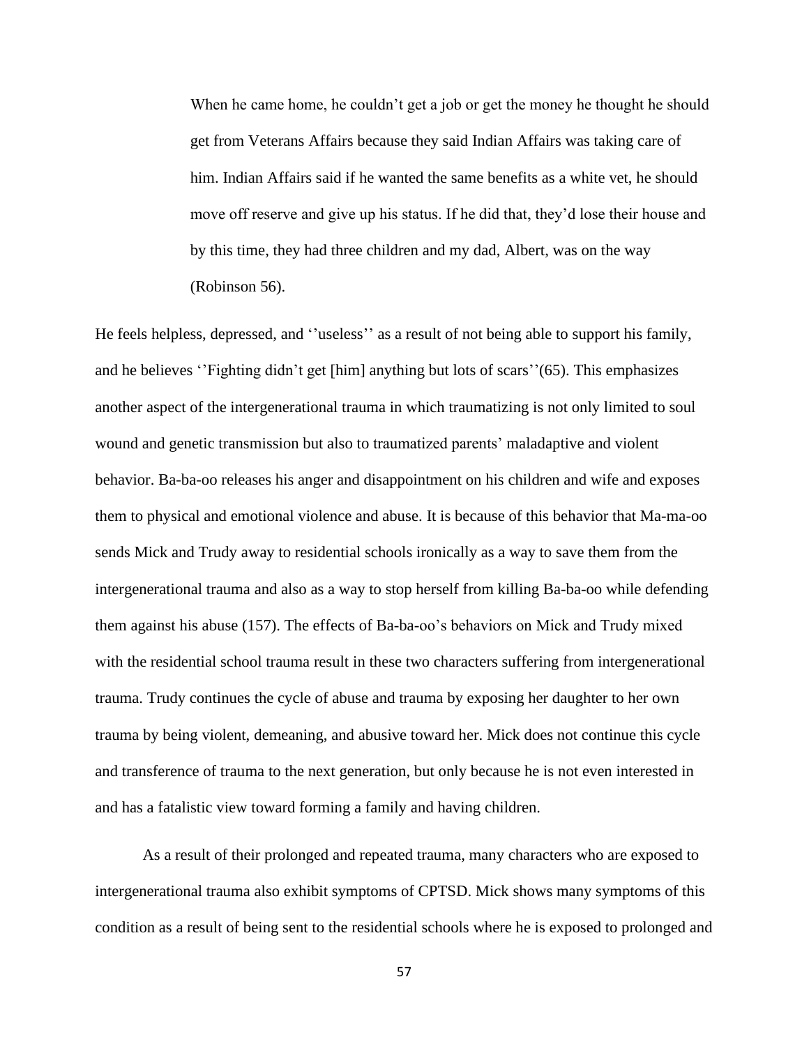> When he came home, he couldn't get a job or get the money he thought he should get from Veterans Affairs because they said Indian Affairs was taking care of him. Indian Affairs said if he wanted the same benefits as a white vet, he should move off reserve and give up his status. If he did that, they'd lose their house and by this time, they had three children and my dad, Albert, was on the way (Robinson 56).

He feels helpless, depressed, and ''useless'' as a result of not being able to support his family, and he believes ''Fighting didn't get [him] anything but lots of scars''(65). This emphasizes another aspect of the intergenerational trauma in which traumatizing is not only limited to soul wound and genetic transmission but also to traumatized parents' maladaptive and violent behavior. Ba-ba-oo releases his anger and disappointment on his children and wife and exposes them to physical and emotional violence and abuse. It is because of this behavior that Ma-ma-oo sends Mick and Trudy away to residential schools ironically as a way to save them from the intergenerational trauma and also as a way to stop herself from killing Ba-ba-oo while defending them against his abuse (157). The effects of Ba-ba-oo's behaviors on Mick and Trudy mixed with the residential school trauma result in these two characters suffering from intergenerational trauma. Trudy continues the cycle of abuse and trauma by exposing her daughter to her own trauma by being violent, demeaning, and abusive toward her. Mick does not continue this cycle and transference of trauma to the next generation, but only because he is not even interested in and has a fatalistic view toward forming a family and having children.

As a result of their prolonged and repeated trauma, many characters who are exposed to intergenerational trauma also exhibit symptoms of CPTSD. Mick shows many symptoms of this condition as a result of being sent to the residential schools where he is exposed to prolonged and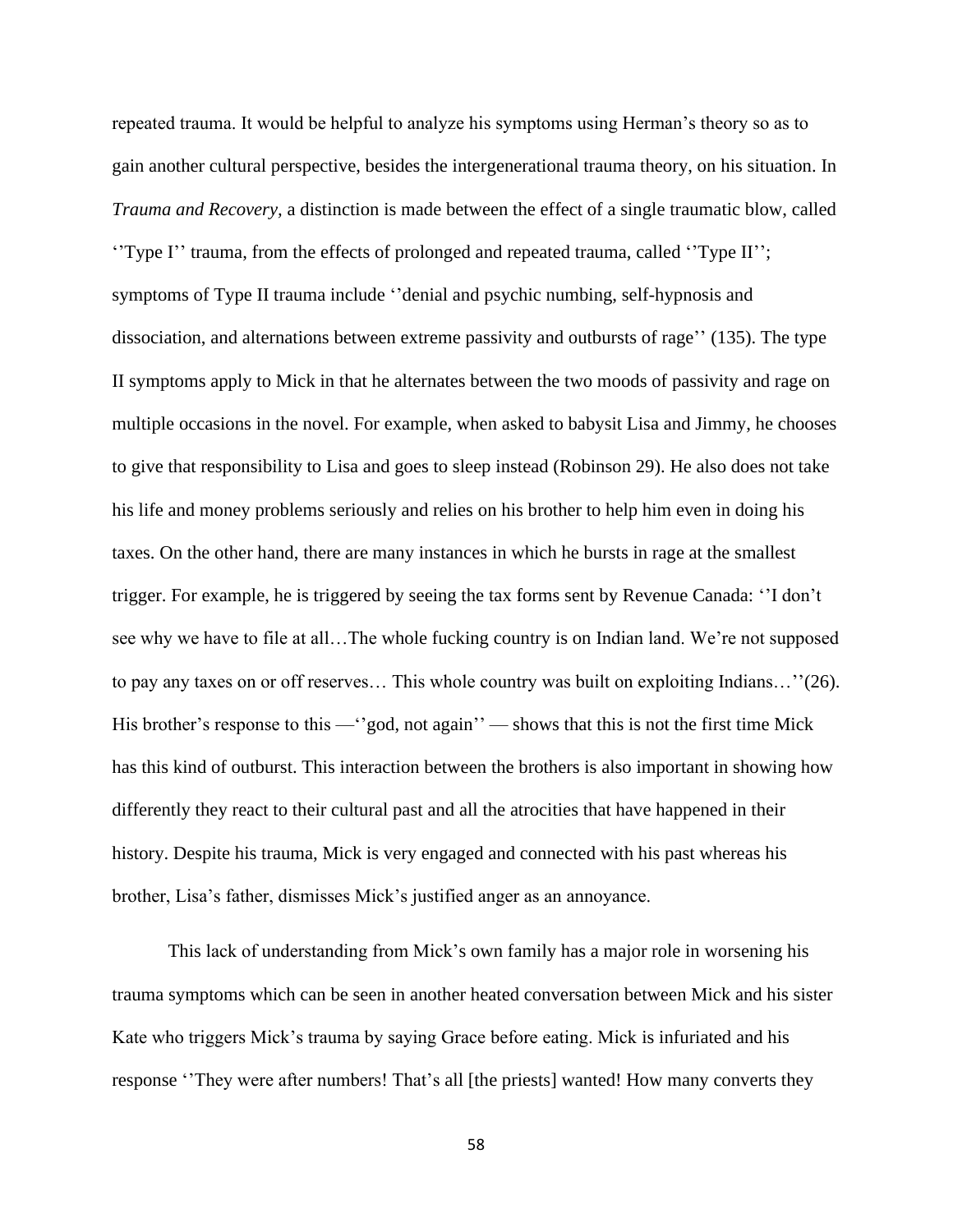repeated trauma. It would be helpful to analyze his symptoms using Herman's theory so as to gain another cultural perspective, besides the intergenerational trauma theory, on his situation. In *Trauma and Recovery*, a distinction is made between the effect of a single traumatic blow, called ''Type I'' trauma, from the effects of prolonged and repeated trauma, called ''Type II''; symptoms of Type II trauma include ''denial and psychic numbing, self-hypnosis and dissociation, and alternations between extreme passivity and outbursts of rage'' (135). The type II symptoms apply to Mick in that he alternates between the two moods of passivity and rage on multiple occasions in the novel. For example, when asked to babysit Lisa and Jimmy, he chooses to give that responsibility to Lisa and goes to sleep instead (Robinson 29). He also does not take his life and money problems seriously and relies on his brother to help him even in doing his taxes. On the other hand, there are many instances in which he bursts in rage at the smallest trigger. For example, he is triggered by seeing the tax forms sent by Revenue Canada: ''I don't see why we have to file at all…The whole fucking country is on Indian land. We're not supposed to pay any taxes on or off reserves… This whole country was built on exploiting Indians…''(26). His brother's response to this —''god, not again'' — shows that this is not the first time Mick has this kind of outburst. This interaction between the brothers is also important in showing how differently they react to their cultural past and all the atrocities that have happened in their history. Despite his trauma, Mick is very engaged and connected with his past whereas his brother, Lisa's father, dismisses Mick's justified anger as an annoyance.

This lack of understanding from Mick's own family has a major role in worsening his trauma symptoms which can be seen in another heated conversation between Mick and his sister Kate who triggers Mick's trauma by saying Grace before eating. Mick is infuriated and his response ''They were after numbers! That's all [the priests] wanted! How many converts they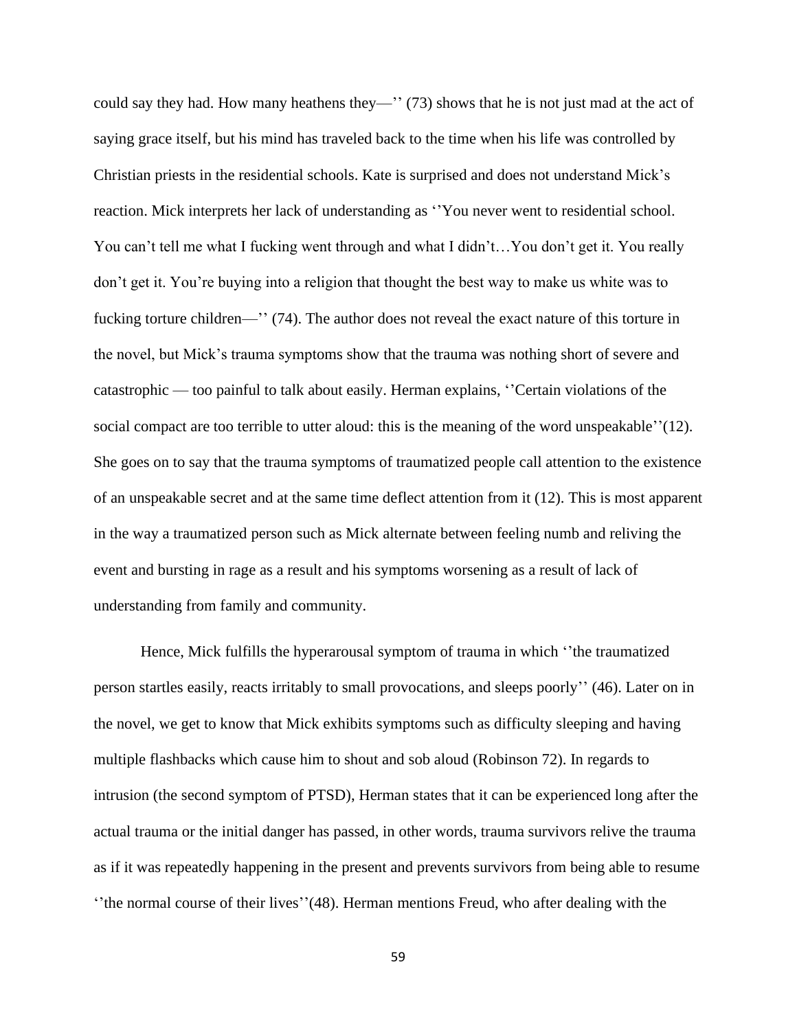could say they had. How many heathens they—'' (73) shows that he is not just mad at the act of saying grace itself, but his mind has traveled back to the time when his life was controlled by Christian priests in the residential schools. Kate is surprised and does not understand Mick's reaction. Mick interprets her lack of understanding as ''You never went to residential school. You can't tell me what I fucking went through and what I didn't…You don't get it. You really don't get it. You're buying into a religion that thought the best way to make us white was to fucking torture children—'' (74). The author does not reveal the exact nature of this torture in the novel, but Mick's trauma symptoms show that the trauma was nothing short of severe and catastrophic — too painful to talk about easily. Herman explains, ''Certain violations of the social compact are too terrible to utter aloud: this is the meaning of the word unspeakable''(12). She goes on to say that the trauma symptoms of traumatized people call attention to the existence of an unspeakable secret and at the same time deflect attention from it (12). This is most apparent in the way a traumatized person such as Mick alternate between feeling numb and reliving the event and bursting in rage as a result and his symptoms worsening as a result of lack of understanding from family and community.

Hence, Mick fulfills the hyperarousal symptom of trauma in which ''the traumatized person startles easily, reacts irritably to small provocations, and sleeps poorly'' (46). Later on in the novel, we get to know that Mick exhibits symptoms such as difficulty sleeping and having multiple flashbacks which cause him to shout and sob aloud (Robinson 72). In regards to intrusion (the second symptom of PTSD), Herman states that it can be experienced long after the actual trauma or the initial danger has passed, in other words, trauma survivors relive the trauma as if it was repeatedly happening in the present and prevents survivors from being able to resume ''the normal course of their lives''(48). Herman mentions Freud, who after dealing with the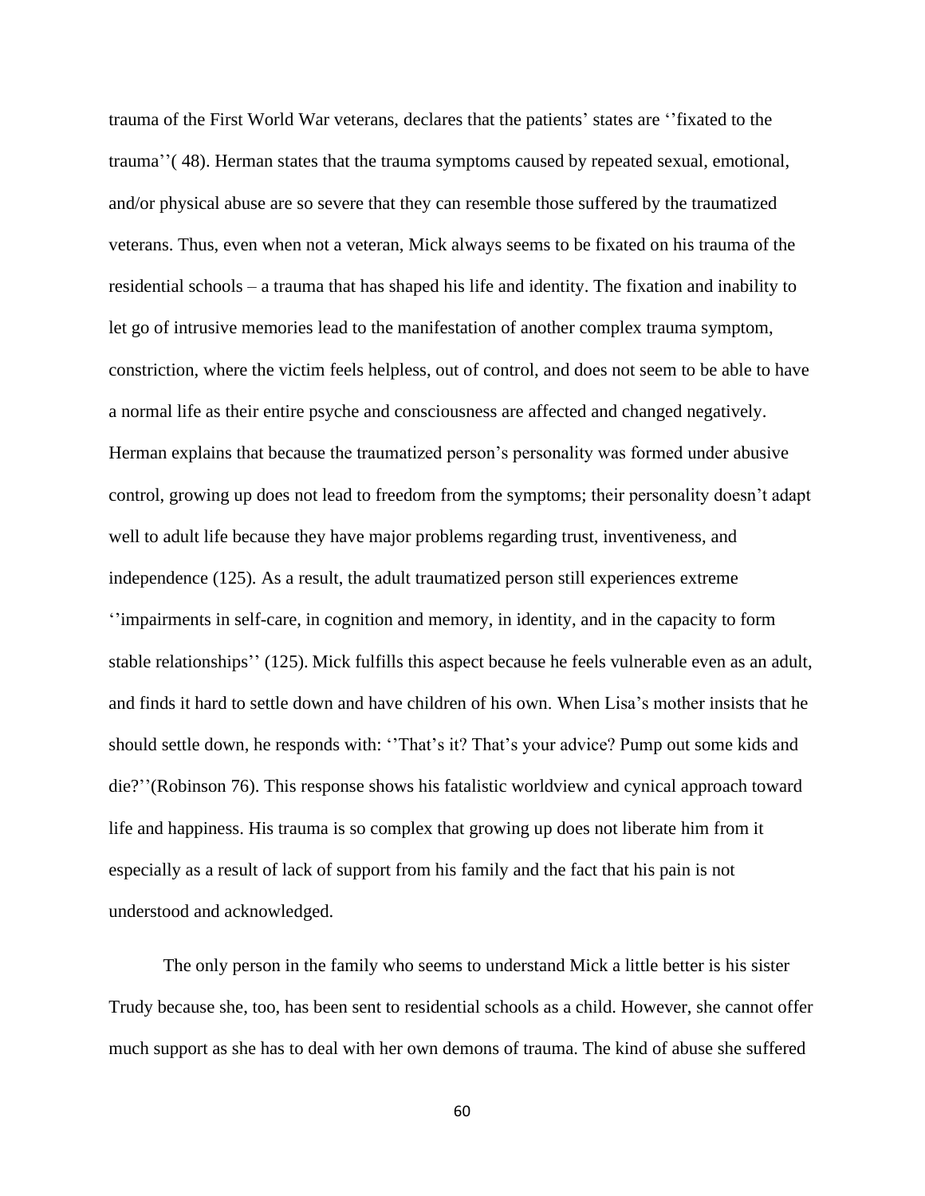trauma of the First World War veterans, declares that the patients' states are ''fixated to the trauma''( 48). Herman states that the trauma symptoms caused by repeated sexual, emotional, and/or physical abuse are so severe that they can resemble those suffered by the traumatized veterans. Thus, even when not a veteran, Mick always seems to be fixated on his trauma of the residential schools – a trauma that has shaped his life and identity. The fixation and inability to let go of intrusive memories lead to the manifestation of another complex trauma symptom, constriction, where the victim feels helpless, out of control, and does not seem to be able to have a normal life as their entire psyche and consciousness are affected and changed negatively. Herman explains that because the traumatized person's personality was formed under abusive control, growing up does not lead to freedom from the symptoms; their personality doesn't adapt well to adult life because they have major problems regarding trust, inventiveness, and independence (125). As a result, the adult traumatized person still experiences extreme ''impairments in self-care, in cognition and memory, in identity, and in the capacity to form stable relationships'' (125). Mick fulfills this aspect because he feels vulnerable even as an adult, and finds it hard to settle down and have children of his own. When Lisa's mother insists that he should settle down, he responds with: ''That's it? That's your advice? Pump out some kids and die?''(Robinson 76). This response shows his fatalistic worldview and cynical approach toward life and happiness. His trauma is so complex that growing up does not liberate him from it especially as a result of lack of support from his family and the fact that his pain is not understood and acknowledged.

The only person in the family who seems to understand Mick a little better is his sister Trudy because she, too, has been sent to residential schools as a child. However, she cannot offer much support as she has to deal with her own demons of trauma. The kind of abuse she suffered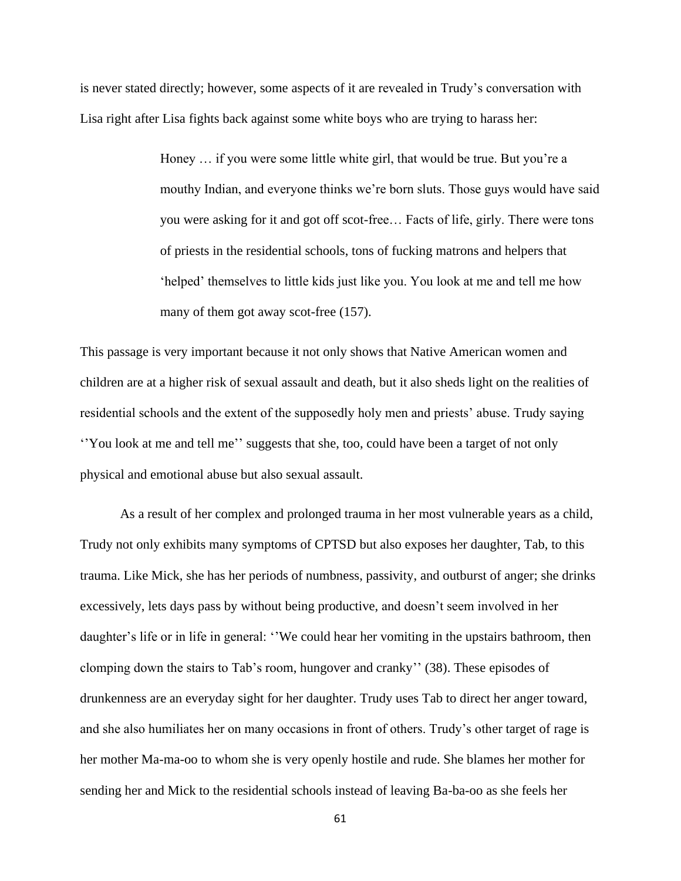is never stated directly; however, some aspects of it are revealed in Trudy's conversation with Lisa right after Lisa fights back against some white boys who are trying to harass her:

> Honey … if you were some little white girl, that would be true. But you're a mouthy Indian, and everyone thinks we're born sluts. Those guys would have said you were asking for it and got off scot-free… Facts of life, girly. There were tons of priests in the residential schools, tons of fucking matrons and helpers that 'helped' themselves to little kids just like you. You look at me and tell me how many of them got away scot-free (157).

This passage is very important because it not only shows that Native American women and children are at a higher risk of sexual assault and death, but it also sheds light on the realities of residential schools and the extent of the supposedly holy men and priests' abuse. Trudy saying ''You look at me and tell me'' suggests that she, too, could have been a target of not only physical and emotional abuse but also sexual assault.

As a result of her complex and prolonged trauma in her most vulnerable years as a child, Trudy not only exhibits many symptoms of CPTSD but also exposes her daughter, Tab, to this trauma. Like Mick, she has her periods of numbness, passivity, and outburst of anger; she drinks excessively, lets days pass by without being productive, and doesn't seem involved in her daughter's life or in life in general: ''We could hear her vomiting in the upstairs bathroom, then clomping down the stairs to Tab's room, hungover and cranky'' (38). These episodes of drunkenness are an everyday sight for her daughter. Trudy uses Tab to direct her anger toward, and she also humiliates her on many occasions in front of others. Trudy's other target of rage is her mother Ma-ma-oo to whom she is very openly hostile and rude. She blames her mother for sending her and Mick to the residential schools instead of leaving Ba-ba-oo as she feels her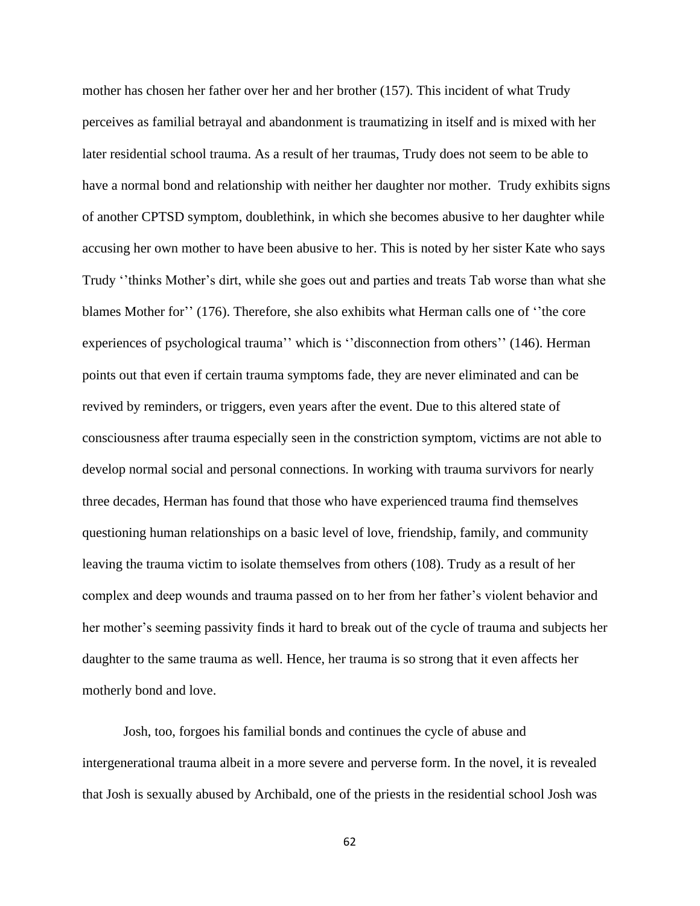mother has chosen her father over her and her brother (157). This incident of what Trudy perceives as familial betrayal and abandonment is traumatizing in itself and is mixed with her later residential school trauma. As a result of her traumas, Trudy does not seem to be able to have a normal bond and relationship with neither her daughter nor mother. Trudy exhibits signs of another CPTSD symptom, doublethink, in which she becomes abusive to her daughter while accusing her own mother to have been abusive to her. This is noted by her sister Kate who says Trudy ''thinks Mother's dirt, while she goes out and parties and treats Tab worse than what she blames Mother for'' (176). Therefore, she also exhibits what Herman calls one of ''the core experiences of psychological trauma'' which is ''disconnection from others'' (146). Herman points out that even if certain trauma symptoms fade, they are never eliminated and can be revived by reminders, or triggers, even years after the event. Due to this altered state of consciousness after trauma especially seen in the constriction symptom, victims are not able to develop normal social and personal connections. In working with trauma survivors for nearly three decades, Herman has found that those who have experienced trauma find themselves questioning human relationships on a basic level of love, friendship, family, and community leaving the trauma victim to isolate themselves from others (108). Trudy as a result of her complex and deep wounds and trauma passed on to her from her father's violent behavior and her mother's seeming passivity finds it hard to break out of the cycle of trauma and subjects her daughter to the same trauma as well. Hence, her trauma is so strong that it even affects her motherly bond and love.

Josh, too, forgoes his familial bonds and continues the cycle of abuse and intergenerational trauma albeit in a more severe and perverse form. In the novel, it is revealed that Josh is sexually abused by Archibald, one of the priests in the residential school Josh was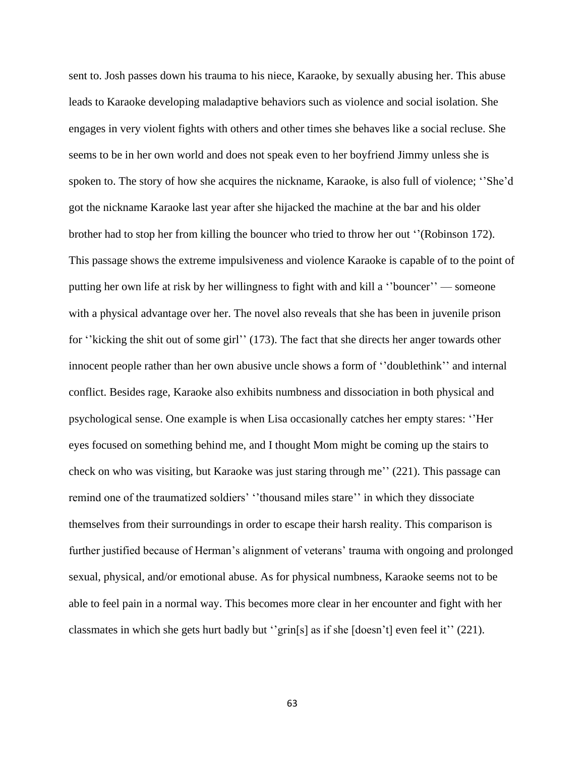sent to. Josh passes down his trauma to his niece, Karaoke, by sexually abusing her. This abuse leads to Karaoke developing maladaptive behaviors such as violence and social isolation. She engages in very violent fights with others and other times she behaves like a social recluse. She seems to be in her own world and does not speak even to her boyfriend Jimmy unless she is spoken to. The story of how she acquires the nickname, Karaoke, is also full of violence; ''She'd got the nickname Karaoke last year after she hijacked the machine at the bar and his older brother had to stop her from killing the bouncer who tried to throw her out ''(Robinson 172). This passage shows the extreme impulsiveness and violence Karaoke is capable of to the point of putting her own life at risk by her willingness to fight with and kill a ''bouncer'' — someone with a physical advantage over her. The novel also reveals that she has been in juvenile prison for ''kicking the shit out of some girl'' (173). The fact that she directs her anger towards other innocent people rather than her own abusive uncle shows a form of ''doublethink'' and internal conflict. Besides rage, Karaoke also exhibits numbness and dissociation in both physical and psychological sense. One example is when Lisa occasionally catches her empty stares: ''Her eyes focused on something behind me, and I thought Mom might be coming up the stairs to check on who was visiting, but Karaoke was just staring through me'' (221). This passage can remind one of the traumatized soldiers' ''thousand miles stare'' in which they dissociate themselves from their surroundings in order to escape their harsh reality. This comparison is further justified because of Herman's alignment of veterans' trauma with ongoing and prolonged sexual, physical, and/or emotional abuse. As for physical numbness, Karaoke seems not to be able to feel pain in a normal way. This becomes more clear in her encounter and fight with her classmates in which she gets hurt badly but ''grin[s] as if she [doesn't] even feel it'' (221).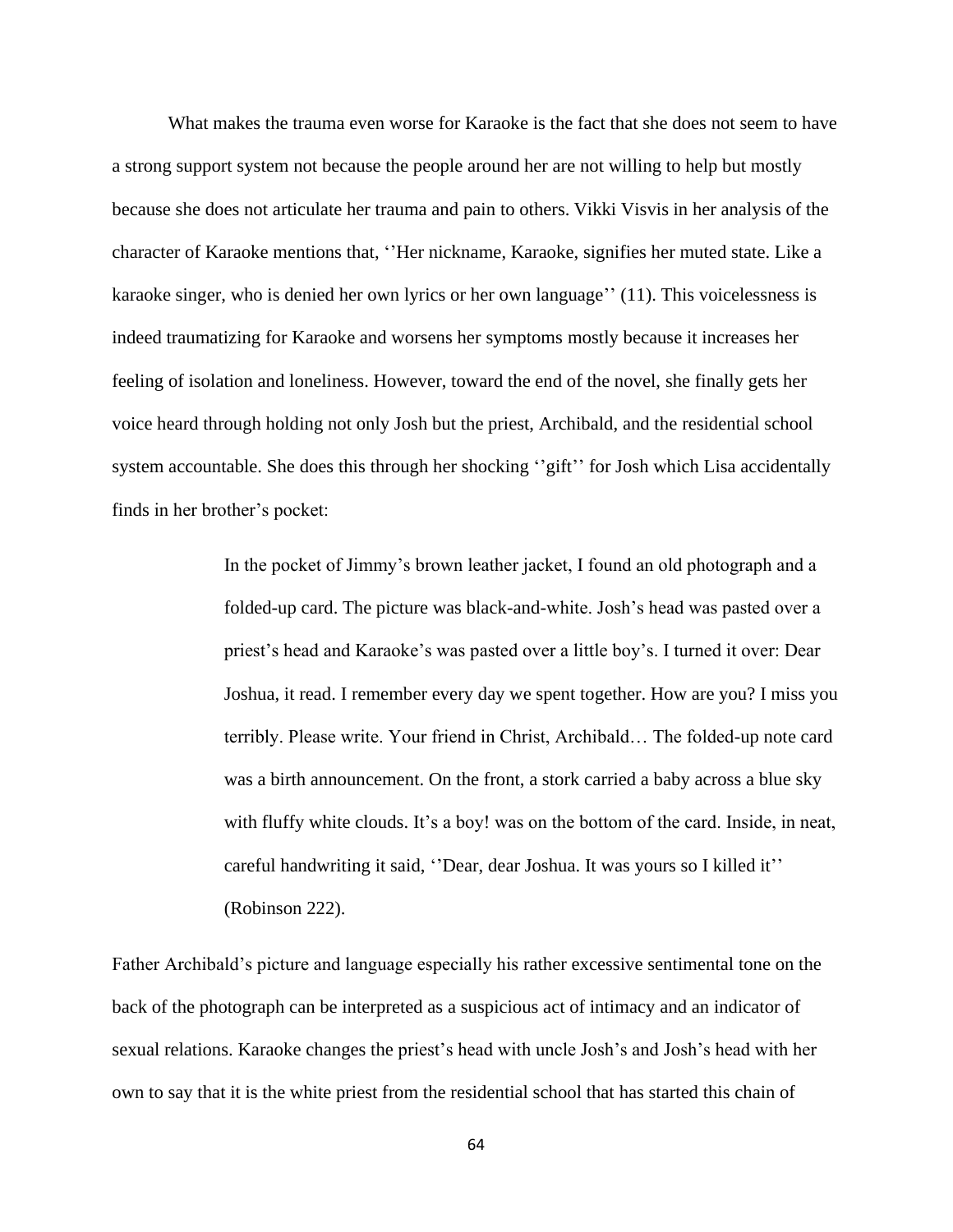What makes the trauma even worse for Karaoke is the fact that she does not seem to have a strong support system not because the people around her are not willing to help but mostly because she does not articulate her trauma and pain to others. Vikki Visvis in her analysis of the character of Karaoke mentions that, ''Her nickname, Karaoke, signifies her muted state. Like a karaoke singer, who is denied her own lyrics or her own language'' (11). This voicelessness is indeed traumatizing for Karaoke and worsens her symptoms mostly because it increases her feeling of isolation and loneliness. However, toward the end of the novel, she finally gets her voice heard through holding not only Josh but the priest, Archibald, and the residential school system accountable. She does this through her shocking ''gift'' for Josh which Lisa accidentally finds in her brother's pocket:

> In the pocket of Jimmy's brown leather jacket, I found an old photograph and a folded-up card. The picture was black-and-white. Josh's head was pasted over a priest's head and Karaoke's was pasted over a little boy's. I turned it over: Dear Joshua, it read. I remember every day we spent together. How are you? I miss you terribly. Please write. Your friend in Christ, Archibald… The folded-up note card was a birth announcement. On the front, a stork carried a baby across a blue sky with fluffy white clouds. It's a boy! was on the bottom of the card. Inside, in neat, careful handwriting it said, ''Dear, dear Joshua. It was yours so I killed it'' (Robinson 222).

Father Archibald's picture and language especially his rather excessive sentimental tone on the back of the photograph can be interpreted as a suspicious act of intimacy and an indicator of sexual relations. Karaoke changes the priest's head with uncle Josh's and Josh's head with her own to say that it is the white priest from the residential school that has started this chain of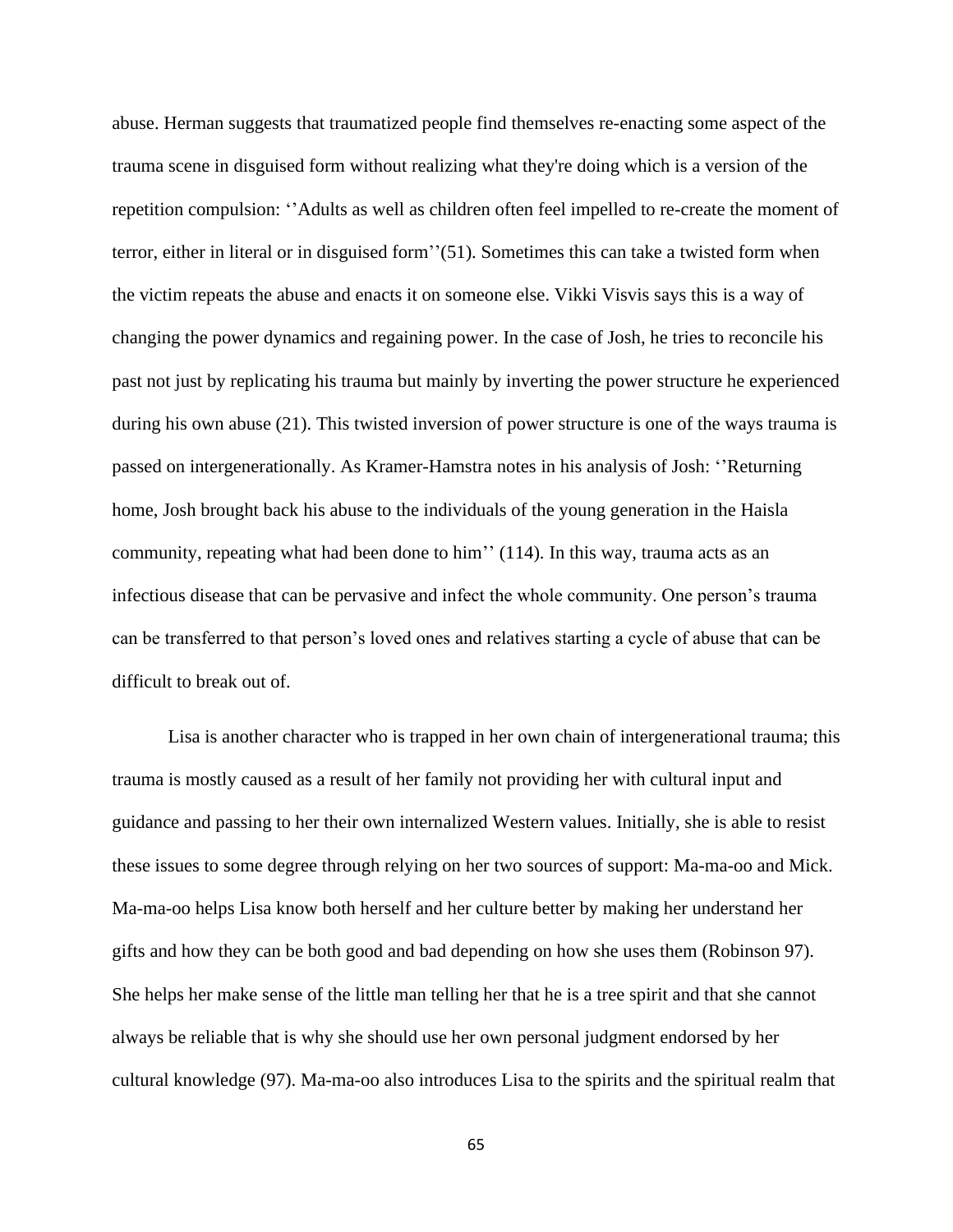abuse. Herman suggests that traumatized people find themselves re-enacting some aspect of the trauma scene in disguised form without realizing what they're doing which is a version of the repetition compulsion: ‘’Adults as well as children often feel impelled to re-create the moment of terror, either in literal or in disguised form’’(51). Sometimes this can take a twisted form when the victim repeats the abuse and enacts it on someone else. Vikki Visvis says this is a way of changing the power dynamics and regaining power. In the case of Josh, he tries to reconcile his past not just by replicating his trauma but mainly by inverting the power structure he experienced during his own abuse (21). This twisted inversion of power structure is one of the ways trauma is passed on intergenerationally. As Kramer-Hamstra notes in his analysis of Josh: ‘’Returning home, Josh brought back his abuse to the individuals of the young generation in the Haisla community, repeating what had been done to him’’ (114). In this way, trauma acts as an infectious disease that can be pervasive and infect the whole community. One person’s trauma can be transferred to that person’s loved ones and relatives starting a cycle of abuse that can be difficult to break out of.

Lisa is another character who is trapped in her own chain of intergenerational trauma; this trauma is mostly caused as a result of her family not providing her with cultural input and guidance and passing to her their own internalized Western values. Initially, she is able to resist these issues to some degree through relying on her two sources of support: Ma-ma-oo and Mick. Ma-ma-oo helps Lisa know both herself and her culture better by making her understand her gifts and how they can be both good and bad depending on how she uses them (Robinson 97). She helps her make sense of the little man telling her that he is a tree spirit and that she cannot always be reliable that is why she should use her own personal judgment endorsed by her cultural knowledge (97). Ma-ma-oo also introduces Lisa to the spirits and the spiritual realm that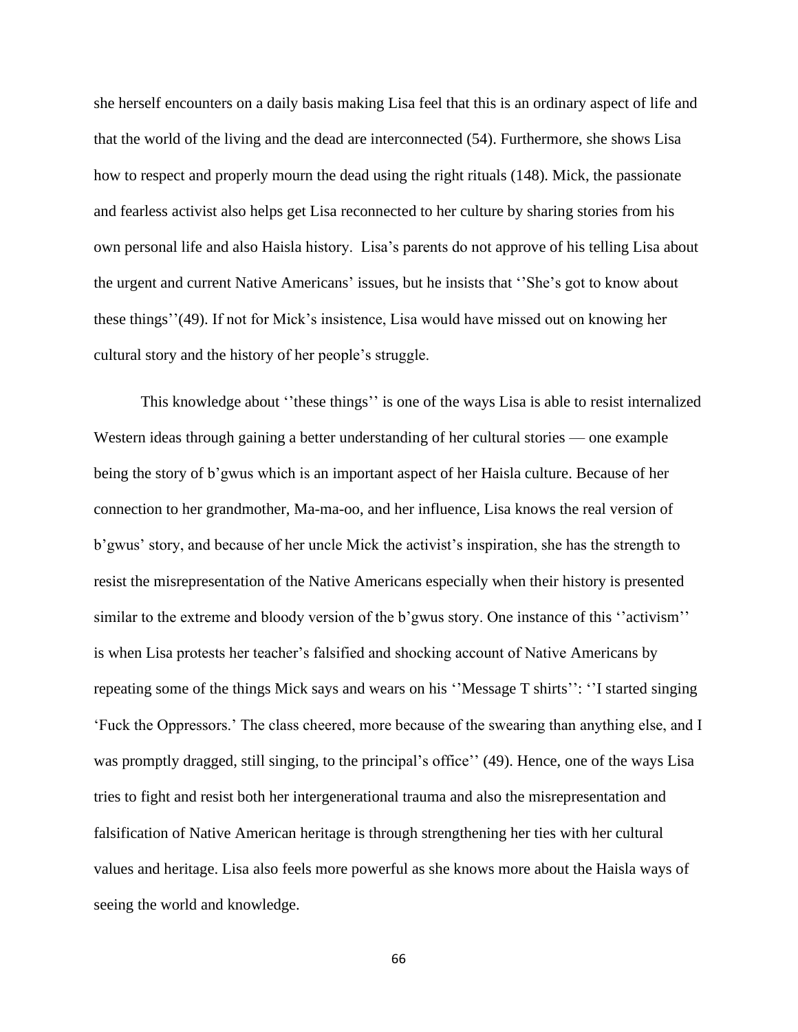she herself encounters on a daily basis making Lisa feel that this is an ordinary aspect of life and that the world of the living and the dead are interconnected (54). Furthermore, she shows Lisa how to respect and properly mourn the dead using the right rituals (148). Mick, the passionate and fearless activist also helps get Lisa reconnected to her culture by sharing stories from his own personal life and also Haisla history. Lisa's parents do not approve of his telling Lisa about the urgent and current Native Americans' issues, but he insists that ''She's got to know about these things''(49). If not for Mick's insistence, Lisa would have missed out on knowing her cultural story and the history of her people's struggle.

This knowledge about ''these things'' is one of the ways Lisa is able to resist internalized Western ideas through gaining a better understanding of her cultural stories — one example being the story of b'gwus which is an important aspect of her Haisla culture. Because of her connection to her grandmother, Ma-ma-oo, and her influence, Lisa knows the real version of b'gwus' story, and because of her uncle Mick the activist's inspiration, she has the strength to resist the misrepresentation of the Native Americans especially when their history is presented similar to the extreme and bloody version of the b'gwus story. One instance of this ''activism'' is when Lisa protests her teacher's falsified and shocking account of Native Americans by repeating some of the things Mick says and wears on his ''Message T shirts'': ''I started singing 'Fuck the Oppressors.' The class cheered, more because of the swearing than anything else, and I was promptly dragged, still singing, to the principal's office'' (49). Hence, one of the ways Lisa tries to fight and resist both her intergenerational trauma and also the misrepresentation and falsification of Native American heritage is through strengthening her ties with her cultural values and heritage. Lisa also feels more powerful as she knows more about the Haisla ways of seeing the world and knowledge.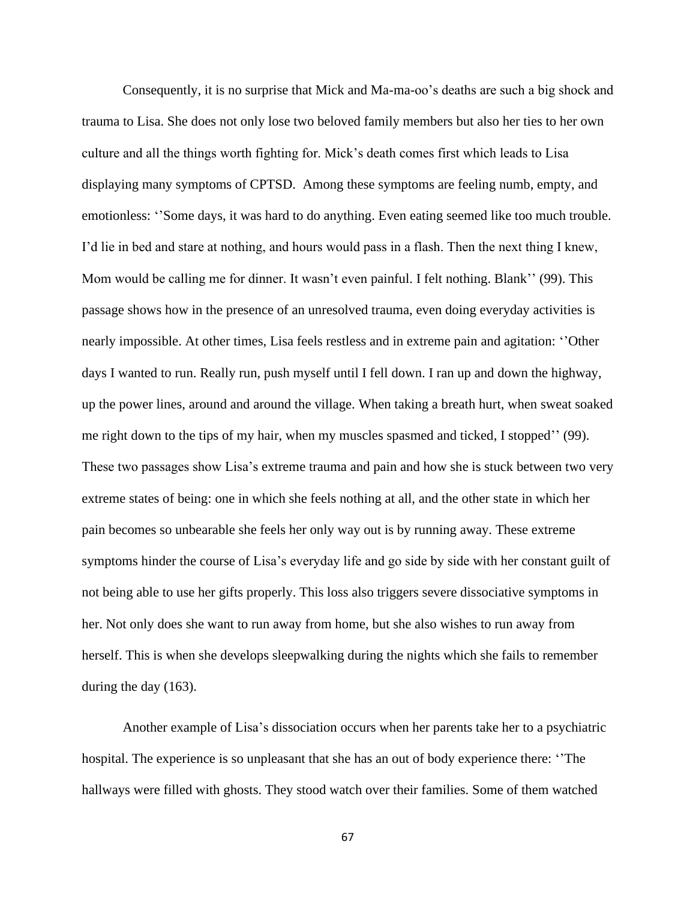Consequently, it is no surprise that Mick and Ma-ma-oo's deaths are such a big shock and trauma to Lisa. She does not only lose two beloved family members but also her ties to her own culture and all the things worth fighting for. Mick's death comes first which leads to Lisa displaying many symptoms of CPTSD. Among these symptoms are feeling numb, empty, and emotionless: ''Some days, it was hard to do anything. Even eating seemed like too much trouble. I'd lie in bed and stare at nothing, and hours would pass in a flash. Then the next thing I knew, Mom would be calling me for dinner. It wasn't even painful. I felt nothing. Blank'' (99). This passage shows how in the presence of an unresolved trauma, even doing everyday activities is nearly impossible. At other times, Lisa feels restless and in extreme pain and agitation: ''Other days I wanted to run. Really run, push myself until I fell down. I ran up and down the highway, up the power lines, around and around the village. When taking a breath hurt, when sweat soaked me right down to the tips of my hair, when my muscles spasmed and ticked, I stopped'' (99). These two passages show Lisa's extreme trauma and pain and how she is stuck between two very extreme states of being: one in which she feels nothing at all, and the other state in which her pain becomes so unbearable she feels her only way out is by running away. These extreme symptoms hinder the course of Lisa's everyday life and go side by side with her constant guilt of not being able to use her gifts properly. This loss also triggers severe dissociative symptoms in her. Not only does she want to run away from home, but she also wishes to run away from herself. This is when she develops sleepwalking during the nights which she fails to remember during the day (163).

Another example of Lisa's dissociation occurs when her parents take her to a psychiatric hospital. The experience is so unpleasant that she has an out of body experience there: ''The hallways were filled with ghosts. They stood watch over their families. Some of them watched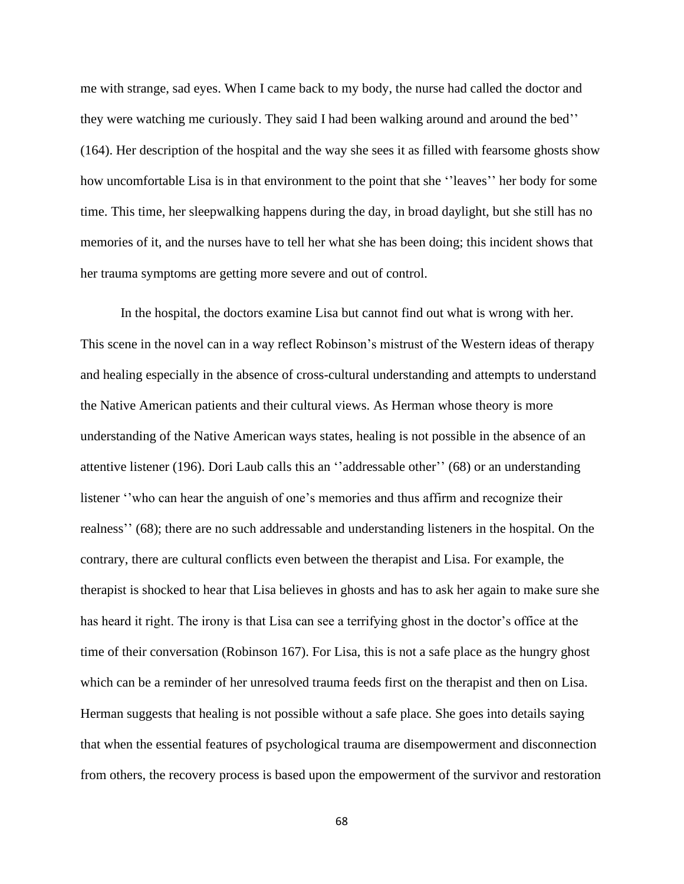me with strange, sad eyes. When I came back to my body, the nurse had called the doctor and they were watching me curiously. They said I had been walking around and around the bed'' (164). Her description of the hospital and the way she sees it as filled with fearsome ghosts show how uncomfortable Lisa is in that environment to the point that she ''leaves'' her body for some time. This time, her sleepwalking happens during the day, in broad daylight, but she still has no memories of it, and the nurses have to tell her what she has been doing; this incident shows that her trauma symptoms are getting more severe and out of control.

In the hospital, the doctors examine Lisa but cannot find out what is wrong with her. This scene in the novel can in a way reflect Robinson's mistrust of the Western ideas of therapy and healing especially in the absence of cross-cultural understanding and attempts to understand the Native American patients and their cultural views. As Herman whose theory is more understanding of the Native American ways states, healing is not possible in the absence of an attentive listener (196). Dori Laub calls this an ''addressable other'' (68) or an understanding listener ''who can hear the anguish of one's memories and thus affirm and recognize their realness'' (68); there are no such addressable and understanding listeners in the hospital. On the contrary, there are cultural conflicts even between the therapist and Lisa. For example, the therapist is shocked to hear that Lisa believes in ghosts and has to ask her again to make sure she has heard it right. The irony is that Lisa can see a terrifying ghost in the doctor's office at the time of their conversation (Robinson 167). For Lisa, this is not a safe place as the hungry ghost which can be a reminder of her unresolved trauma feeds first on the therapist and then on Lisa. Herman suggests that healing is not possible without a safe place. She goes into details saying that when the essential features of psychological trauma are disempowerment and disconnection from others, the recovery process is based upon the empowerment of the survivor and restoration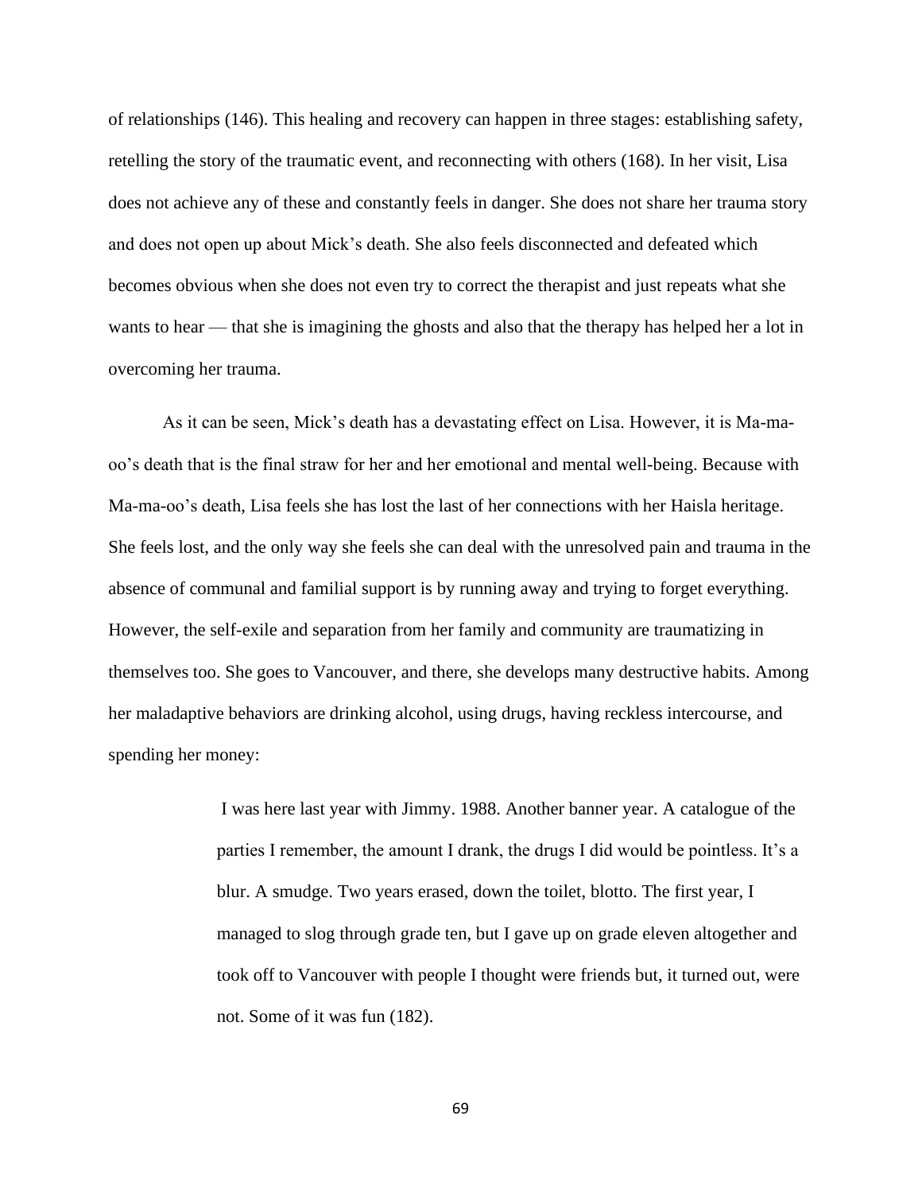of relationships (146). This healing and recovery can happen in three stages: establishing safety, retelling the story of the traumatic event, and reconnecting with others (168). In her visit, Lisa does not achieve any of these and constantly feels in danger. She does not share her trauma story and does not open up about Mick's death. She also feels disconnected and defeated which becomes obvious when she does not even try to correct the therapist and just repeats what she wants to hear — that she is imagining the ghosts and also that the therapy has helped her a lot in overcoming her trauma.

As it can be seen, Mick's death has a devastating effect on Lisa. However, it is Ma-ma-oo's death that is the final straw for her and her emotional and mental well-being. Because with Ma-ma-oo's death, Lisa feels she has lost the last of her connections with her Haisla heritage. She feels lost, and the only way she feels she can deal with the unresolved pain and trauma in the absence of communal and familial support is by running away and trying to forget everything. However, the self-exile and separation from her family and community are traumatizing in themselves too. She goes to Vancouver, and there, she develops many destructive habits. Among her maladaptive behaviors are drinking alcohol, using drugs, having reckless intercourse, and spending her money:

> I was here last year with Jimmy. 1988. Another banner year. A catalogue of the parties I remember, the amount I drank, the drugs I did would be pointless. It's a blur. A smudge. Two years erased, down the toilet, blotto. The first year, I managed to slog through grade ten, but I gave up on grade eleven altogether and took off to Vancouver with people I thought were friends but, it turned out, were not. Some of it was fun (182).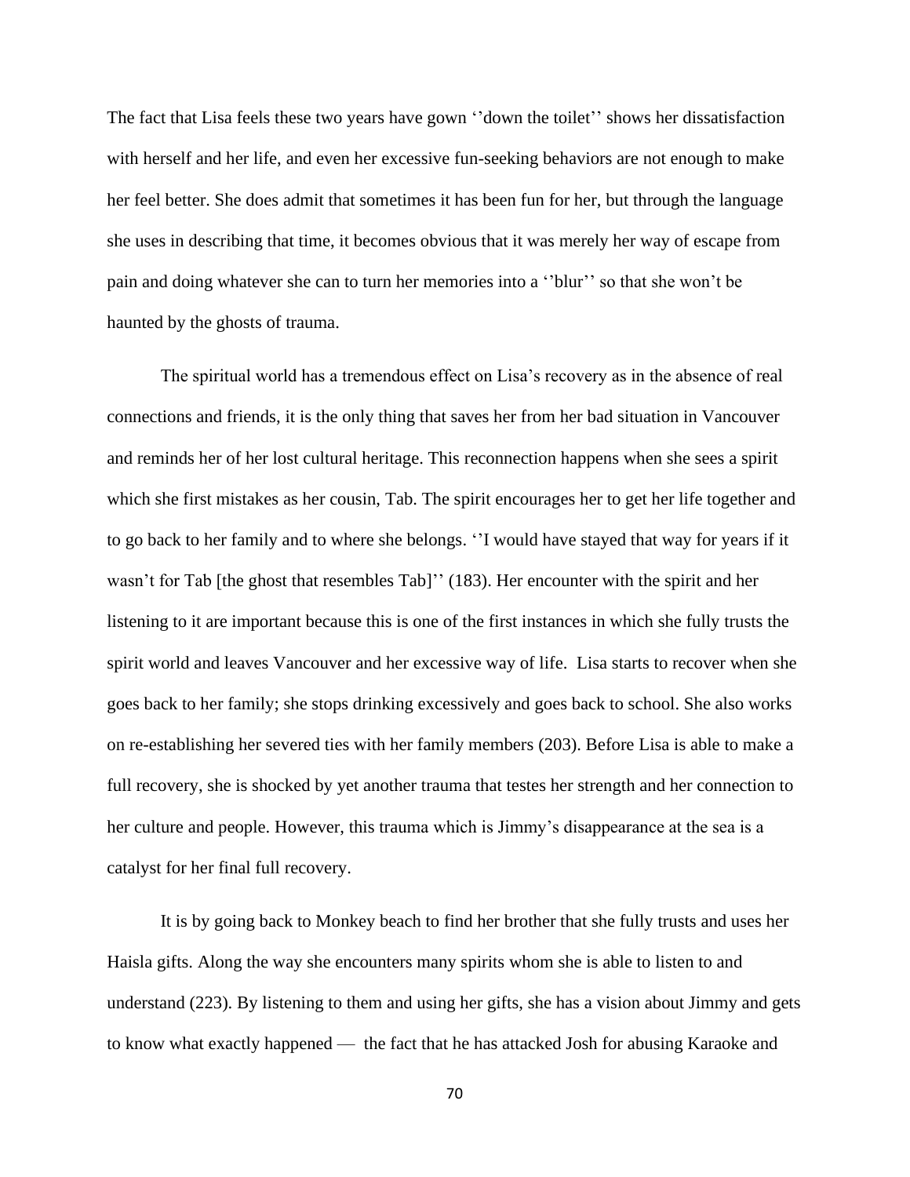The fact that Lisa feels these two years have gown ''down the toilet'' shows her dissatisfaction with herself and her life, and even her excessive fun-seeking behaviors are not enough to make her feel better. She does admit that sometimes it has been fun for her, but through the language she uses in describing that time, it becomes obvious that it was merely her way of escape from pain and doing whatever she can to turn her memories into a ''blur'' so that she won't be haunted by the ghosts of trauma.

The spiritual world has a tremendous effect on Lisa's recovery as in the absence of real connections and friends, it is the only thing that saves her from her bad situation in Vancouver and reminds her of her lost cultural heritage. This reconnection happens when she sees a spirit which she first mistakes as her cousin, Tab. The spirit encourages her to get her life together and to go back to her family and to where she belongs. ''I would have stayed that way for years if it wasn't for Tab [the ghost that resembles Tab]'' (183). Her encounter with the spirit and her listening to it are important because this is one of the first instances in which she fully trusts the spirit world and leaves Vancouver and her excessive way of life. Lisa starts to recover when she goes back to her family; she stops drinking excessively and goes back to school. She also works on re-establishing her severed ties with her family members (203). Before Lisa is able to make a full recovery, she is shocked by yet another trauma that testes her strength and her connection to her culture and people. However, this trauma which is Jimmy's disappearance at the sea is a catalyst for her final full recovery.

It is by going back to Monkey beach to find her brother that she fully trusts and uses her Haisla gifts. Along the way she encounters many spirits whom she is able to listen to and understand (223). By listening to them and using her gifts, she has a vision about Jimmy and gets to know what exactly happened — the fact that he has attacked Josh for abusing Karaoke and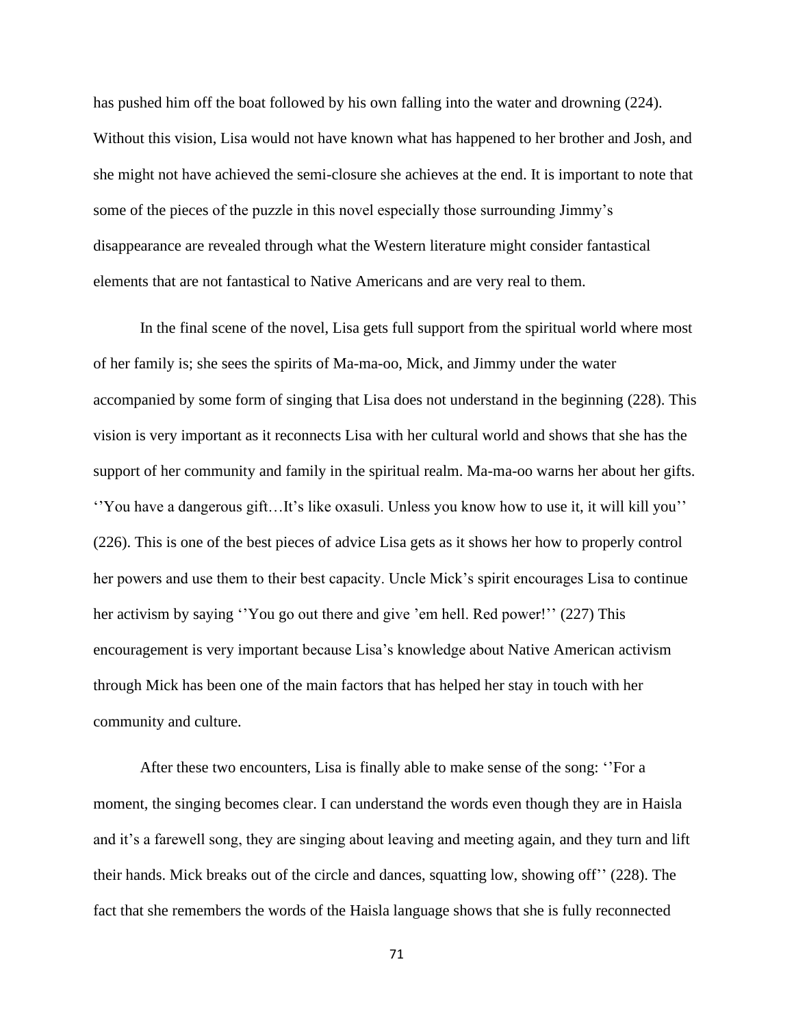has pushed him off the boat followed by his own falling into the water and drowning (224). Without this vision, Lisa would not have known what has happened to her brother and Josh, and she might not have achieved the semi-closure she achieves at the end. It is important to note that some of the pieces of the puzzle in this novel especially those surrounding Jimmy's disappearance are revealed through what the Western literature might consider fantastical elements that are not fantastical to Native Americans and are very real to them.

In the final scene of the novel, Lisa gets full support from the spiritual world where most of her family is; she sees the spirits of Ma-ma-oo, Mick, and Jimmy under the water accompanied by some form of singing that Lisa does not understand in the beginning (228). This vision is very important as it reconnects Lisa with her cultural world and shows that she has the support of her community and family in the spiritual realm. Ma-ma-oo warns her about her gifts. ''You have a dangerous gift…It's like oxasuli. Unless you know how to use it, it will kill you'' (226). This is one of the best pieces of advice Lisa gets as it shows her how to properly control her powers and use them to their best capacity. Uncle Mick's spirit encourages Lisa to continue her activism by saying ''You go out there and give 'em hell. Red power!'' (227) This encouragement is very important because Lisa's knowledge about Native American activism through Mick has been one of the main factors that has helped her stay in touch with her community and culture.

After these two encounters, Lisa is finally able to make sense of the song: ''For a moment, the singing becomes clear. I can understand the words even though they are in Haisla and it's a farewell song, they are singing about leaving and meeting again, and they turn and lift their hands. Mick breaks out of the circle and dances, squatting low, showing off'' (228). The fact that she remembers the words of the Haisla language shows that she is fully reconnected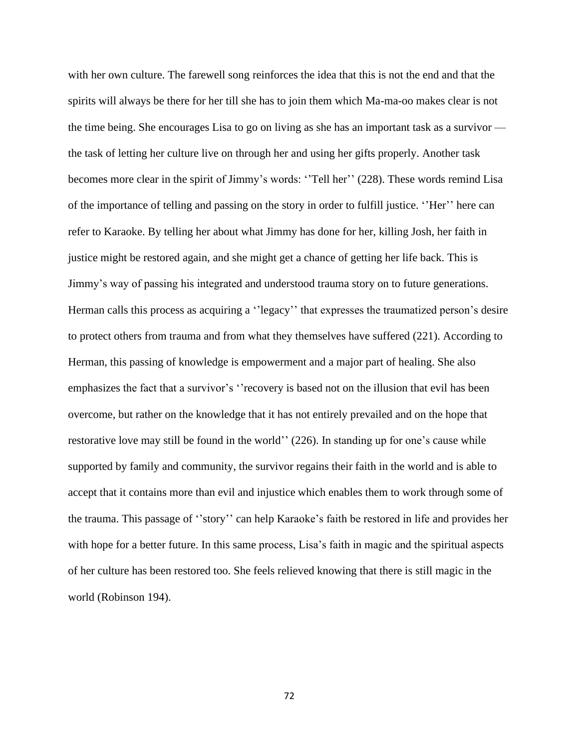with her own culture. The farewell song reinforces the idea that this is not the end and that the spirits will always be there for her till she has to join them which Ma-ma-oo makes clear is not the time being. She encourages Lisa to go on living as she has an important task as a survivor — the task of letting her culture live on through her and using her gifts properly. Another task becomes more clear in the spirit of Jimmy's words: ''Tell her'' (228). These words remind Lisa of the importance of telling and passing on the story in order to fulfill justice. ''Her'' here can refer to Karaoke. By telling her about what Jimmy has done for her, killing Josh, her faith in justice might be restored again, and she might get a chance of getting her life back. This is Jimmy's way of passing his integrated and understood trauma story on to future generations. Herman calls this process as acquiring a ''legacy'' that expresses the traumatized person's desire to protect others from trauma and from what they themselves have suffered (221). According to Herman, this passing of knowledge is empowerment and a major part of healing. She also emphasizes the fact that a survivor's ''recovery is based not on the illusion that evil has been overcome, but rather on the knowledge that it has not entirely prevailed and on the hope that restorative love may still be found in the world'' (226). In standing up for one's cause while supported by family and community, the survivor regains their faith in the world and is able to accept that it contains more than evil and injustice which enables them to work through some of the trauma. This passage of ''story'' can help Karaoke's faith be restored in life and provides her with hope for a better future. In this same process, Lisa's faith in magic and the spiritual aspects of her culture has been restored too. She feels relieved knowing that there is still magic in the world (Robinson 194).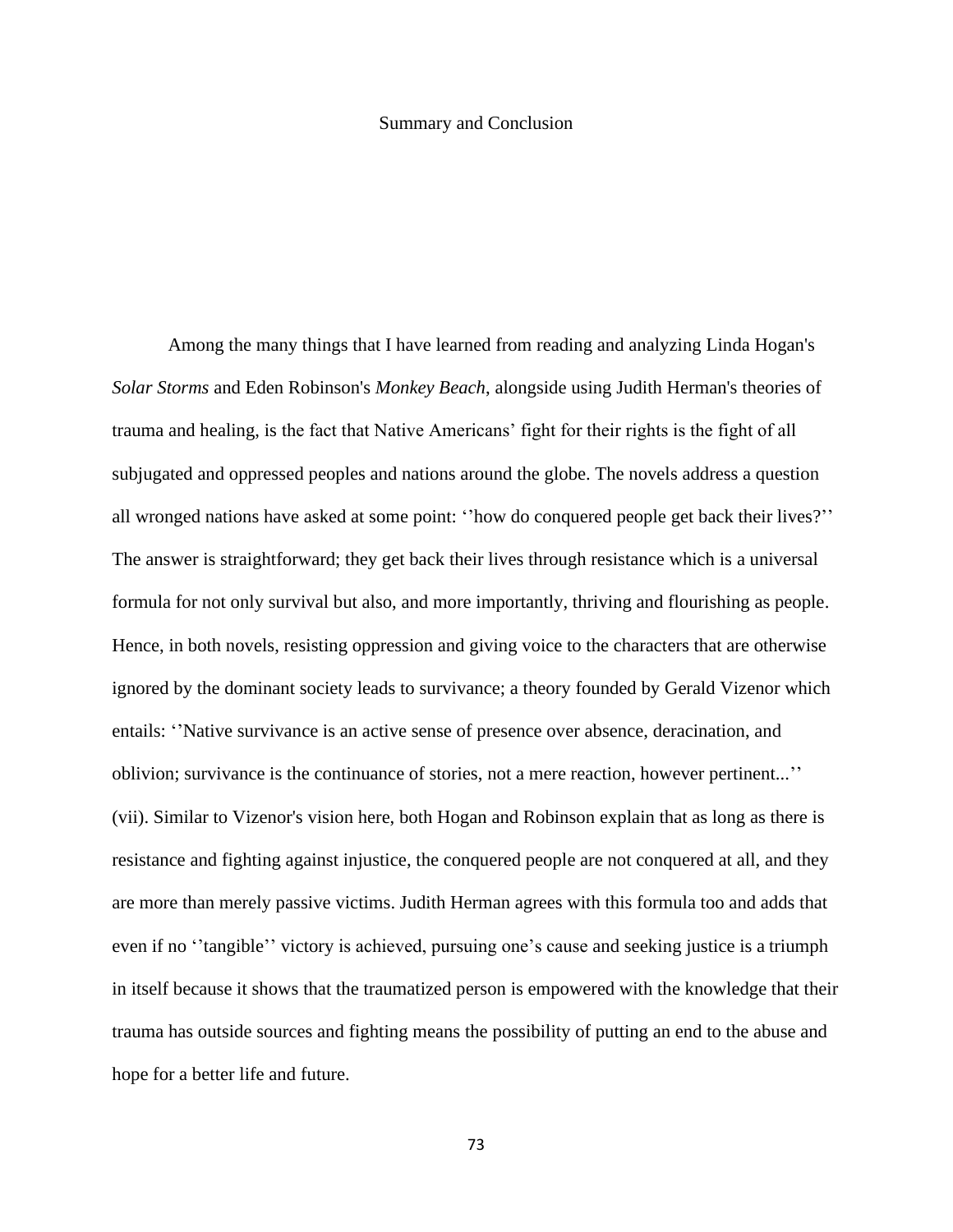# Summary and Conclusion

Among the many things that I have learned from reading and analyzing Linda Hogan's *Solar Storms* and Eden Robinson's *Monkey Beach*, alongside using Judith Herman's theories of trauma and healing, is the fact that Native Americans' fight for their rights is the fight of all subjugated and oppressed peoples and nations around the globe. The novels address a question all wronged nations have asked at some point: ''how do conquered people get back their lives?'' The answer is straightforward; they get back their lives through resistance which is a universal formula for not only survival but also, and more importantly, thriving and flourishing as people. Hence, in both novels, resisting oppression and giving voice to the characters that are otherwise ignored by the dominant society leads to survivance; a theory founded by Gerald Vizenor which entails: ''Native survivance is an active sense of presence over absence, deracination, and oblivion; survivance is the continuance of stories, not a mere reaction, however pertinent...'' (vii). Similar to Vizenor's vision here, both Hogan and Robinson explain that as long as there is resistance and fighting against injustice, the conquered people are not conquered at all, and they are more than merely passive victims. Judith Herman agrees with this formula too and adds that even if no ''tangible'' victory is achieved, pursuing one's cause and seeking justice is a triumph in itself because it shows that the traumatized person is empowered with the knowledge that their trauma has outside sources and fighting means the possibility of putting an end to the abuse and hope for a better life and future.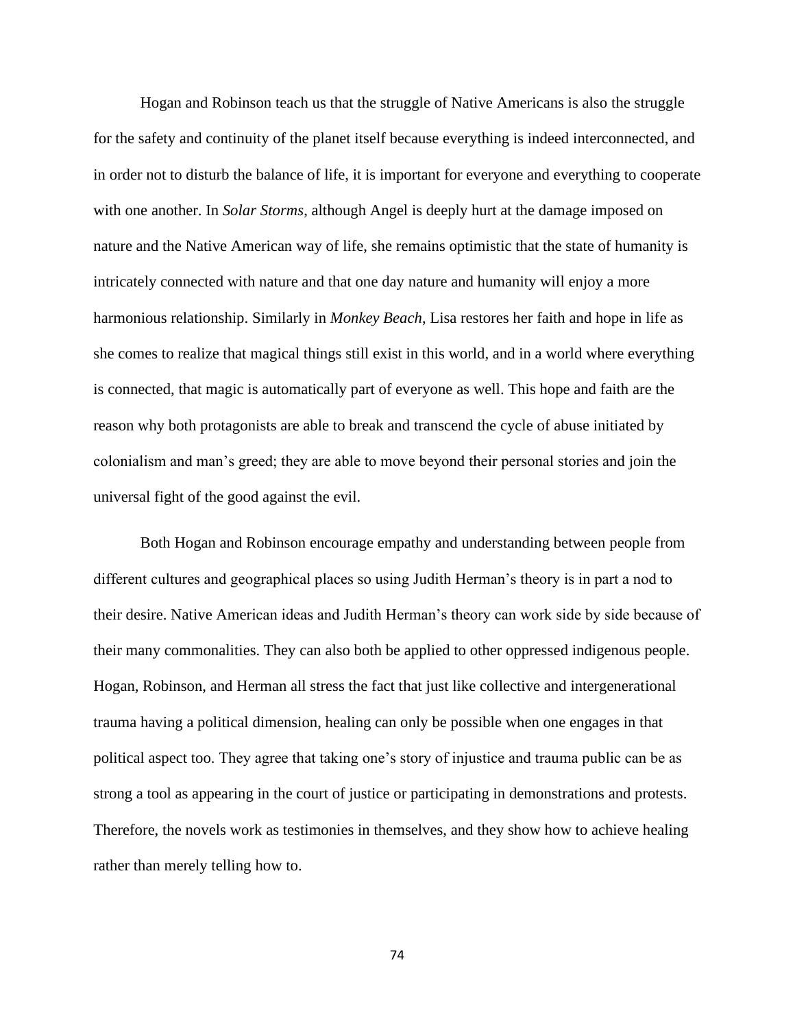Hogan and Robinson teach us that the struggle of Native Americans is also the struggle for the safety and continuity of the planet itself because everything is indeed interconnected, and in order not to disturb the balance of life, it is important for everyone and everything to cooperate with one another. In *Solar Storms*, although Angel is deeply hurt at the damage imposed on nature and the Native American way of life, she remains optimistic that the state of humanity is intricately connected with nature and that one day nature and humanity will enjoy a more harmonious relationship. Similarly in *Monkey Beach*, Lisa restores her faith and hope in life as she comes to realize that magical things still exist in this world, and in a world where everything is connected, that magic is automatically part of everyone as well. This hope and faith are the reason why both protagonists are able to break and transcend the cycle of abuse initiated by colonialism and man's greed; they are able to move beyond their personal stories and join the universal fight of the good against the evil.

Both Hogan and Robinson encourage empathy and understanding between people from different cultures and geographical places so using Judith Herman's theory is in part a nod to their desire. Native American ideas and Judith Herman's theory can work side by side because of their many commonalities. They can also both be applied to other oppressed indigenous people. Hogan, Robinson, and Herman all stress the fact that just like collective and intergenerational trauma having a political dimension, healing can only be possible when one engages in that political aspect too. They agree that taking one's story of injustice and trauma public can be as strong a tool as appearing in the court of justice or participating in demonstrations and protests. Therefore, the novels work as testimonies in themselves, and they show how to achieve healing rather than merely telling how to.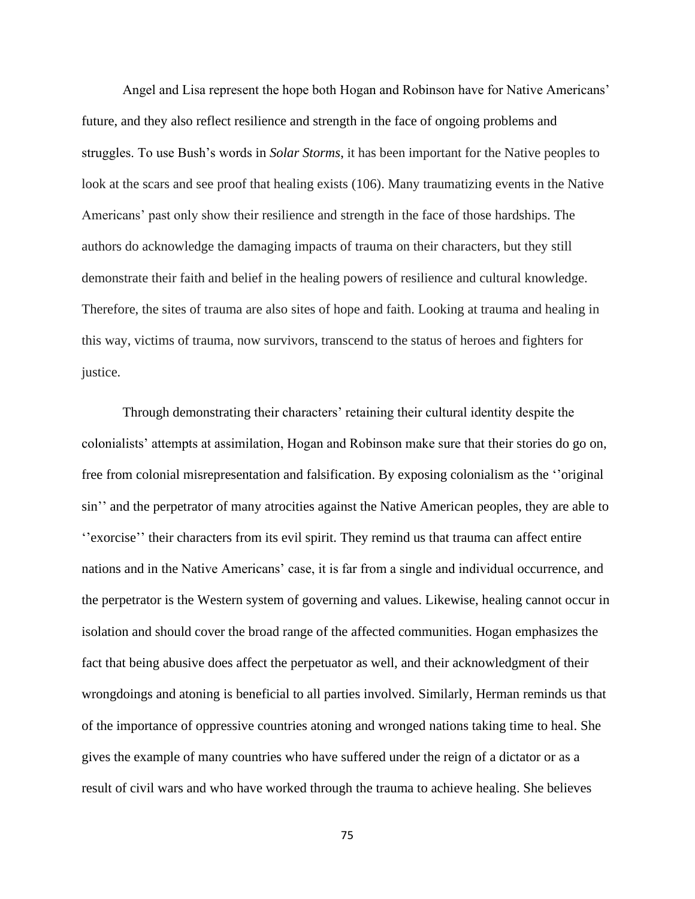Angel and Lisa represent the hope both Hogan and Robinson have for Native Americans' future, and they also reflect resilience and strength in the face of ongoing problems and struggles. To use Bush's words in *Solar Storms*, it has been important for the Native peoples to look at the scars and see proof that healing exists (106). Many traumatizing events in the Native Americans' past only show their resilience and strength in the face of those hardships. The authors do acknowledge the damaging impacts of trauma on their characters, but they still demonstrate their faith and belief in the healing powers of resilience and cultural knowledge. Therefore, the sites of trauma are also sites of hope and faith. Looking at trauma and healing in this way, victims of trauma, now survivors, transcend to the status of heroes and fighters for justice.

Through demonstrating their characters' retaining their cultural identity despite the colonialists' attempts at assimilation, Hogan and Robinson make sure that their stories do go on, free from colonial misrepresentation and falsification. By exposing colonialism as the ''original sin'' and the perpetrator of many atrocities against the Native American peoples, they are able to ''exorcise'' their characters from its evil spirit. They remind us that trauma can affect entire nations and in the Native Americans' case, it is far from a single and individual occurrence, and the perpetrator is the Western system of governing and values. Likewise, healing cannot occur in isolation and should cover the broad range of the affected communities. Hogan emphasizes the fact that being abusive does affect the perpetuator as well, and their acknowledgment of their wrongdoings and atoning is beneficial to all parties involved. Similarly, Herman reminds us that of the importance of oppressive countries atoning and wronged nations taking time to heal. She gives the example of many countries who have suffered under the reign of a dictator or as a result of civil wars and who have worked through the trauma to achieve healing. She believes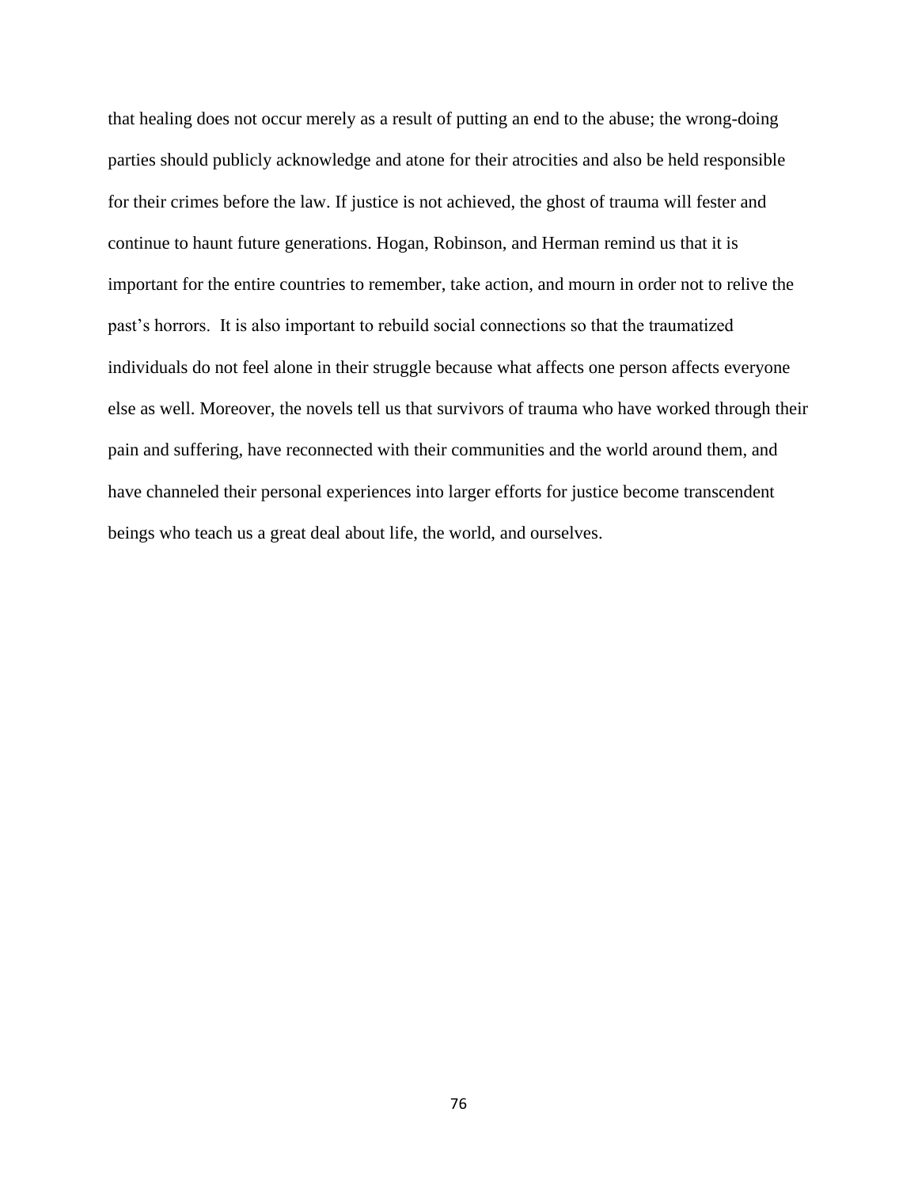that healing does not occur merely as a result of putting an end to the abuse; the wrong-doing parties should publicly acknowledge and atone for their atrocities and also be held responsible for their crimes before the law. If justice is not achieved, the ghost of trauma will fester and continue to haunt future generations. Hogan, Robinson, and Herman remind us that it is important for the entire countries to remember, take action, and mourn in order not to relive the past's horrors. It is also important to rebuild social connections so that the traumatized individuals do not feel alone in their struggle because what affects one person affects everyone else as well. Moreover, the novels tell us that survivors of trauma who have worked through their pain and suffering, have reconnected with their communities and the world around them, and have channeled their personal experiences into larger efforts for justice become transcendent beings who teach us a great deal about life, the world, and ourselves.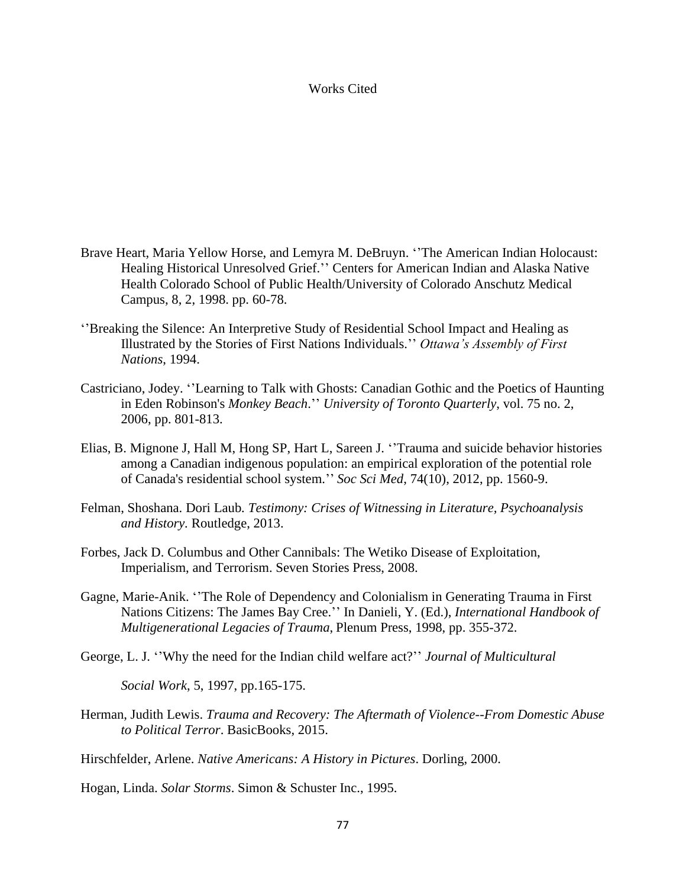# Works Cited

Brave Heart, Maria Yellow Horse, and Lemyra M. DeBruyn. ''The American Indian Holocaust: Healing Historical Unresolved Grief.'' Centers for American Indian and Alaska Native Health Colorado School of Public Health/University of Colorado Anschutz Medical Campus, 8, 2, 1998. pp. 60-78.

''Breaking the Silence: An Interpretive Study of Residential School Impact and Healing as Illustrated by the Stories of First Nations Individuals.'' *Ottawa's Assembly of First Nations*, 1994.

Castricano, Jodey. ''Learning to Talk with Ghosts: Canadian Gothic and the Poetics of Haunting in Eden Robinson's *Monkey Beach*.'' *University of Toronto Quarterly*, vol. 75 no. 2, 2006, pp. 801-813.

Elias, B. Mignone J, Hall M, Hong SP, Hart L, Sareen J. ''Trauma and suicide behavior histories among a Canadian indigenous population: an empirical exploration of the potential role of Canada's residential school system.'' *Soc Sci Med*, 74(10), 2012, pp. 1560-9.

Felman, Shoshana. Dori Laub. *Testimony: Crises of Witnessing in Literature, Psychoanalysis and History*. Routledge, 2013.

Forbes, Jack D. Columbus and Other Cannibals: The Wetiko Disease of Exploitation, Imperialism, and Terrorism. Seven Stories Press, 2008.

Gagne, Marie-Anik. ''The Role of Dependency and Colonialism in Generating Trauma in First Nations Citizens: The James Bay Cree.'' In Danieli, Y. (Ed.), *International Handbook of Multigenerational Legacies of Trauma*, Plenum Press, 1998, pp. 355-372.

George, L. J. ''Why the need for the Indian child welfare act?'' *Journal of Multicultural Social Work*, 5, 1997, pp.165-175.

Herman, Judith Lewis. *Trauma and Recovery: The Aftermath of Violence--From Domestic Abuse to Political Terror*. BasicBooks, 2015.

Hirschfelder, Arlene. *Native Americans: A History in Pictures*. Dorling, 2000.

Hogan, Linda. *Solar Storms*. Simon & Schuster Inc., 1995.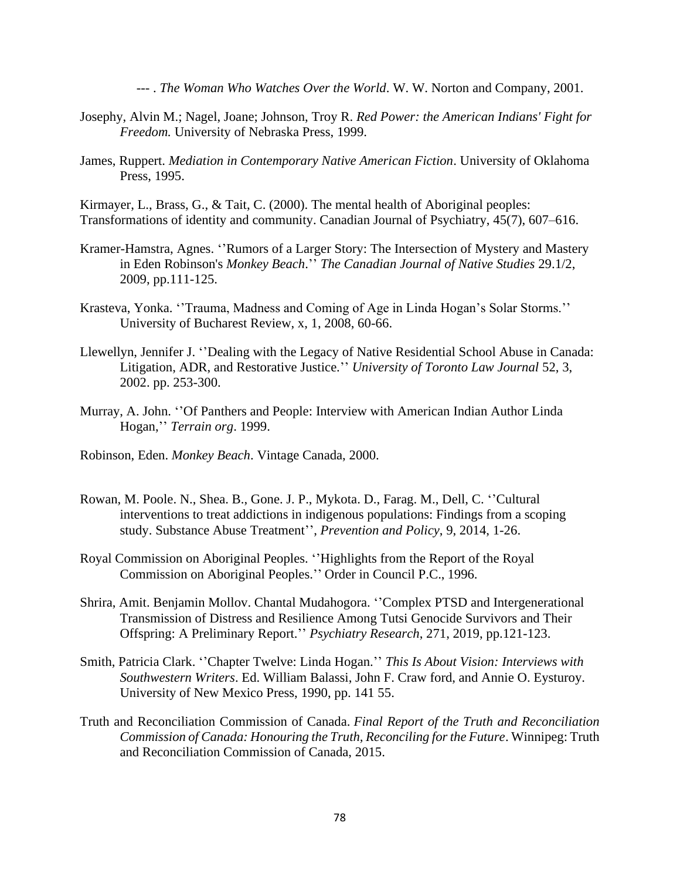--- . *The Woman Who Watches Over the World*. W. W. Norton and Company, 2001.

Josephy, Alvin M.; Nagel, Joane; Johnson, Troy R. *Red Power: the American Indians' Fight for Freedom.* University of Nebraska Press, 1999.

James, Ruppert. *Mediation in Contemporary Native American Fiction*. University of Oklahoma Press, 1995.

Kirmayer, L., Brass, G., & Tait, C. (2000). The mental health of Aboriginal peoples: Transformations of identity and community. Canadian Journal of Psychiatry, 45(7), 607–616.

Kramer-Hamstra, Agnes. ''Rumors of a Larger Story: The Intersection of Mystery and Mastery in Eden Robinson's *Monkey Beach*.'' *The Canadian Journal of Native Studies* 29.1/2, 2009, pp.111-125.

Krasteva, Yonka. ''Trauma, Madness and Coming of Age in Linda Hogan's Solar Storms.'' University of Bucharest Review, x, 1, 2008, 60-66.

Llewellyn, Jennifer J. ''Dealing with the Legacy of Native Residential School Abuse in Canada: Litigation, ADR, and Restorative Justice.'' *University of Toronto Law Journal* 52, 3, 2002. pp. 253-300.

Murray, A. John. ''Of Panthers and People: Interview with American Indian Author Linda Hogan,'' *Terrain org*. 1999.

Robinson, Eden. *Monkey Beach*. Vintage Canada, 2000.

Rowan, M. Poole. N., Shea. B., Gone. J. P., Mykota. D., Farag. M., Dell, C. ''Cultural interventions to treat addictions in indigenous populations: Findings from a scoping study. Substance Abuse Treatment'', *Prevention and Policy*, 9, 2014, 1-26.

Royal Commission on Aboriginal Peoples. ''Highlights from the Report of the Royal Commission on Aboriginal Peoples.'' Order in Council P.C., 1996.

Shrira, Amit. Benjamin Mollov. Chantal Mudahogora. ''Complex PTSD and Intergenerational Transmission of Distress and Resilience Among Tutsi Genocide Survivors and Their Offspring: A Preliminary Report.'' *Psychiatry Research*, 271, 2019, pp.121-123.

Smith, Patricia Clark. ''Chapter Twelve: Linda Hogan.'' *This Is About Vision: Interviews with Southwestern Writers*. Ed. William Balassi, John F. Craw ford, and Annie O. Eysturoy. University of New Mexico Press, 1990, pp. 141 55.

Truth and Reconciliation Commission of Canada. *Final Report of the Truth and Reconciliation Commission of Canada: Honouring the Truth, Reconciling for the Future*. Winnipeg: Truth and Reconciliation Commission of Canada, 2015.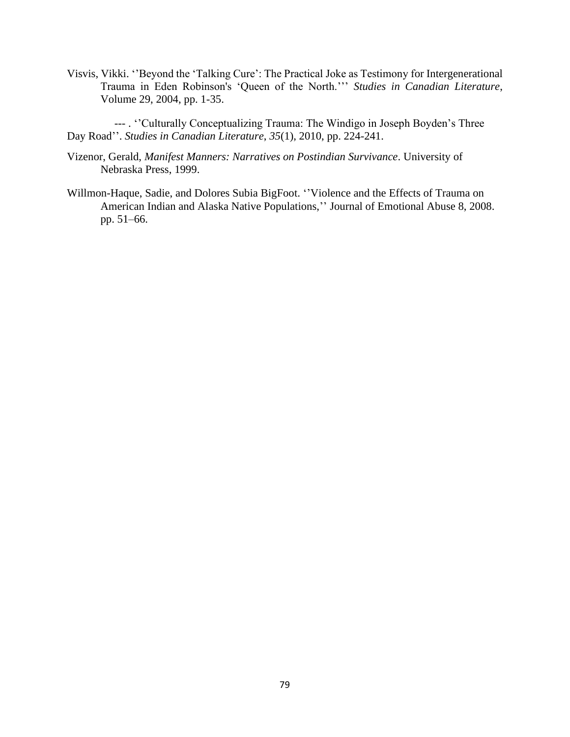Visvis, Vikki. ''Beyond the 'Talking Cure': The Practical Joke as Testimony for Intergenerational Trauma in Eden Robinson's 'Queen of the North.''' *Studies in Canadian Literature*, Volume 29, 2004, pp. 1-35.

--- . ''Culturally Conceptualizing Trauma: The Windigo in Joseph Boyden's Three Day Road''. *Studies in Canadian Literature*, *35*(1), 2010, pp. 224-241.

Vizenor, Gerald, *Manifest Manners: Narratives on Postindian Survivance*. University of Nebraska Press, 1999.

Willmon-Haque, Sadie, and Dolores Subia BigFoot. ''Violence and the Effects of Trauma on American Indian and Alaska Native Populations,'' Journal of Emotional Abuse 8, 2008. pp. 51–66.